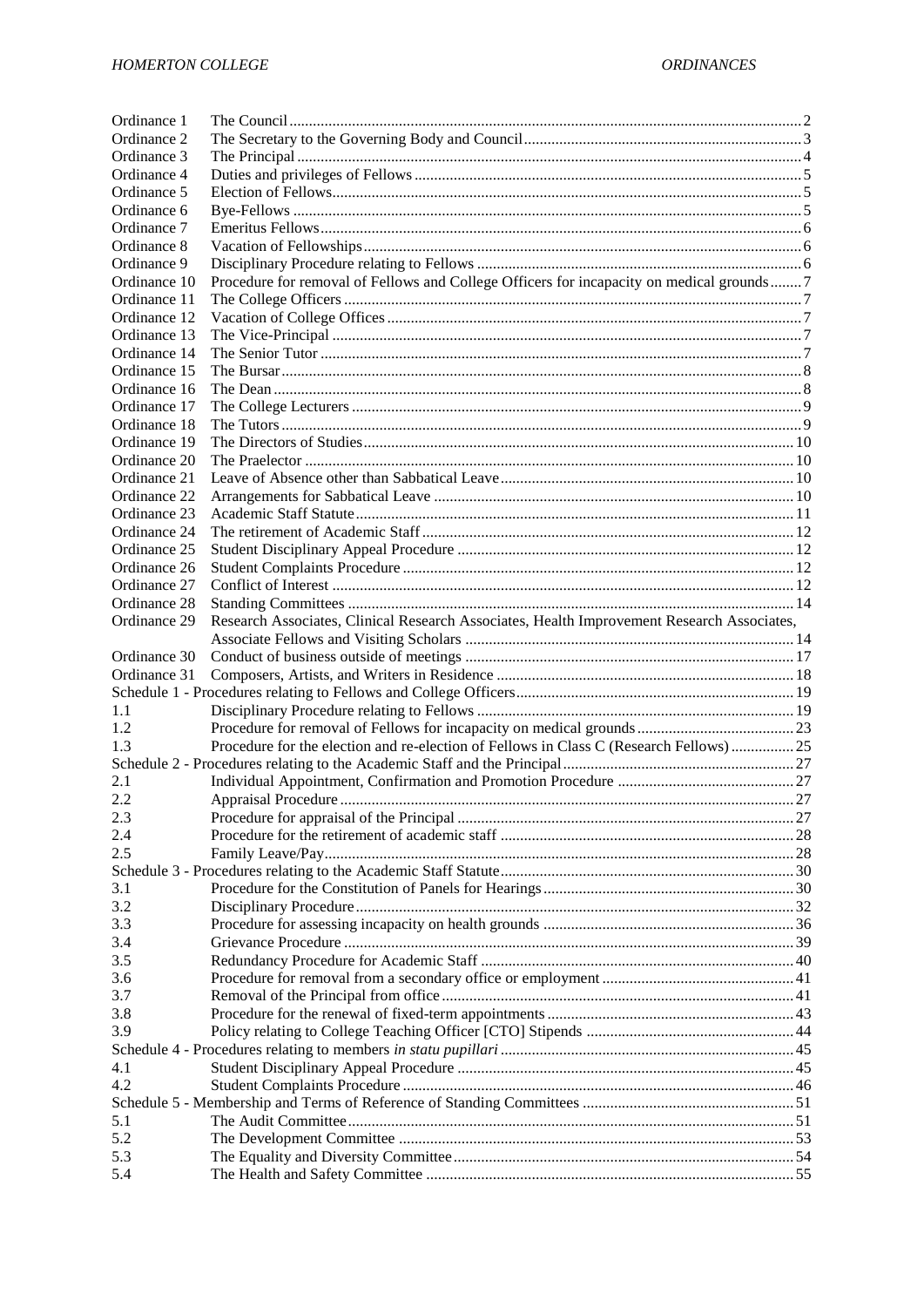| | | |
|---|---|---|
| Ordinance 1 | The Council | 2 |
| Ordinance 2 | The Secretary to the Governing Body and Council | 3 |
| Ordinance 3 | The Principal | 4 |
| Ordinance 4 | Duties and privileges of Fellows | 5 |
| Ordinance 5 | Election of Fellows | 5 |
| Ordinance 6 | Bye-Fellows | 5 |
| Ordinance 7 | Emeritus Fellows | 6 |
| Ordinance 8 | Vacation of Fellowships | 6 |
| Ordinance 9 | Disciplinary Procedure relating to Fellows | 6 |
| Ordinance 10 | Procedure for removal of Fellows and College Officers for incapacity on medical grounds | 7 |
| Ordinance 11 | The College Officers | 7 |
| Ordinance 12 | Vacation of College Offices | 7 |
| Ordinance 13 | The Vice-Principal | 7 |
| Ordinance 14 | The Senior Tutor | 7 |
| Ordinance 15 | The Bursar | 8 |
| Ordinance 16 | The Dean | 8 |
| Ordinance 17 | The College Lecturers | 9 |
| Ordinance 18 | The Tutors | 9 |
| Ordinance 19 | The Directors of Studies | 10 |
| Ordinance 20 | The Praelector | 10 |
| Ordinance 21 | Leave of Absence other than Sabbatical Leave | 10 |
| Ordinance 22 | Arrangements for Sabbatical Leave | 10 |
| Ordinance 23 | Academic Staff Statute | 11 |
| Ordinance 24 | The retirement of Academic Staff | 12 |
| Ordinance 25 | Student Disciplinary Appeal Procedure | 12 |
| Ordinance 26 | Student Complaints Procedure | 12 |
| Ordinance 27 | Conflict of Interest | 12 |
| Ordinance 28 | Standing Committees | 14 |
| Ordinance 29 | Research Associates, Clinical Research Associates, Health Improvement Research Associates, Associate Fellows and Visiting Scholars | 14 |
| Ordinance 30 | Conduct of business outside of meetings | 17 |
| Ordinance 31 | Composers, Artists, and Writers in Residence | 18 |
| Schedule 1 - Procedures relating to Fellows and College Officers | | 19 |
| 1.1 | Disciplinary Procedure relating to Fellows | 19 |
| 1.2 | Procedure for removal of Fellows for incapacity on medical grounds | 23 |
| 1.3 | Procedure for the election and re-election of Fellows in Class C (Research Fellows) | 25 |
| Schedule 2 - Procedures relating to the Academic Staff and the Principal | | 27 |
| 2.1 | Individual Appointment, Confirmation and Promotion Procedure | 27 |
| 2.2 | Appraisal Procedure | 27 |
| 2.3 | Procedure for appraisal of the Principal | 27 |
| 2.4 | Procedure for the retirement of academic staff | 28 |
| 2.5 | Family Leave/Pay | 28 |
| Schedule 3 - Procedures relating to the Academic Staff Statute | | 30 |
| 3.1 | Procedure for the Constitution of Panels for Hearings | 30 |
| 3.2 | Disciplinary Procedure | 32 |
| 3.3 | Procedure for assessing incapacity on health grounds | 36 |
| 3.4 | Grievance Procedure | 39 |
| 3.5 | Redundancy Procedure for Academic Staff | 40 |
| 3.6 | Procedure for removal from a secondary office or employment | 41 |
| 3.7 | Removal of the Principal from office | 41 |
| 3.8 | Procedure for the renewal of fixed-term appointments | 43 |
| 3.9 | Policy relating to College Teaching Officer [CTO] Stipends | 44 |
| Schedule 4 - Procedures relating to members *in statu pupillari* | | 45 |
| 4.1 | Student Disciplinary Appeal Procedure | 45 |
| 4.2 | Student Complaints Procedure | 46 |
| Schedule 5 - Membership and Terms of Reference of Standing Committees | | 51 |
| 5.1 | The Audit Committee | 51 |
| 5.2 | The Development Committee | 53 |
| 5.3 | The Equality and Diversity Committee | 54 |
| 5.4 | The Health and Safety Committee | 55 |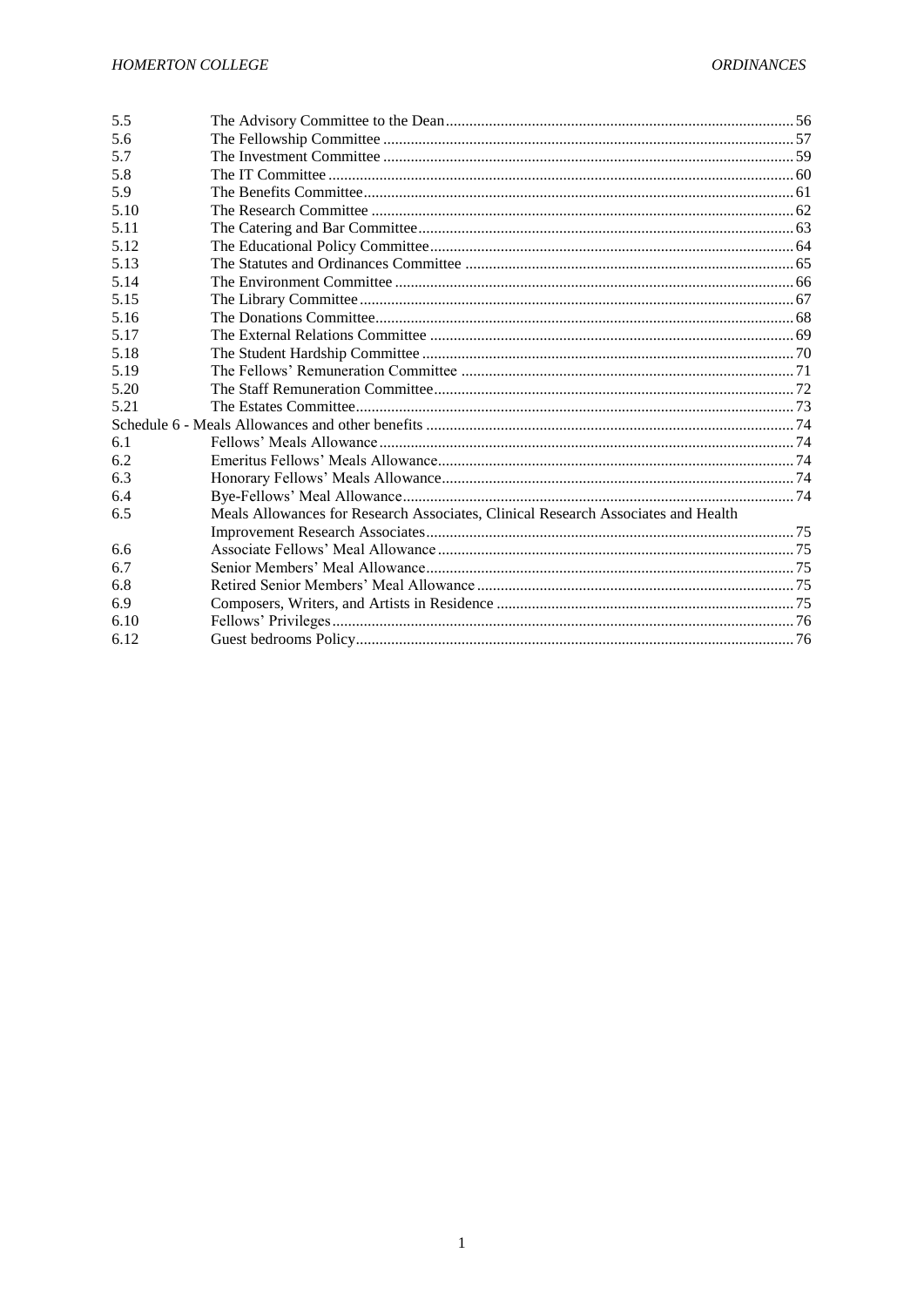| | | |
|---|---|---|
| 5.5 | The Advisory Committee to the Dean | 56 |
| 5.6 | The Fellowship Committee | 57 |
| 5.7 | The Investment Committee | 59 |
| 5.8 | The IT Committee | 60 |
| 5.9 | The Benefits Committee | 61 |
| 5.10 | The Research Committee | 62 |
| 5.11 | The Catering and Bar Committee | 63 |
| 5.12 | The Educational Policy Committee | 64 |
| 5.13 | The Statutes and Ordinances Committee | 65 |
| 5.14 | The Environment Committee | 66 |
| 5.15 | The Library Committee | 67 |
| 5.16 | The Donations Committee | 68 |
| 5.17 | The External Relations Committee | 69 |
| 5.18 | The Student Hardship Committee | 70 |
| 5.19 | The Fellows' Remuneration Committee | 71 |
| 5.20 | The Staff Remuneration Committee | 72 |
| 5.21 | The Estates Committee | 73 |
| Schedule 6 - Meals Allowances and other benefits | | 74 |
| 6.1 | Fellows' Meals Allowance | 74 |
| 6.2 | Emeritus Fellows' Meals Allowance | 74 |
| 6.3 | Honorary Fellows' Meals Allowance | 74 |
| 6.4 | Bye-Fellows' Meal Allowance | 74 |
| 6.5 | Meals Allowances for Research Associates, Clinical Research Associates and Health Improvement Research Associates | 75 |
| 6.6 | Associate Fellows' Meal Allowance | 75 |
| 6.7 | Senior Members' Meal Allowance | 75 |
| 6.8 | Retired Senior Members' Meal Allowance | 75 |
| 6.9 | Composers, Writers, and Artists in Residence | 75 |
| 6.10 | Fellows' Privileges | 76 |
| 6.12 | Guest bedrooms Policy | 76 |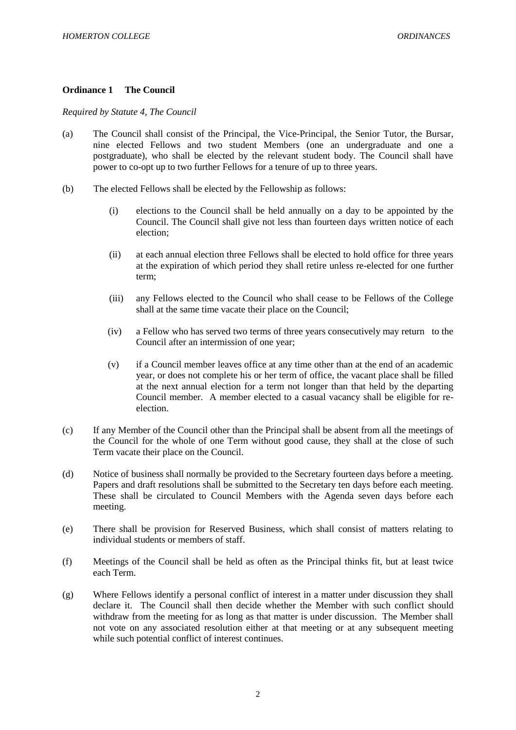**Ordinance 1 The Council**

*Required by Statute 4, The Council*

(a) The Council shall consist of the Principal, the Vice-Principal, the Senior Tutor, the Bursar, nine elected Fellows and two student Members (one an undergraduate and one a postgraduate), who shall be elected by the relevant student body. The Council shall have power to co-opt up to two further Fellows for a tenure of up to three years.

(b) The elected Fellows shall be elected by the Fellowship as follows:

(i) elections to the Council shall be held annually on a day to be appointed by the Council. The Council shall give not less than fourteen days written notice of each election;

(ii) at each annual election three Fellows shall be elected to hold office for three years at the expiration of which period they shall retire unless re-elected for one further term;

(iii) any Fellows elected to the Council who shall cease to be Fellows of the College shall at the same time vacate their place on the Council;

(iv) a Fellow who has served two terms of three years consecutively may return to the Council after an intermission of one year;

(v) if a Council member leaves office at any time other than at the end of an academic year, or does not complete his or her term of office, the vacant place shall be filled at the next annual election for a term not longer than that held by the departing Council member. A member elected to a casual vacancy shall be eligible for re-election.

(c) If any Member of the Council other than the Principal shall be absent from all the meetings of the Council for the whole of one Term without good cause, they shall at the close of such Term vacate their place on the Council.

(d) Notice of business shall normally be provided to the Secretary fourteen days before a meeting. Papers and draft resolutions shall be submitted to the Secretary ten days before each meeting. These shall be circulated to Council Members with the Agenda seven days before each meeting.

(e) There shall be provision for Reserved Business, which shall consist of matters relating to individual students or members of staff.

(f) Meetings of the Council shall be held as often as the Principal thinks fit, but at least twice each Term.

(g) Where Fellows identify a personal conflict of interest in a matter under discussion they shall declare it. The Council shall then decide whether the Member with such conflict should withdraw from the meeting for as long as that matter is under discussion. The Member shall not vote on any associated resolution either at that meeting or at any subsequent meeting while such potential conflict of interest continues.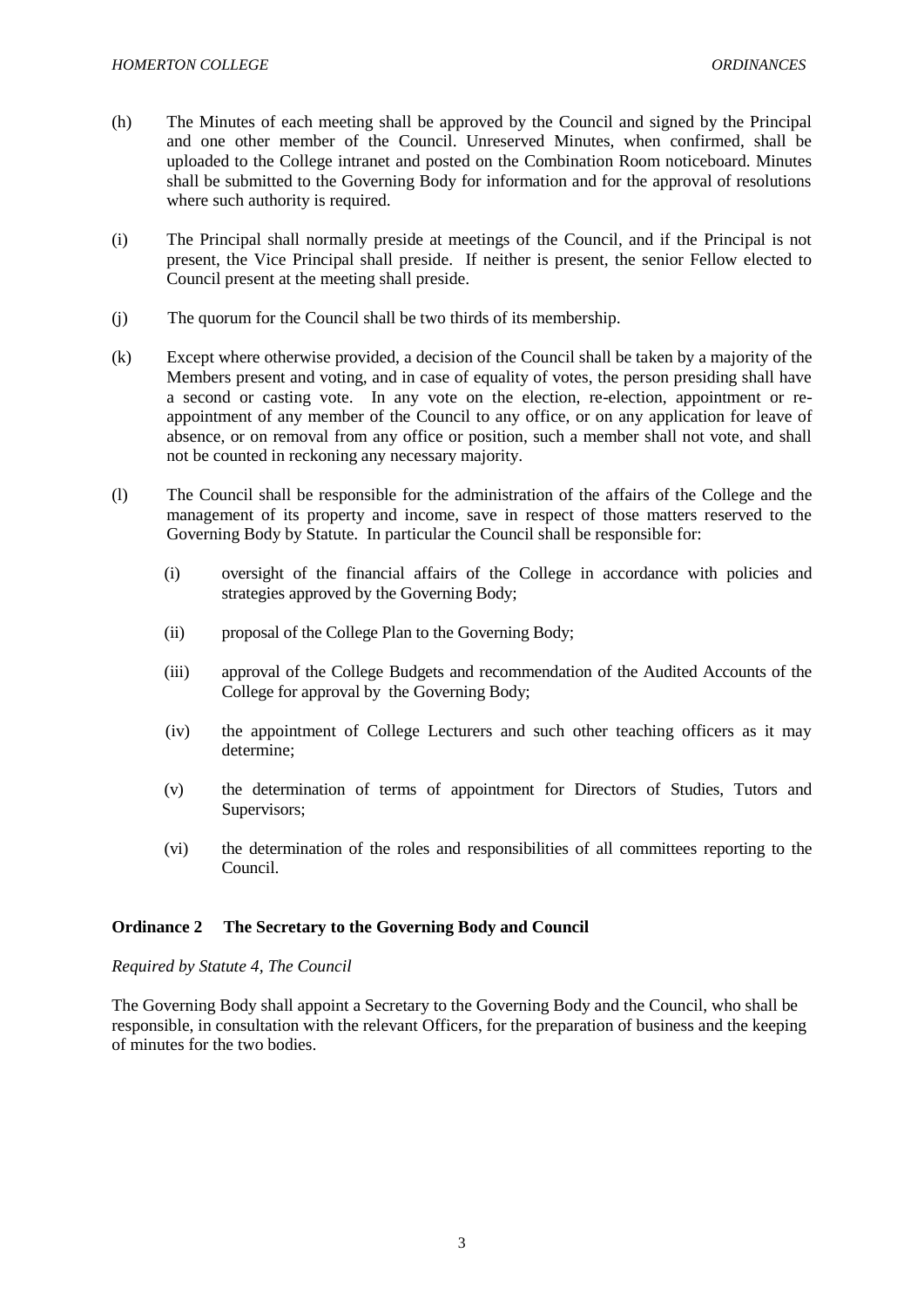(h) The Minutes of each meeting shall be approved by the Council and signed by the Principal and one other member of the Council. Unreserved Minutes, when confirmed, shall be uploaded to the College intranet and posted on the Combination Room noticeboard. Minutes shall be submitted to the Governing Body for information and for the approval of resolutions where such authority is required.

(i) The Principal shall normally preside at meetings of the Council, and if the Principal is not present, the Vice Principal shall preside. If neither is present, the senior Fellow elected to Council present at the meeting shall preside.

(j) The quorum for the Council shall be two thirds of its membership.

(k) Except where otherwise provided, a decision of the Council shall be taken by a majority of the Members present and voting, and in case of equality of votes, the person presiding shall have a second or casting vote. In any vote on the election, re-election, appointment or re-appointment of any member of the Council to any office, or on any application for leave of absence, or on removal from any office or position, such a member shall not vote, and shall not be counted in reckoning any necessary majority.

(l) The Council shall be responsible for the administration of the affairs of the College and the management of its property and income, save in respect of those matters reserved to the Governing Body by Statute. In particular the Council shall be responsible for:

   (i) oversight of the financial affairs of the College in accordance with policies and strategies approved by the Governing Body;

   (ii) proposal of the College Plan to the Governing Body;

   (iii) approval of the College Budgets and recommendation of the Audited Accounts of the College for approval by the Governing Body;

   (iv) the appointment of College Lecturers and such other teaching officers as it may determine;

   (v) the determination of terms of appointment for Directors of Studies, Tutors and Supervisors;

   (vi) the determination of the roles and responsibilities of all committees reporting to the Council.

## Ordinance 2 The Secretary to the Governing Body and Council

*Required by Statute 4, The Council*

The Governing Body shall appoint a Secretary to the Governing Body and the Council, who shall be responsible, in consultation with the relevant Officers, for the preparation of business and the keeping of minutes for the two bodies.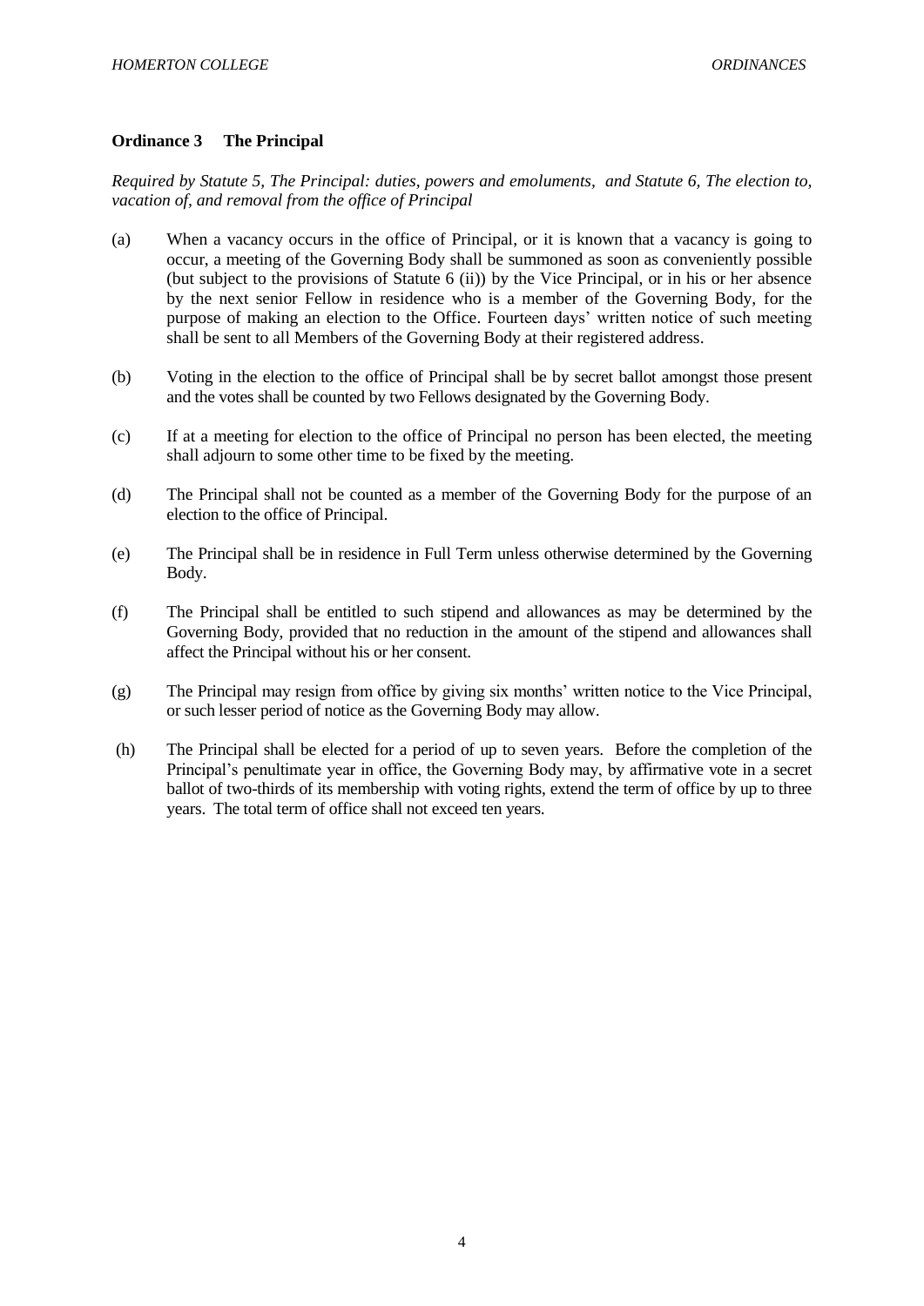## Ordinance 3 The Principal

*Required by Statute 5, The Principal: duties, powers and emoluments, and Statute 6, The election to, vacation of, and removal from the office of Principal*

(a) When a vacancy occurs in the office of Principal, or it is known that a vacancy is going to occur, a meeting of the Governing Body shall be summoned as soon as conveniently possible (but subject to the provisions of Statute 6 (ii)) by the Vice Principal, or in his or her absence by the next senior Fellow in residence who is a member of the Governing Body, for the purpose of making an election to the Office. Fourteen days' written notice of such meeting shall be sent to all Members of the Governing Body at their registered address.

(b) Voting in the election to the office of Principal shall be by secret ballot amongst those present and the votes shall be counted by two Fellows designated by the Governing Body.

(c) If at a meeting for election to the office of Principal no person has been elected, the meeting shall adjourn to some other time to be fixed by the meeting.

(d) The Principal shall not be counted as a member of the Governing Body for the purpose of an election to the office of Principal.

(e) The Principal shall be in residence in Full Term unless otherwise determined by the Governing Body.

(f) The Principal shall be entitled to such stipend and allowances as may be determined by the Governing Body, provided that no reduction in the amount of the stipend and allowances shall affect the Principal without his or her consent.

(g) The Principal may resign from office by giving six months' written notice to the Vice Principal, or such lesser period of notice as the Governing Body may allow.

(h) The Principal shall be elected for a period of up to seven years. Before the completion of the Principal's penultimate year in office, the Governing Body may, by affirmative vote in a secret ballot of two-thirds of its membership with voting rights, extend the term of office by up to three years. The total term of office shall not exceed ten years.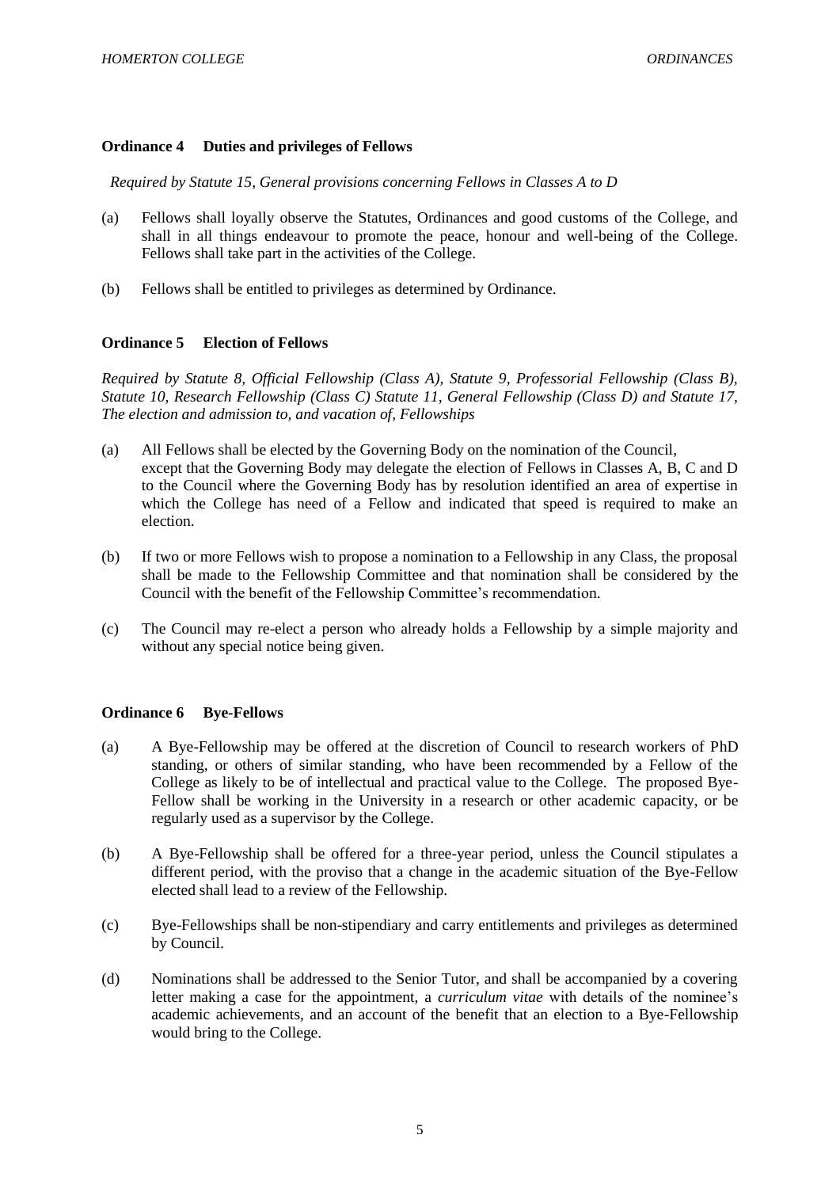### Ordinance 4 Duties and privileges of Fellows

*Required by Statute 15, General provisions concerning Fellows in Classes A to D*

(a) Fellows shall loyally observe the Statutes, Ordinances and good customs of the College, and shall in all things endeavour to promote the peace, honour and well-being of the College. Fellows shall take part in the activities of the College.

(b) Fellows shall be entitled to privileges as determined by Ordinance.

### Ordinance 5 Election of Fellows

*Required by Statute 8, Official Fellowship (Class A), Statute 9, Professorial Fellowship (Class B), Statute 10, Research Fellowship (Class C) Statute 11, General Fellowship (Class D) and Statute 17, The election and admission to, and vacation of, Fellowships*

(a) All Fellows shall be elected by the Governing Body on the nomination of the Council, except that the Governing Body may delegate the election of Fellows in Classes A, B, C and D to the Council where the Governing Body has by resolution identified an area of expertise in which the College has need of a Fellow and indicated that speed is required to make an election.

(b) If two or more Fellows wish to propose a nomination to a Fellowship in any Class, the proposal shall be made to the Fellowship Committee and that nomination shall be considered by the Council with the benefit of the Fellowship Committee's recommendation.

(c) The Council may re-elect a person who already holds a Fellowship by a simple majority and without any special notice being given.

### Ordinance 6 Bye-Fellows

(a) A Bye-Fellowship may be offered at the discretion of Council to research workers of PhD standing, or others of similar standing, who have been recommended by a Fellow of the College as likely to be of intellectual and practical value to the College. The proposed Bye-Fellow shall be working in the University in a research or other academic capacity, or be regularly used as a supervisor by the College.

(b) A Bye-Fellowship shall be offered for a three-year period, unless the Council stipulates a different period, with the proviso that a change in the academic situation of the Bye-Fellow elected shall lead to a review of the Fellowship.

(c) Bye-Fellowships shall be non-stipendiary and carry entitlements and privileges as determined by Council.

(d) Nominations shall be addressed to the Senior Tutor, and shall be accompanied by a covering letter making a case for the appointment, a *curriculum vitae* with details of the nominee's academic achievements, and an account of the benefit that an election to a Bye-Fellowship would bring to the College.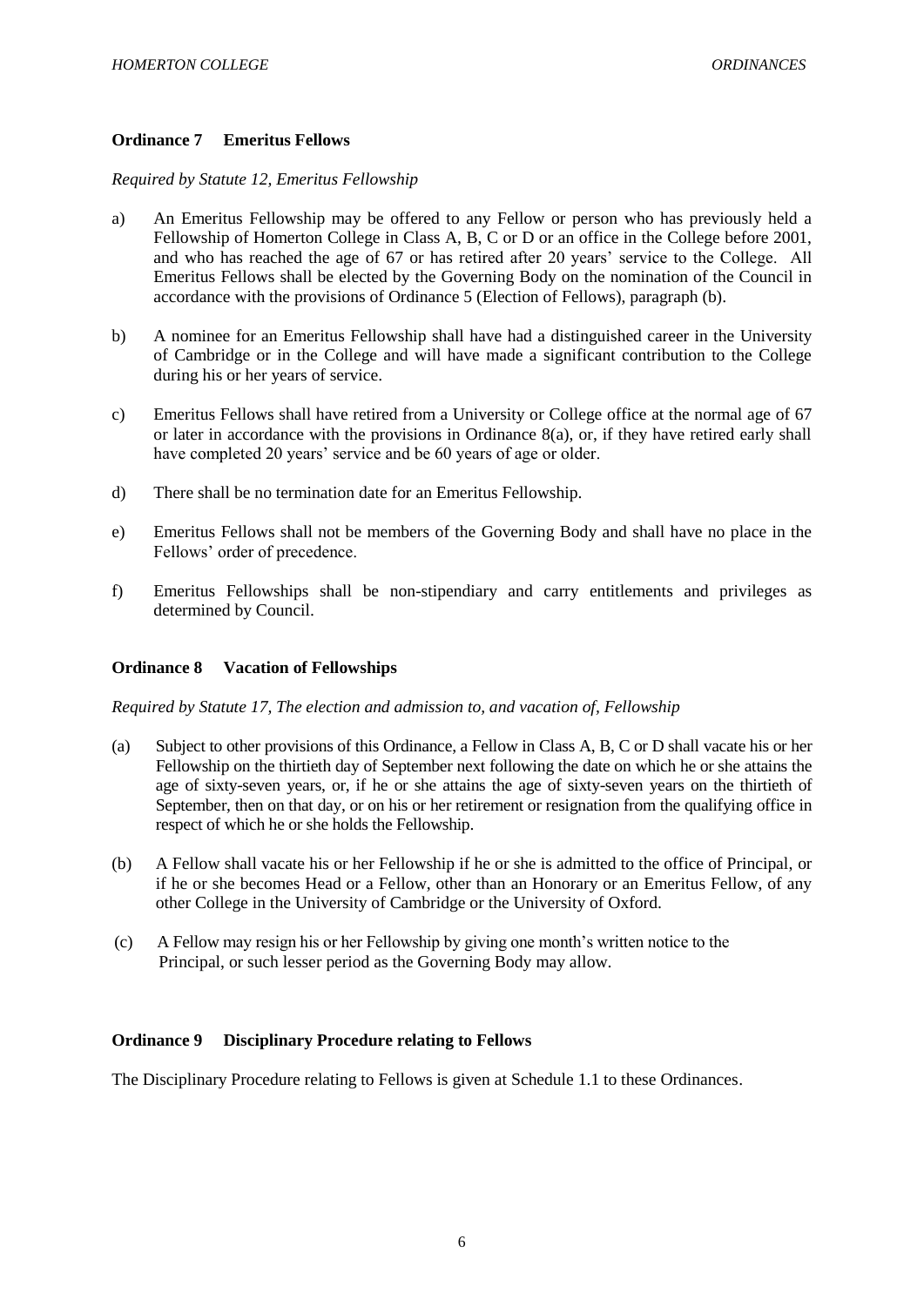### Ordinance 7 Emeritus Fellows

*Required by Statute 12, Emeritus Fellowship*

a) An Emeritus Fellowship may be offered to any Fellow or person who has previously held a Fellowship of Homerton College in Class A, B, C or D or an office in the College before 2001, and who has reached the age of 67 or has retired after 20 years' service to the College. All Emeritus Fellows shall be elected by the Governing Body on the nomination of the Council in accordance with the provisions of Ordinance 5 (Election of Fellows), paragraph (b).

b) A nominee for an Emeritus Fellowship shall have had a distinguished career in the University of Cambridge or in the College and will have made a significant contribution to the College during his or her years of service.

c) Emeritus Fellows shall have retired from a University or College office at the normal age of 67 or later in accordance with the provisions in Ordinance 8(a), or, if they have retired early shall have completed 20 years' service and be 60 years of age or older.

d) There shall be no termination date for an Emeritus Fellowship.

e) Emeritus Fellows shall not be members of the Governing Body and shall have no place in the Fellows' order of precedence.

f) Emeritus Fellowships shall be non-stipendiary and carry entitlements and privileges as determined by Council.

### Ordinance 8 Vacation of Fellowships

*Required by Statute 17, The election and admission to, and vacation of, Fellowship*

(a) Subject to other provisions of this Ordinance, a Fellow in Class A, B, C or D shall vacate his or her Fellowship on the thirtieth day of September next following the date on which he or she attains the age of sixty-seven years, or, if he or she attains the age of sixty-seven years on the thirtieth of September, then on that day, or on his or her retirement or resignation from the qualifying office in respect of which he or she holds the Fellowship.

(b) A Fellow shall vacate his or her Fellowship if he or she is admitted to the office of Principal, or if he or she becomes Head or a Fellow, other than an Honorary or an Emeritus Fellow, of any other College in the University of Cambridge or the University of Oxford.

(c) A Fellow may resign his or her Fellowship by giving one month's written notice to the Principal, or such lesser period as the Governing Body may allow.

### Ordinance 9 Disciplinary Procedure relating to Fellows

The Disciplinary Procedure relating to Fellows is given at Schedule 1.1 to these Ordinances.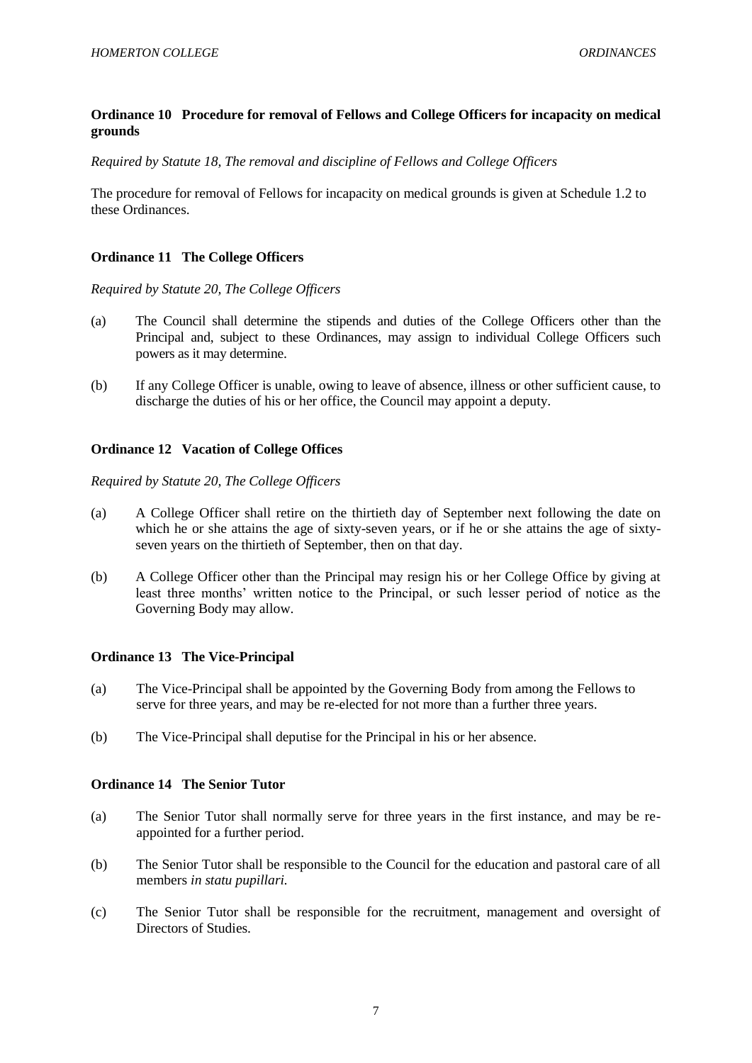### Ordinance 10 Procedure for removal of Fellows and College Officers for incapacity on medical grounds

*Required by Statute 18, The removal and discipline of Fellows and College Officers*

The procedure for removal of Fellows for incapacity on medical grounds is given at Schedule 1.2 to these Ordinances.

### Ordinance 11 The College Officers

*Required by Statute 20, The College Officers*

(a) The Council shall determine the stipends and duties of the College Officers other than the Principal and, subject to these Ordinances, may assign to individual College Officers such powers as it may determine.

(b) If any College Officer is unable, owing to leave of absence, illness or other sufficient cause, to discharge the duties of his or her office, the Council may appoint a deputy.

### Ordinance 12 Vacation of College Offices

*Required by Statute 20, The College Officers*

(a) A College Officer shall retire on the thirtieth day of September next following the date on which he or she attains the age of sixty-seven years, or if he or she attains the age of sixty-seven years on the thirtieth of September, then on that day.

(b) A College Officer other than the Principal may resign his or her College Office by giving at least three months' written notice to the Principal, or such lesser period of notice as the Governing Body may allow.

### Ordinance 13 The Vice-Principal

(a) The Vice-Principal shall be appointed by the Governing Body from among the Fellows to serve for three years, and may be re-elected for not more than a further three years.

(b) The Vice-Principal shall deputise for the Principal in his or her absence.

### Ordinance 14 The Senior Tutor

(a) The Senior Tutor shall normally serve for three years in the first instance, and may be re-appointed for a further period.

(b) The Senior Tutor shall be responsible to the Council for the education and pastoral care of all members *in statu pupillari.*

(c) The Senior Tutor shall be responsible for the recruitment, management and oversight of Directors of Studies.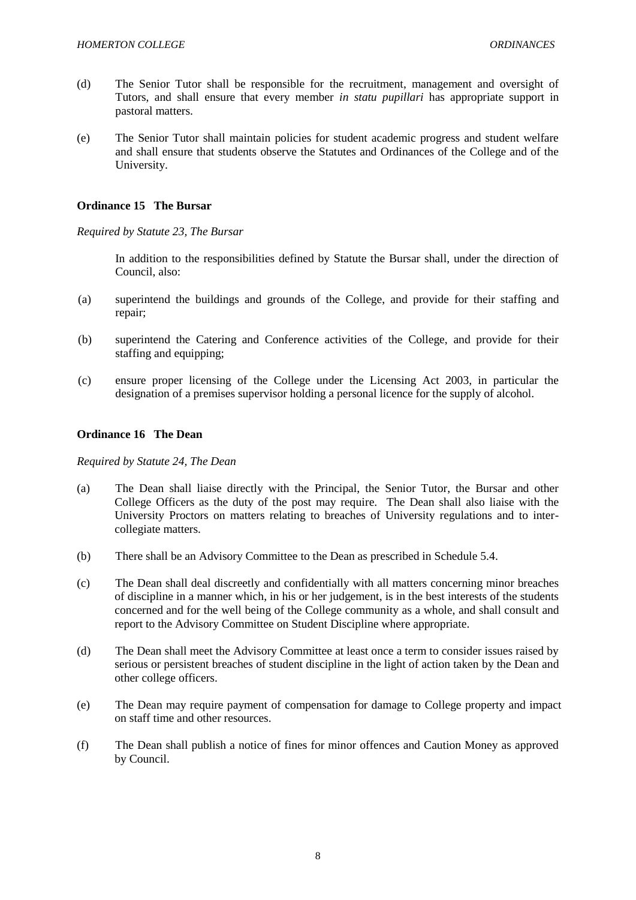(d) The Senior Tutor shall be responsible for the recruitment, management and oversight of Tutors, and shall ensure that every member *in statu pupillari* has appropriate support in pastoral matters.

(e) The Senior Tutor shall maintain policies for student academic progress and student welfare and shall ensure that students observe the Statutes and Ordinances of the College and of the University.

### Ordinance 15 The Bursar

*Required by Statute 23, The Bursar*

In addition to the responsibilities defined by Statute the Bursar shall, under the direction of Council, also:

(a) superintend the buildings and grounds of the College, and provide for their staffing and repair;

(b) superintend the Catering and Conference activities of the College, and provide for their staffing and equipping;

(c) ensure proper licensing of the College under the Licensing Act 2003, in particular the designation of a premises supervisor holding a personal licence for the supply of alcohol.

### Ordinance 16 The Dean

*Required by Statute 24, The Dean*

(a) The Dean shall liaise directly with the Principal, the Senior Tutor, the Bursar and other College Officers as the duty of the post may require. The Dean shall also liaise with the University Proctors on matters relating to breaches of University regulations and to inter-collegiate matters.

(b) There shall be an Advisory Committee to the Dean as prescribed in Schedule 5.4.

(c) The Dean shall deal discreetly and confidentially with all matters concerning minor breaches of discipline in a manner which, in his or her judgement, is in the best interests of the students concerned and for the well being of the College community as a whole, and shall consult and report to the Advisory Committee on Student Discipline where appropriate.

(d) The Dean shall meet the Advisory Committee at least once a term to consider issues raised by serious or persistent breaches of student discipline in the light of action taken by the Dean and other college officers.

(e) The Dean may require payment of compensation for damage to College property and impact on staff time and other resources.

(f) The Dean shall publish a notice of fines for minor offences and Caution Money as approved by Council.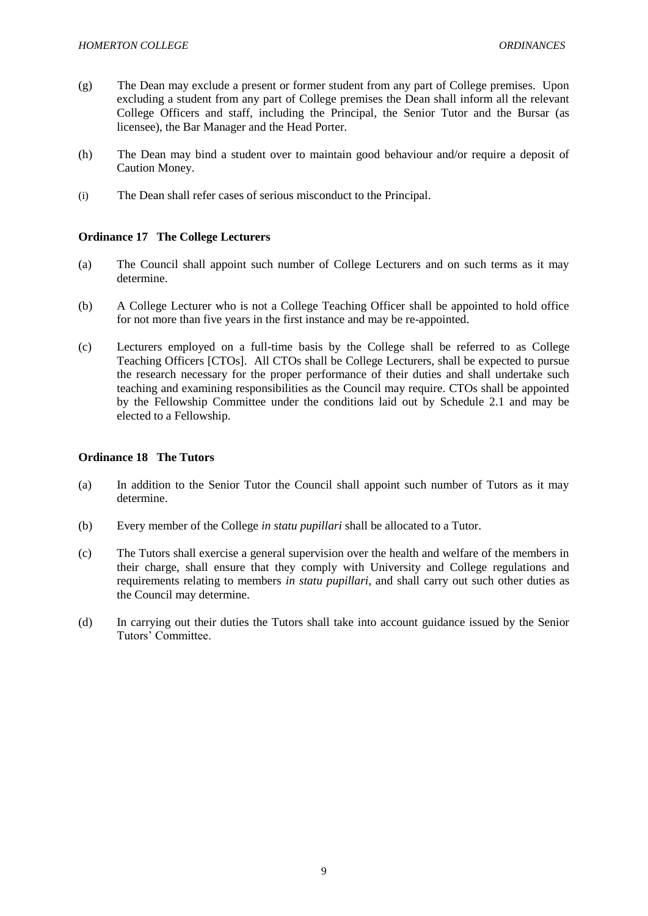(g) The Dean may exclude a present or former student from any part of College premises. Upon excluding a student from any part of College premises the Dean shall inform all the relevant College Officers and staff, including the Principal, the Senior Tutor and the Bursar (as licensee), the Bar Manager and the Head Porter.

(h) The Dean may bind a student over to maintain good behaviour and/or require a deposit of Caution Money.

(i) The Dean shall refer cases of serious misconduct to the Principal.

## Ordinance 17 The College Lecturers

(a) The Council shall appoint such number of College Lecturers and on such terms as it may determine.

(b) A College Lecturer who is not a College Teaching Officer shall be appointed to hold office for not more than five years in the first instance and may be re-appointed.

(c) Lecturers employed on a full-time basis by the College shall be referred to as College Teaching Officers [CTOs]. All CTOs shall be College Lecturers, shall be expected to pursue the research necessary for the proper performance of their duties and shall undertake such teaching and examining responsibilities as the Council may require. CTOs shall be appointed by the Fellowship Committee under the conditions laid out by Schedule 2.1 and may be elected to a Fellowship.

## Ordinance 18 The Tutors

(a) In addition to the Senior Tutor the Council shall appoint such number of Tutors as it may determine.

(b) Every member of the College *in statu pupillari* shall be allocated to a Tutor.

(c) The Tutors shall exercise a general supervision over the health and welfare of the members in their charge, shall ensure that they comply with University and College regulations and requirements relating to members *in statu pupillari*, and shall carry out such other duties as the Council may determine.

(d) In carrying out their duties the Tutors shall take into account guidance issued by the Senior Tutors' Committee.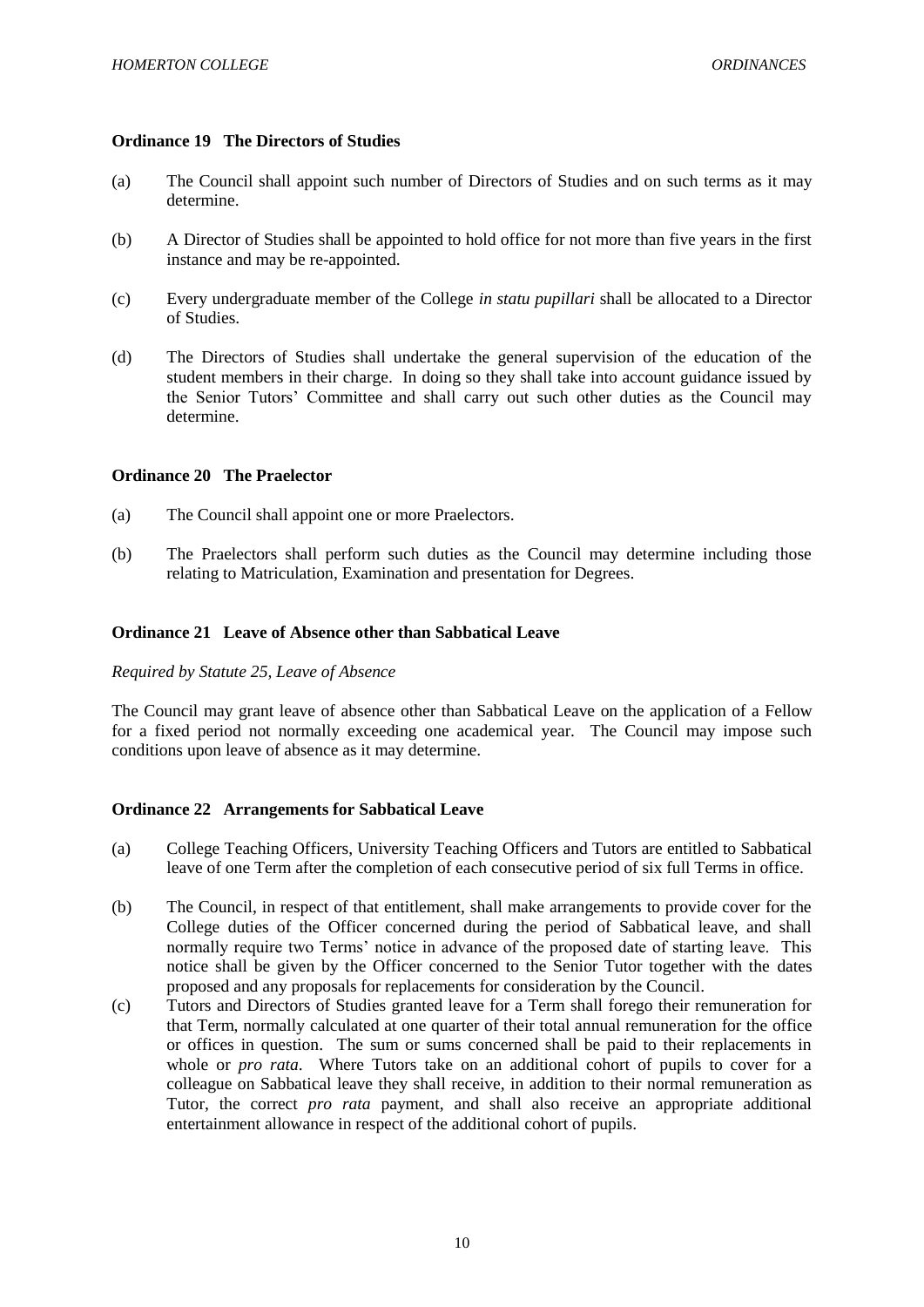### Ordinance 19 The Directors of Studies

(a) The Council shall appoint such number of Directors of Studies and on such terms as it may determine.

(b) A Director of Studies shall be appointed to hold office for not more than five years in the first instance and may be re-appointed.

(c) Every undergraduate member of the College *in statu pupillari* shall be allocated to a Director of Studies.

(d) The Directors of Studies shall undertake the general supervision of the education of the student members in their charge. In doing so they shall take into account guidance issued by the Senior Tutors' Committee and shall carry out such other duties as the Council may determine.

### Ordinance 20 The Praelector

(a) The Council shall appoint one or more Praelectors.

(b) The Praelectors shall perform such duties as the Council may determine including those relating to Matriculation, Examination and presentation for Degrees.

### Ordinance 21 Leave of Absence other than Sabbatical Leave

*Required by Statute 25, Leave of Absence*

The Council may grant leave of absence other than Sabbatical Leave on the application of a Fellow for a fixed period not normally exceeding one academical year. The Council may impose such conditions upon leave of absence as it may determine.

### Ordinance 22 Arrangements for Sabbatical Leave

(a) College Teaching Officers, University Teaching Officers and Tutors are entitled to Sabbatical leave of one Term after the completion of each consecutive period of six full Terms in office.

(b) The Council, in respect of that entitlement, shall make arrangements to provide cover for the College duties of the Officer concerned during the period of Sabbatical leave, and shall normally require two Terms' notice in advance of the proposed date of starting leave. This notice shall be given by the Officer concerned to the Senior Tutor together with the dates proposed and any proposals for replacements for consideration by the Council.

(c) Tutors and Directors of Studies granted leave for a Term shall forego their remuneration for that Term, normally calculated at one quarter of their total annual remuneration for the office or offices in question. The sum or sums concerned shall be paid to their replacements in whole or *pro rata*. Where Tutors take on an additional cohort of pupils to cover for a colleague on Sabbatical leave they shall receive, in addition to their normal remuneration as Tutor, the correct *pro rata* payment, and shall also receive an appropriate additional entertainment allowance in respect of the additional cohort of pupils.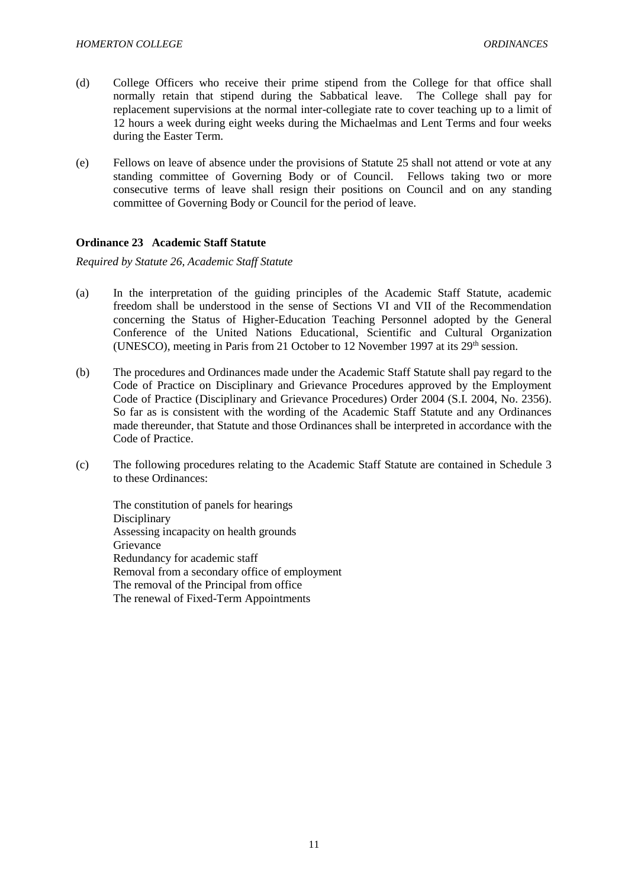(d) College Officers who receive their prime stipend from the College for that office shall normally retain that stipend during the Sabbatical leave. The College shall pay for replacement supervisions at the normal inter-collegiate rate to cover teaching up to a limit of 12 hours a week during eight weeks during the Michaelmas and Lent Terms and four weeks during the Easter Term.

(e) Fellows on leave of absence under the provisions of Statute 25 shall not attend or vote at any standing committee of Governing Body or of Council. Fellows taking two or more consecutive terms of leave shall resign their positions on Council and on any standing committee of Governing Body or Council for the period of leave.

**Ordinance 23 Academic Staff Statute**

*Required by Statute 26, Academic Staff Statute*

(a) In the interpretation of the guiding principles of the Academic Staff Statute, academic freedom shall be understood in the sense of Sections VI and VII of the Recommendation concerning the Status of Higher-Education Teaching Personnel adopted by the General Conference of the United Nations Educational, Scientific and Cultural Organization (UNESCO), meeting in Paris from 21 October to 12 November 1997 at its 29th session.

(b) The procedures and Ordinances made under the Academic Staff Statute shall pay regard to the Code of Practice on Disciplinary and Grievance Procedures approved by the Employment Code of Practice (Disciplinary and Grievance Procedures) Order 2004 (S.I. 2004, No. 2356). So far as is consistent with the wording of the Academic Staff Statute and any Ordinances made thereunder, that Statute and those Ordinances shall be interpreted in accordance with the Code of Practice.

(c) The following procedures relating to the Academic Staff Statute are contained in Schedule 3 to these Ordinances:

The constitution of panels for hearings
Disciplinary
Assessing incapacity on health grounds
Grievance
Redundancy for academic staff
Removal from a secondary office of employment
The removal of the Principal from office
The renewal of Fixed-Term Appointments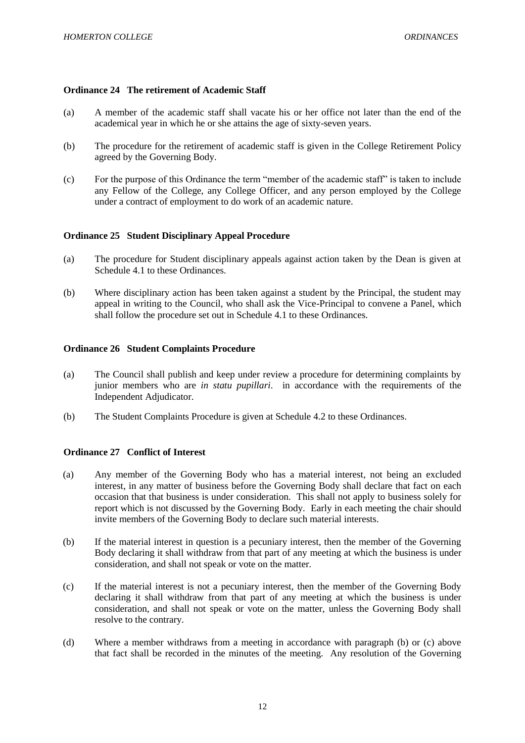### Ordinance 24 The retirement of Academic Staff

(a) A member of the academic staff shall vacate his or her office not later than the end of the academical year in which he or she attains the age of sixty-seven years.

(b) The procedure for the retirement of academic staff is given in the College Retirement Policy agreed by the Governing Body.

(c) For the purpose of this Ordinance the term "member of the academic staff" is taken to include any Fellow of the College, any College Officer, and any person employed by the College under a contract of employment to do work of an academic nature.

### Ordinance 25 Student Disciplinary Appeal Procedure

(a) The procedure for Student disciplinary appeals against action taken by the Dean is given at Schedule 4.1 to these Ordinances.

(b) Where disciplinary action has been taken against a student by the Principal, the student may appeal in writing to the Council, who shall ask the Vice-Principal to convene a Panel, which shall follow the procedure set out in Schedule 4.1 to these Ordinances.

### Ordinance 26 Student Complaints Procedure

(a) The Council shall publish and keep under review a procedure for determining complaints by junior members who are *in statu pupillari*. in accordance with the requirements of the Independent Adjudicator.

(b) The Student Complaints Procedure is given at Schedule 4.2 to these Ordinances.

### Ordinance 27 Conflict of Interest

(a) Any member of the Governing Body who has a material interest, not being an excluded interest, in any matter of business before the Governing Body shall declare that fact on each occasion that that business is under consideration. This shall not apply to business solely for report which is not discussed by the Governing Body. Early in each meeting the chair should invite members of the Governing Body to declare such material interests.

(b) If the material interest in question is a pecuniary interest, then the member of the Governing Body declaring it shall withdraw from that part of any meeting at which the business is under consideration, and shall not speak or vote on the matter.

(c) If the material interest is not a pecuniary interest, then the member of the Governing Body declaring it shall withdraw from that part of any meeting at which the business is under consideration, and shall not speak or vote on the matter, unless the Governing Body shall resolve to the contrary.

(d) Where a member withdraws from a meeting in accordance with paragraph (b) or (c) above that fact shall be recorded in the minutes of the meeting. Any resolution of the Governing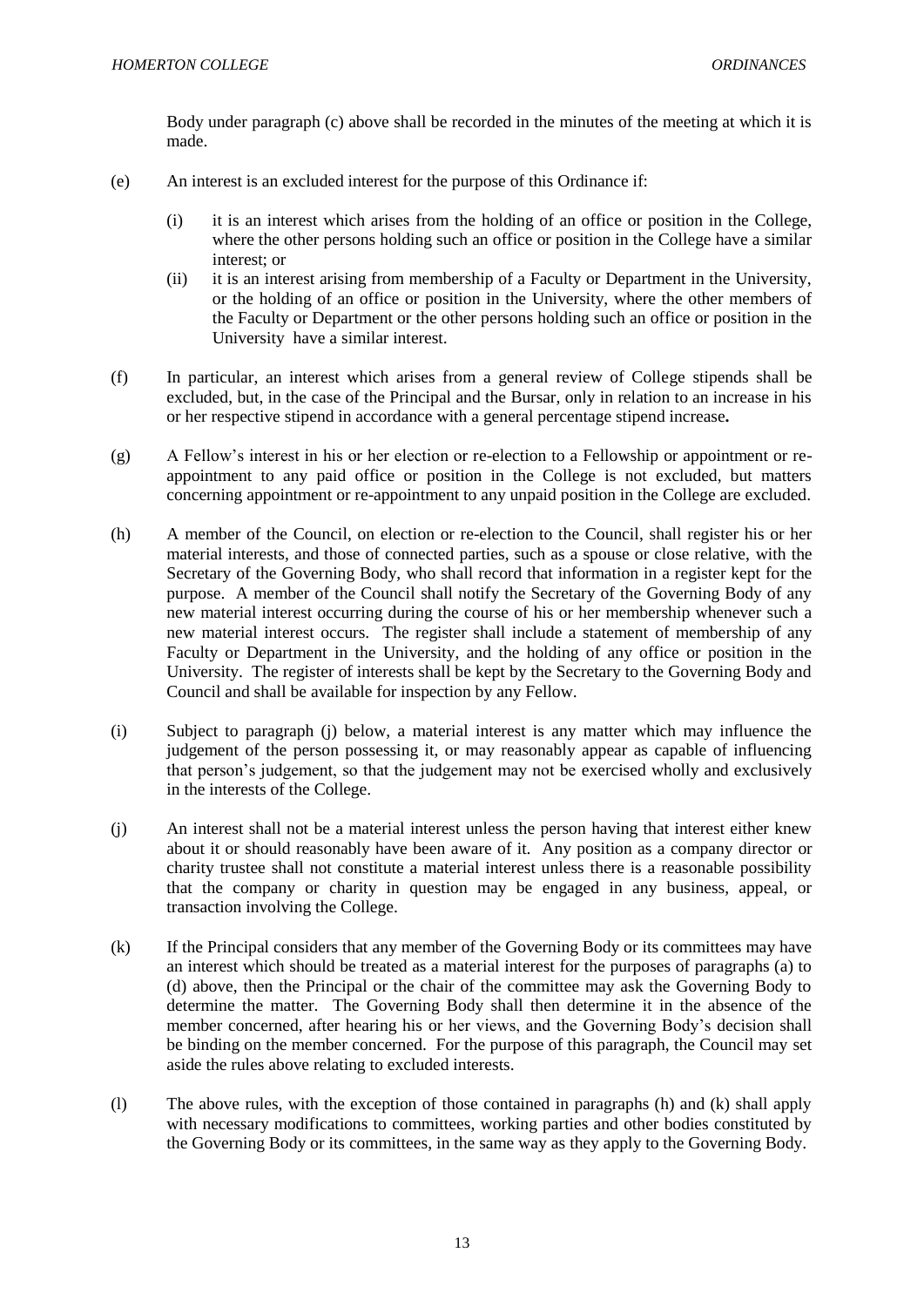Body under paragraph (c) above shall be recorded in the minutes of the meeting at which it is made.

(e) An interest is an excluded interest for the purpose of this Ordinance if:

  (i) it is an interest which arises from the holding of an office or position in the College, where the other persons holding such an office or position in the College have a similar interest; or

  (ii) it is an interest arising from membership of a Faculty or Department in the University, or the holding of an office or position in the University, where the other members of the Faculty or Department or the other persons holding such an office or position in the University have a similar interest.

(f) In particular, an interest which arises from a general review of College stipends shall be excluded, but, in the case of the Principal and the Bursar, only in relation to an increase in his or her respective stipend in accordance with a general percentage stipend increase**.**

(g) A Fellow's interest in his or her election or re-election to a Fellowship or appointment or re-appointment to any paid office or position in the College is not excluded, but matters concerning appointment or re-appointment to any unpaid position in the College are excluded.

(h) A member of the Council, on election or re-election to the Council, shall register his or her material interests, and those of connected parties, such as a spouse or close relative, with the Secretary of the Governing Body, who shall record that information in a register kept for the purpose. A member of the Council shall notify the Secretary of the Governing Body of any new material interest occurring during the course of his or her membership whenever such a new material interest occurs. The register shall include a statement of membership of any Faculty or Department in the University, and the holding of any office or position in the University. The register of interests shall be kept by the Secretary to the Governing Body and Council and shall be available for inspection by any Fellow.

(i) Subject to paragraph (j) below, a material interest is any matter which may influence the judgement of the person possessing it, or may reasonably appear as capable of influencing that person's judgement, so that the judgement may not be exercised wholly and exclusively in the interests of the College.

(j) An interest shall not be a material interest unless the person having that interest either knew about it or should reasonably have been aware of it. Any position as a company director or charity trustee shall not constitute a material interest unless there is a reasonable possibility that the company or charity in question may be engaged in any business, appeal, or transaction involving the College.

(k) If the Principal considers that any member of the Governing Body or its committees may have an interest which should be treated as a material interest for the purposes of paragraphs (a) to (d) above, then the Principal or the chair of the committee may ask the Governing Body to determine the matter. The Governing Body shall then determine it in the absence of the member concerned, after hearing his or her views, and the Governing Body's decision shall be binding on the member concerned. For the purpose of this paragraph, the Council may set aside the rules above relating to excluded interests.

(l) The above rules, with the exception of those contained in paragraphs (h) and (k) shall apply with necessary modifications to committees, working parties and other bodies constituted by the Governing Body or its committees, in the same way as they apply to the Governing Body.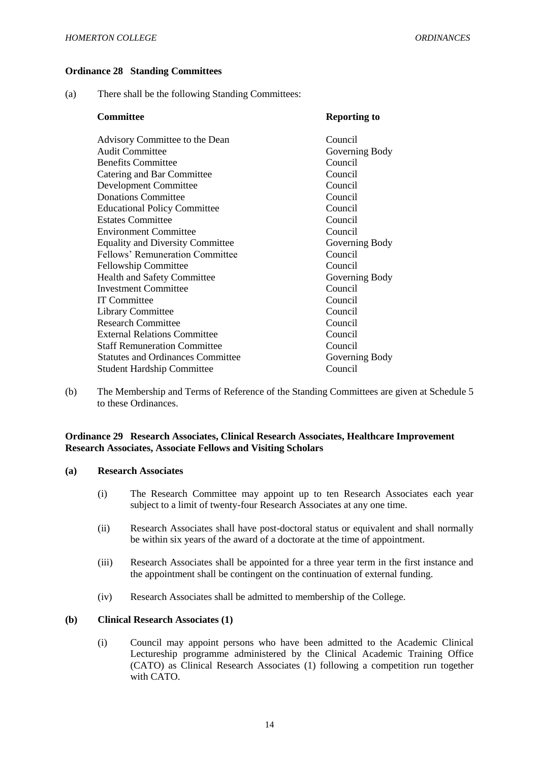**Ordinance 28 Standing Committees**

(a) There shall be the following Standing Committees:

| Committee | Reporting to |
|---|---|
| Advisory Committee to the Dean | Council |
| Audit Committee | Governing Body |
| Benefits Committee | Council |
| Catering and Bar Committee | Council |
| Development Committee | Council |
| Donations Committee | Council |
| Educational Policy Committee | Council |
| Estates Committee | Council |
| Environment Committee | Council |
| Equality and Diversity Committee | Governing Body |
| Fellows' Remuneration Committee | Council |
| Fellowship Committee | Council |
| Health and Safety Committee | Governing Body |
| Investment Committee | Council |
| IT Committee | Council |
| Library Committee | Council |
| Research Committee | Council |
| External Relations Committee | Council |
| Staff Remuneration Committee | Council |
| Statutes and Ordinances Committee | Governing Body |
| Student Hardship Committee | Council |

(b) The Membership and Terms of Reference of the Standing Committees are given at Schedule 5 to these Ordinances.

**Ordinance 29 Research Associates, Clinical Research Associates, Healthcare Improvement Research Associates, Associate Fellows and Visiting Scholars**

**(a) Research Associates**

(i) The Research Committee may appoint up to ten Research Associates each year subject to a limit of twenty-four Research Associates at any one time.

(ii) Research Associates shall have post-doctoral status or equivalent and shall normally be within six years of the award of a doctorate at the time of appointment.

(iii) Research Associates shall be appointed for a three year term in the first instance and the appointment shall be contingent on the continuation of external funding.

(iv) Research Associates shall be admitted to membership of the College.

**(b) Clinical Research Associates (1)**

(i) Council may appoint persons who have been admitted to the Academic Clinical Lectureship programme administered by the Clinical Academic Training Office (CATO) as Clinical Research Associates (1) following a competition run together with CATO.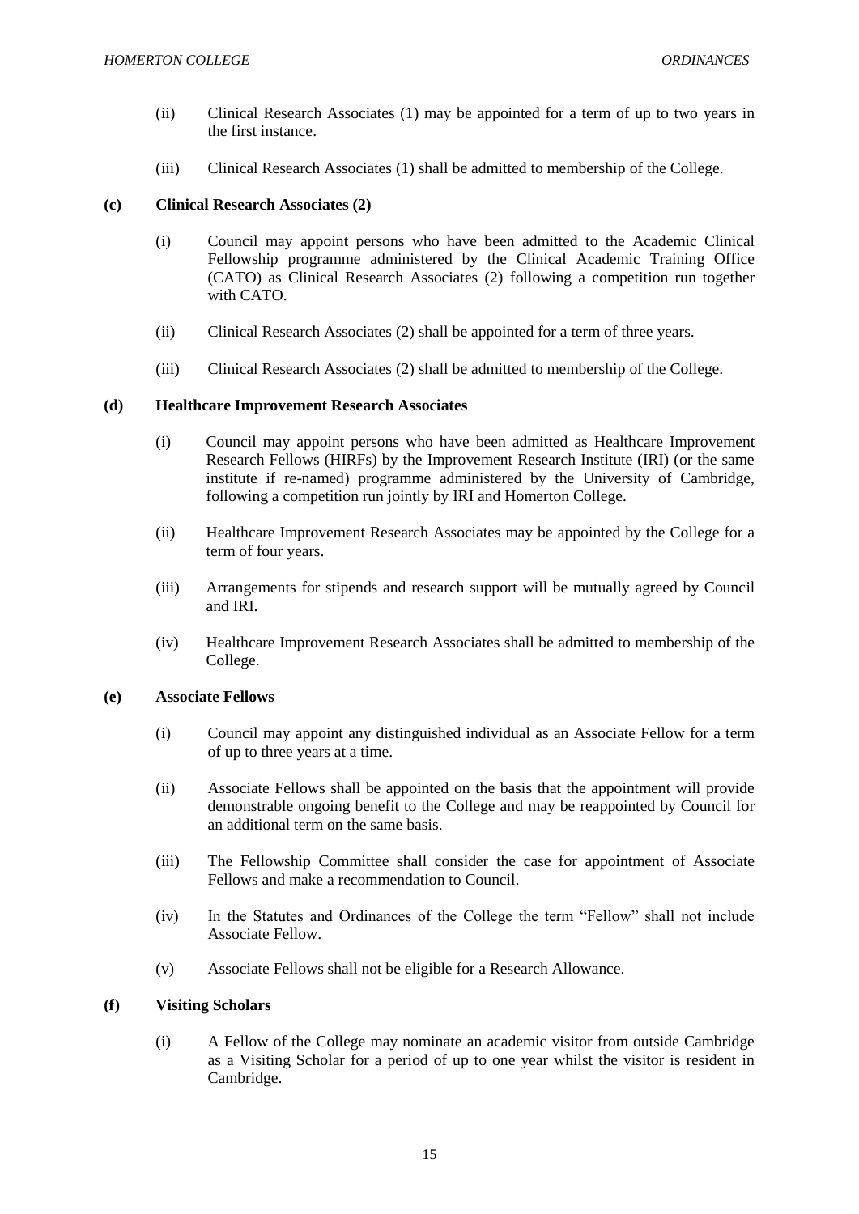(ii) Clinical Research Associates (1) may be appointed for a term of up to two years in the first instance.

(iii) Clinical Research Associates (1) shall be admitted to membership of the College.

**(c) Clinical Research Associates (2)**

(i) Council may appoint persons who have been admitted to the Academic Clinical Fellowship programme administered by the Clinical Academic Training Office (CATO) as Clinical Research Associates (2) following a competition run together with CATO.

(ii) Clinical Research Associates (2) shall be appointed for a term of three years.

(iii) Clinical Research Associates (2) shall be admitted to membership of the College.

**(d) Healthcare Improvement Research Associates**

(i) Council may appoint persons who have been admitted as Healthcare Improvement Research Fellows (HIRFs) by the Improvement Research Institute (IRI) (or the same institute if re-named) programme administered by the University of Cambridge, following a competition run jointly by IRI and Homerton College.

(ii) Healthcare Improvement Research Associates may be appointed by the College for a term of four years.

(iii) Arrangements for stipends and research support will be mutually agreed by Council and IRI.

(iv) Healthcare Improvement Research Associates shall be admitted to membership of the College.

**(e) Associate Fellows**

(i) Council may appoint any distinguished individual as an Associate Fellow for a term of up to three years at a time.

(ii) Associate Fellows shall be appointed on the basis that the appointment will provide demonstrable ongoing benefit to the College and may be reappointed by Council for an additional term on the same basis.

(iii) The Fellowship Committee shall consider the case for appointment of Associate Fellows and make a recommendation to Council.

(iv) In the Statutes and Ordinances of the College the term "Fellow" shall not include Associate Fellow.

(v) Associate Fellows shall not be eligible for a Research Allowance.

**(f) Visiting Scholars**

(i) A Fellow of the College may nominate an academic visitor from outside Cambridge as a Visiting Scholar for a period of up to one year whilst the visitor is resident in Cambridge.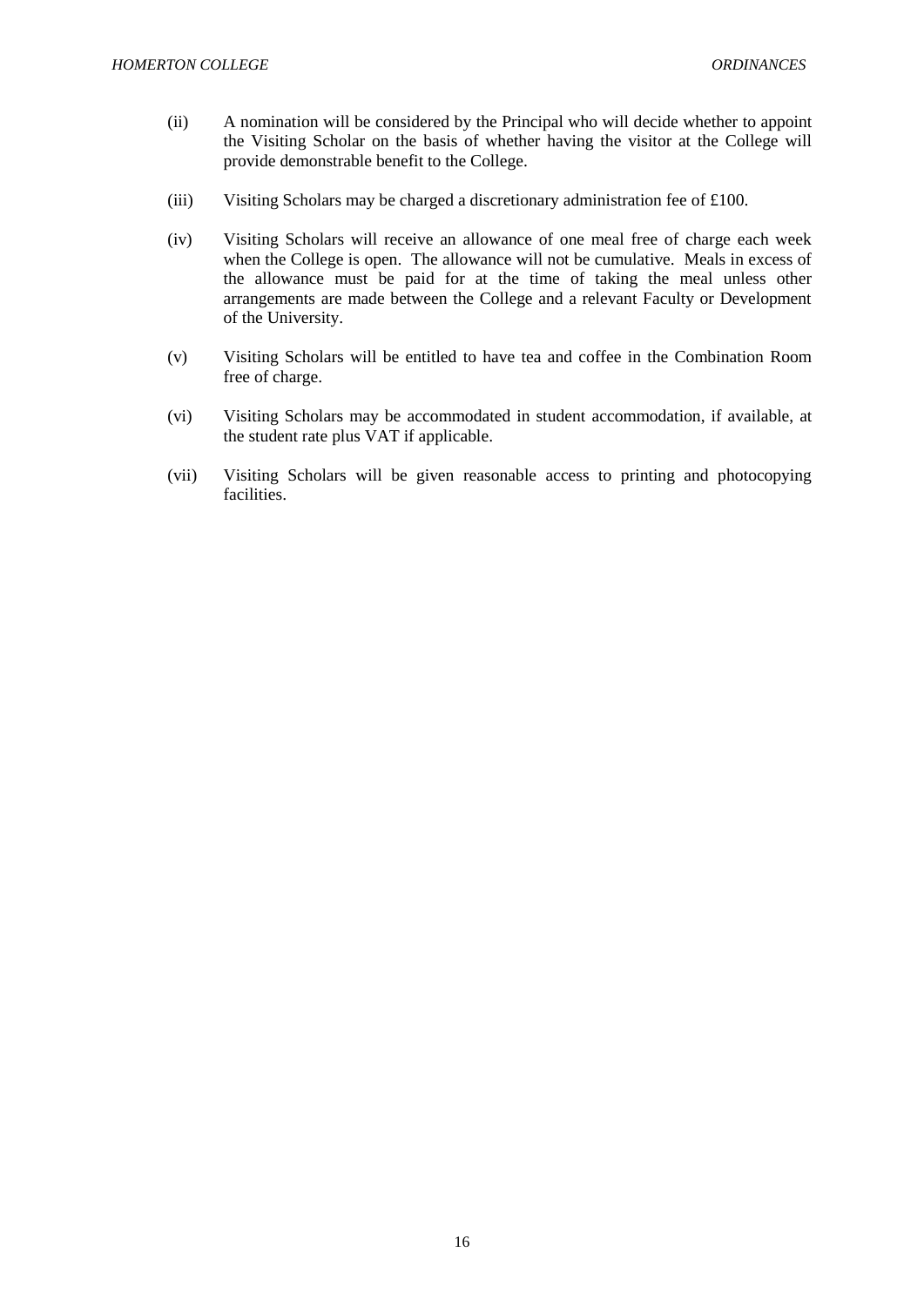(ii) A nomination will be considered by the Principal who will decide whether to appoint the Visiting Scholar on the basis of whether having the visitor at the College will provide demonstrable benefit to the College.

(iii) Visiting Scholars may be charged a discretionary administration fee of £100.

(iv) Visiting Scholars will receive an allowance of one meal free of charge each week when the College is open. The allowance will not be cumulative. Meals in excess of the allowance must be paid for at the time of taking the meal unless other arrangements are made between the College and a relevant Faculty or Development of the University.

(v) Visiting Scholars will be entitled to have tea and coffee in the Combination Room free of charge.

(vi) Visiting Scholars may be accommodated in student accommodation, if available, at the student rate plus VAT if applicable.

(vii) Visiting Scholars will be given reasonable access to printing and photocopying facilities.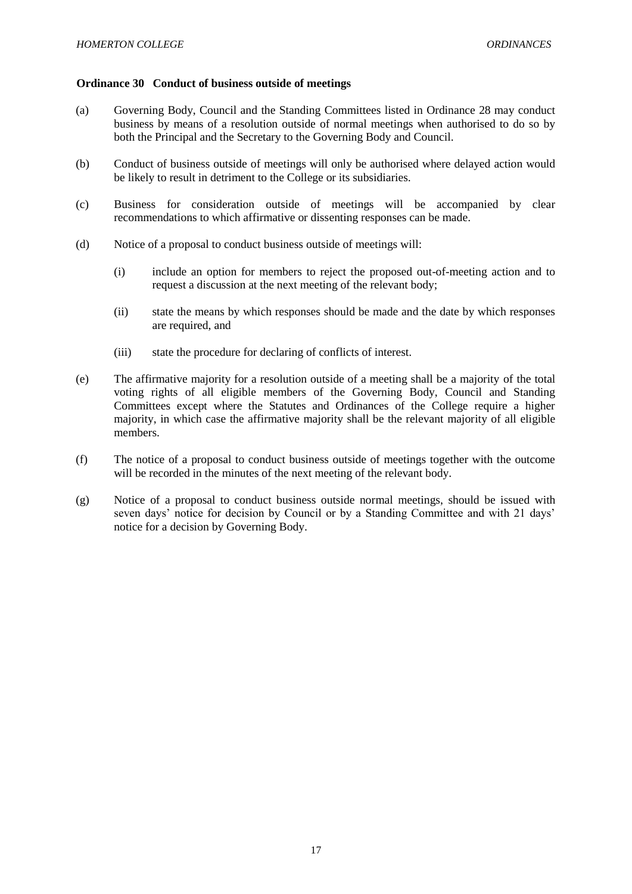### Ordinance 30 Conduct of business outside of meetings

(a) Governing Body, Council and the Standing Committees listed in Ordinance 28 may conduct business by means of a resolution outside of normal meetings when authorised to do so by both the Principal and the Secretary to the Governing Body and Council.

(b) Conduct of business outside of meetings will only be authorised where delayed action would be likely to result in detriment to the College or its subsidiaries.

(c) Business for consideration outside of meetings will be accompanied by clear recommendations to which affirmative or dissenting responses can be made.

(d) Notice of a proposal to conduct business outside of meetings will:

  (i) include an option for members to reject the proposed out-of-meeting action and to request a discussion at the next meeting of the relevant body;

  (ii) state the means by which responses should be made and the date by which responses are required, and

  (iii) state the procedure for declaring of conflicts of interest.

(e) The affirmative majority for a resolution outside of a meeting shall be a majority of the total voting rights of all eligible members of the Governing Body, Council and Standing Committees except where the Statutes and Ordinances of the College require a higher majority, in which case the affirmative majority shall be the relevant majority of all eligible members.

(f) The notice of a proposal to conduct business outside of meetings together with the outcome will be recorded in the minutes of the next meeting of the relevant body.

(g) Notice of a proposal to conduct business outside normal meetings, should be issued with seven days' notice for decision by Council or by a Standing Committee and with 21 days' notice for a decision by Governing Body.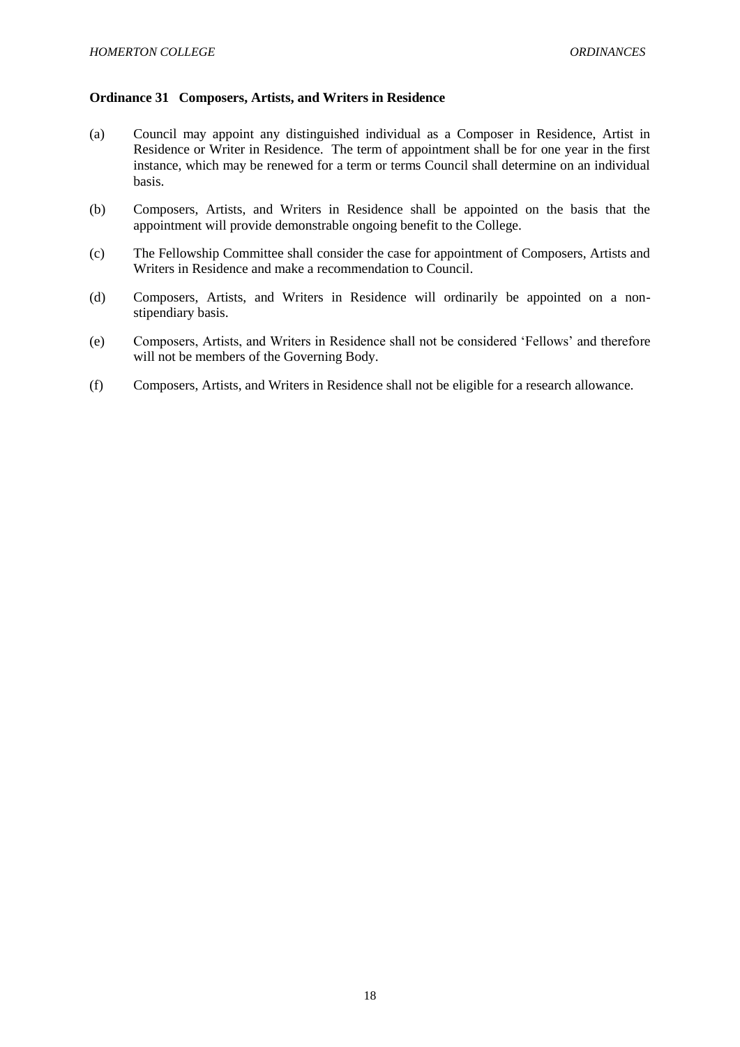## Ordinance 31 Composers, Artists, and Writers in Residence

(a) Council may appoint any distinguished individual as a Composer in Residence, Artist in Residence or Writer in Residence. The term of appointment shall be for one year in the first instance, which may be renewed for a term or terms Council shall determine on an individual basis.

(b) Composers, Artists, and Writers in Residence shall be appointed on the basis that the appointment will provide demonstrable ongoing benefit to the College.

(c) The Fellowship Committee shall consider the case for appointment of Composers, Artists and Writers in Residence and make a recommendation to Council.

(d) Composers, Artists, and Writers in Residence will ordinarily be appointed on a non-stipendiary basis.

(e) Composers, Artists, and Writers in Residence shall not be considered 'Fellows' and therefore will not be members of the Governing Body.

(f) Composers, Artists, and Writers in Residence shall not be eligible for a research allowance.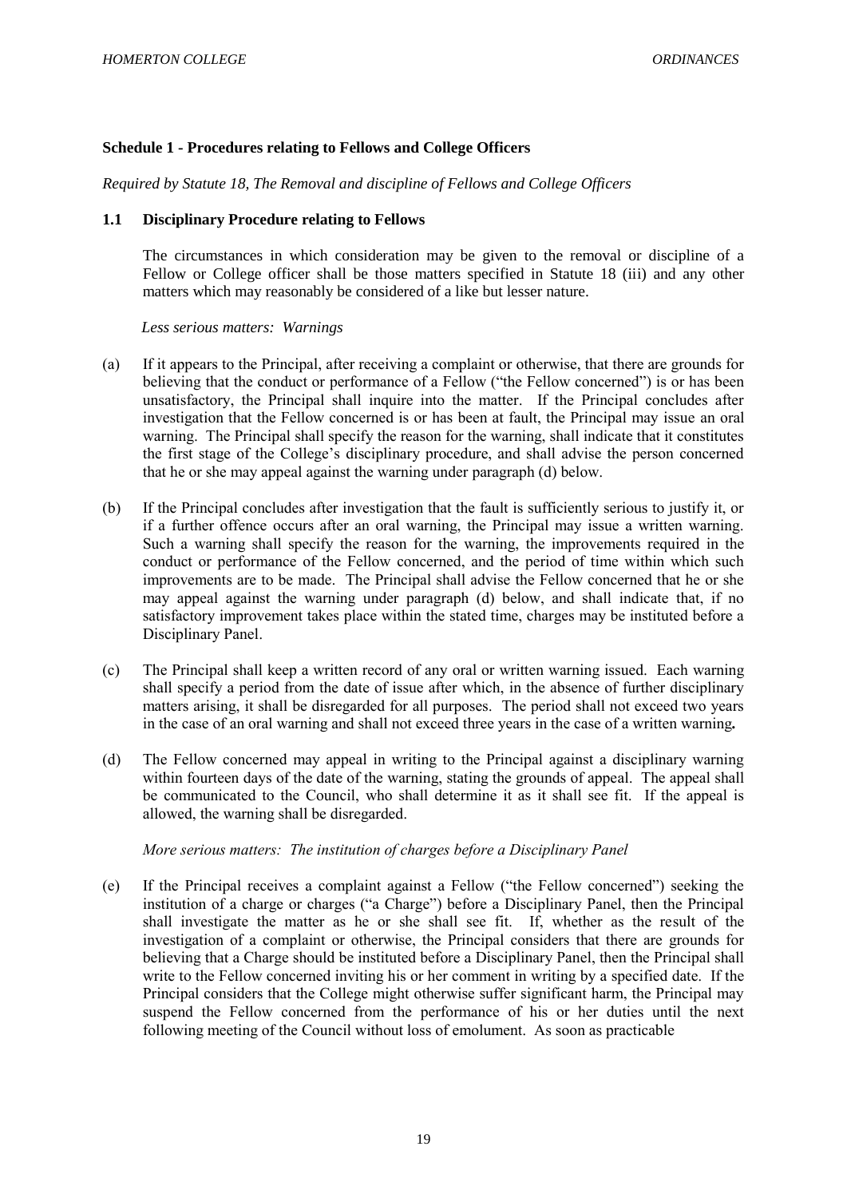**Schedule 1 - Procedures relating to Fellows and College Officers**

*Required by Statute 18, The Removal and discipline of Fellows and College Officers*

**1.1 Disciplinary Procedure relating to Fellows**

The circumstances in which consideration may be given to the removal or discipline of a Fellow or College officer shall be those matters specified in Statute 18 (iii) and any other matters which may reasonably be considered of a like but lesser nature.

*Less serious matters: Warnings*

(a) If it appears to the Principal, after receiving a complaint or otherwise, that there are grounds for believing that the conduct or performance of a Fellow ("the Fellow concerned") is or has been unsatisfactory, the Principal shall inquire into the matter. If the Principal concludes after investigation that the Fellow concerned is or has been at fault, the Principal may issue an oral warning. The Principal shall specify the reason for the warning, shall indicate that it constitutes the first stage of the College's disciplinary procedure, and shall advise the person concerned that he or she may appeal against the warning under paragraph (d) below.

(b) If the Principal concludes after investigation that the fault is sufficiently serious to justify it, or if a further offence occurs after an oral warning, the Principal may issue a written warning. Such a warning shall specify the reason for the warning, the improvements required in the conduct or performance of the Fellow concerned, and the period of time within which such improvements are to be made. The Principal shall advise the Fellow concerned that he or she may appeal against the warning under paragraph (d) below, and shall indicate that, if no satisfactory improvement takes place within the stated time, charges may be instituted before a Disciplinary Panel.

(c) The Principal shall keep a written record of any oral or written warning issued. Each warning shall specify a period from the date of issue after which, in the absence of further disciplinary matters arising, it shall be disregarded for all purposes. The period shall not exceed two years in the case of an oral warning and shall not exceed three years in the case of a written warning**.**

(d) The Fellow concerned may appeal in writing to the Principal against a disciplinary warning within fourteen days of the date of the warning, stating the grounds of appeal. The appeal shall be communicated to the Council, who shall determine it as it shall see fit. If the appeal is allowed, the warning shall be disregarded.

*More serious matters: The institution of charges before a Disciplinary Panel*

(e) If the Principal receives a complaint against a Fellow ("the Fellow concerned") seeking the institution of a charge or charges ("a Charge") before a Disciplinary Panel, then the Principal shall investigate the matter as he or she shall see fit. If, whether as the result of the investigation of a complaint or otherwise, the Principal considers that there are grounds for believing that a Charge should be instituted before a Disciplinary Panel, then the Principal shall write to the Fellow concerned inviting his or her comment in writing by a specified date. If the Principal considers that the College might otherwise suffer significant harm, the Principal may suspend the Fellow concerned from the performance of his or her duties until the next following meeting of the Council without loss of emolument. As soon as practicable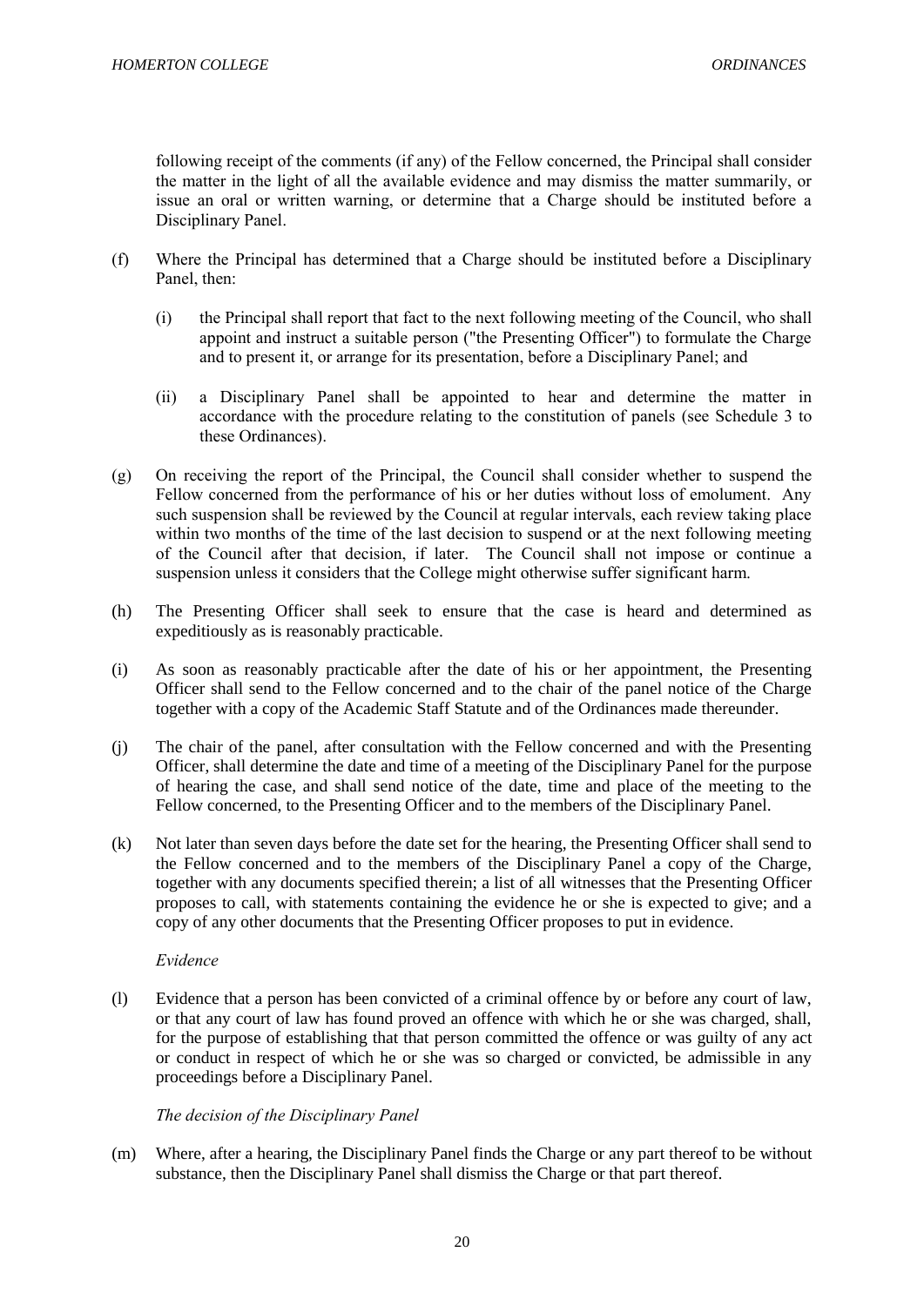following receipt of the comments (if any) of the Fellow concerned, the Principal shall consider the matter in the light of all the available evidence and may dismiss the matter summarily, or issue an oral or written warning, or determine that a Charge should be instituted before a Disciplinary Panel.

(f) Where the Principal has determined that a Charge should be instituted before a Disciplinary Panel, then:

(i) the Principal shall report that fact to the next following meeting of the Council, who shall appoint and instruct a suitable person ("the Presenting Officer") to formulate the Charge and to present it, or arrange for its presentation, before a Disciplinary Panel; and

(ii) a Disciplinary Panel shall be appointed to hear and determine the matter in accordance with the procedure relating to the constitution of panels (see Schedule 3 to these Ordinances).

(g) On receiving the report of the Principal, the Council shall consider whether to suspend the Fellow concerned from the performance of his or her duties without loss of emolument. Any such suspension shall be reviewed by the Council at regular intervals, each review taking place within two months of the time of the last decision to suspend or at the next following meeting of the Council after that decision, if later. The Council shall not impose or continue a suspension unless it considers that the College might otherwise suffer significant harm.

(h) The Presenting Officer shall seek to ensure that the case is heard and determined as expeditiously as is reasonably practicable.

(i) As soon as reasonably practicable after the date of his or her appointment, the Presenting Officer shall send to the Fellow concerned and to the chair of the panel notice of the Charge together with a copy of the Academic Staff Statute and of the Ordinances made thereunder.

(j) The chair of the panel, after consultation with the Fellow concerned and with the Presenting Officer, shall determine the date and time of a meeting of the Disciplinary Panel for the purpose of hearing the case, and shall send notice of the date, time and place of the meeting to the Fellow concerned, to the Presenting Officer and to the members of the Disciplinary Panel.

(k) Not later than seven days before the date set for the hearing, the Presenting Officer shall send to the Fellow concerned and to the members of the Disciplinary Panel a copy of the Charge, together with any documents specified therein; a list of all witnesses that the Presenting Officer proposes to call, with statements containing the evidence he or she is expected to give; and a copy of any other documents that the Presenting Officer proposes to put in evidence.

*Evidence*

(l) Evidence that a person has been convicted of a criminal offence by or before any court of law, or that any court of law has found proved an offence with which he or she was charged, shall, for the purpose of establishing that that person committed the offence or was guilty of any act or conduct in respect of which he or she was so charged or convicted, be admissible in any proceedings before a Disciplinary Panel.

*The decision of the Disciplinary Panel*

(m) Where, after a hearing, the Disciplinary Panel finds the Charge or any part thereof to be without substance, then the Disciplinary Panel shall dismiss the Charge or that part thereof.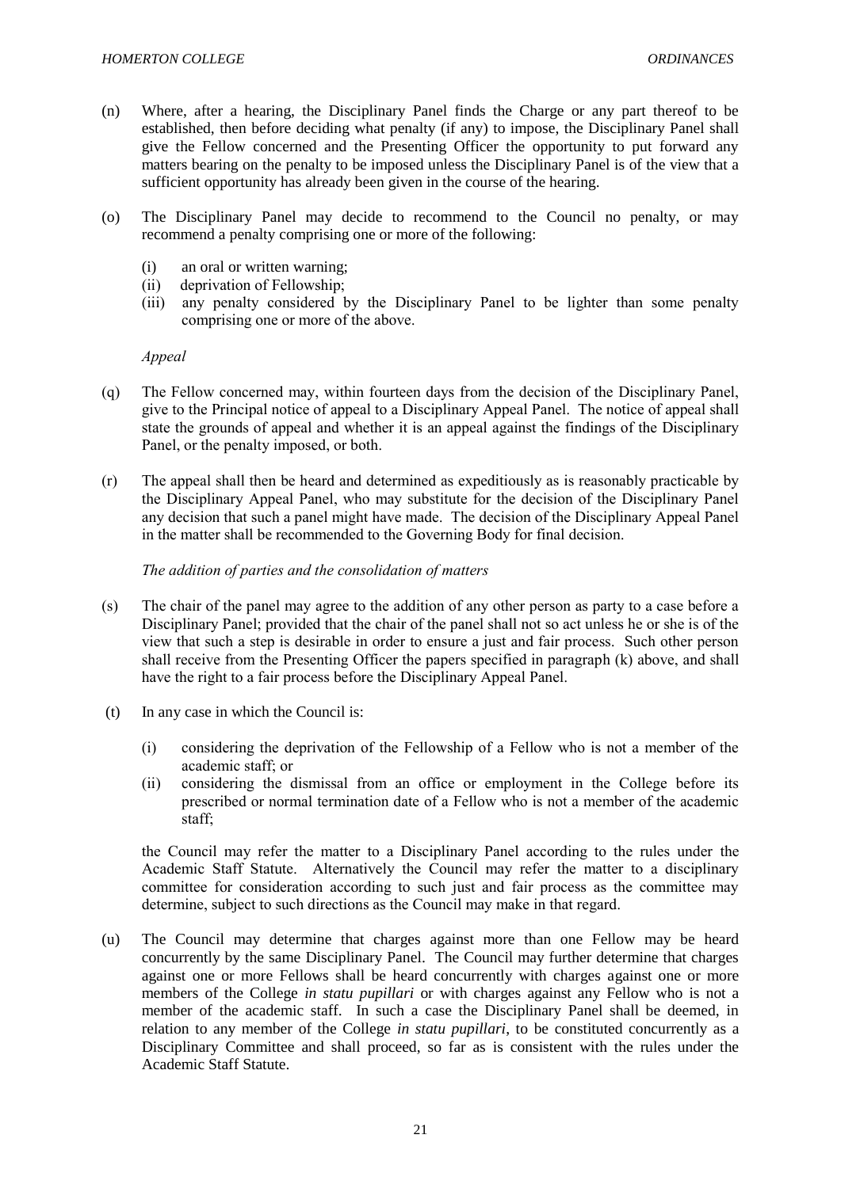(n) Where, after a hearing, the Disciplinary Panel finds the Charge or any part thereof to be established, then before deciding what penalty (if any) to impose, the Disciplinary Panel shall give the Fellow concerned and the Presenting Officer the opportunity to put forward any matters bearing on the penalty to be imposed unless the Disciplinary Panel is of the view that a sufficient opportunity has already been given in the course of the hearing.

(o) The Disciplinary Panel may decide to recommend to the Council no penalty, or may recommend a penalty comprising one or more of the following:

  (i) an oral or written warning;
  (ii) deprivation of Fellowship;
  (iii) any penalty considered by the Disciplinary Panel to be lighter than some penalty comprising one or more of the above.

*Appeal*

(q) The Fellow concerned may, within fourteen days from the decision of the Disciplinary Panel, give to the Principal notice of appeal to a Disciplinary Appeal Panel. The notice of appeal shall state the grounds of appeal and whether it is an appeal against the findings of the Disciplinary Panel, or the penalty imposed, or both.

(r) The appeal shall then be heard and determined as expeditiously as is reasonably practicable by the Disciplinary Appeal Panel, who may substitute for the decision of the Disciplinary Panel any decision that such a panel might have made. The decision of the Disciplinary Appeal Panel in the matter shall be recommended to the Governing Body for final decision.

*The addition of parties and the consolidation of matters*

(s) The chair of the panel may agree to the addition of any other person as party to a case before a Disciplinary Panel; provided that the chair of the panel shall not so act unless he or she is of the view that such a step is desirable in order to ensure a just and fair process. Such other person shall receive from the Presenting Officer the papers specified in paragraph (k) above, and shall have the right to a fair process before the Disciplinary Appeal Panel.

(t) In any case in which the Council is:

  (i) considering the deprivation of the Fellowship of a Fellow who is not a member of the academic staff; or
  (ii) considering the dismissal from an office or employment in the College before its prescribed or normal termination date of a Fellow who is not a member of the academic staff;

  the Council may refer the matter to a Disciplinary Panel according to the rules under the Academic Staff Statute. Alternatively the Council may refer the matter to a disciplinary committee for consideration according to such just and fair process as the committee may determine, subject to such directions as the Council may make in that regard.

(u) The Council may determine that charges against more than one Fellow may be heard concurrently by the same Disciplinary Panel. The Council may further determine that charges against one or more Fellows shall be heard concurrently with charges against one or more members of the College *in statu pupillari* or with charges against any Fellow who is not a member of the academic staff. In such a case the Disciplinary Panel shall be deemed, in relation to any member of the College *in statu pupillari*, to be constituted concurrently as a Disciplinary Committee and shall proceed, so far as is consistent with the rules under the Academic Staff Statute.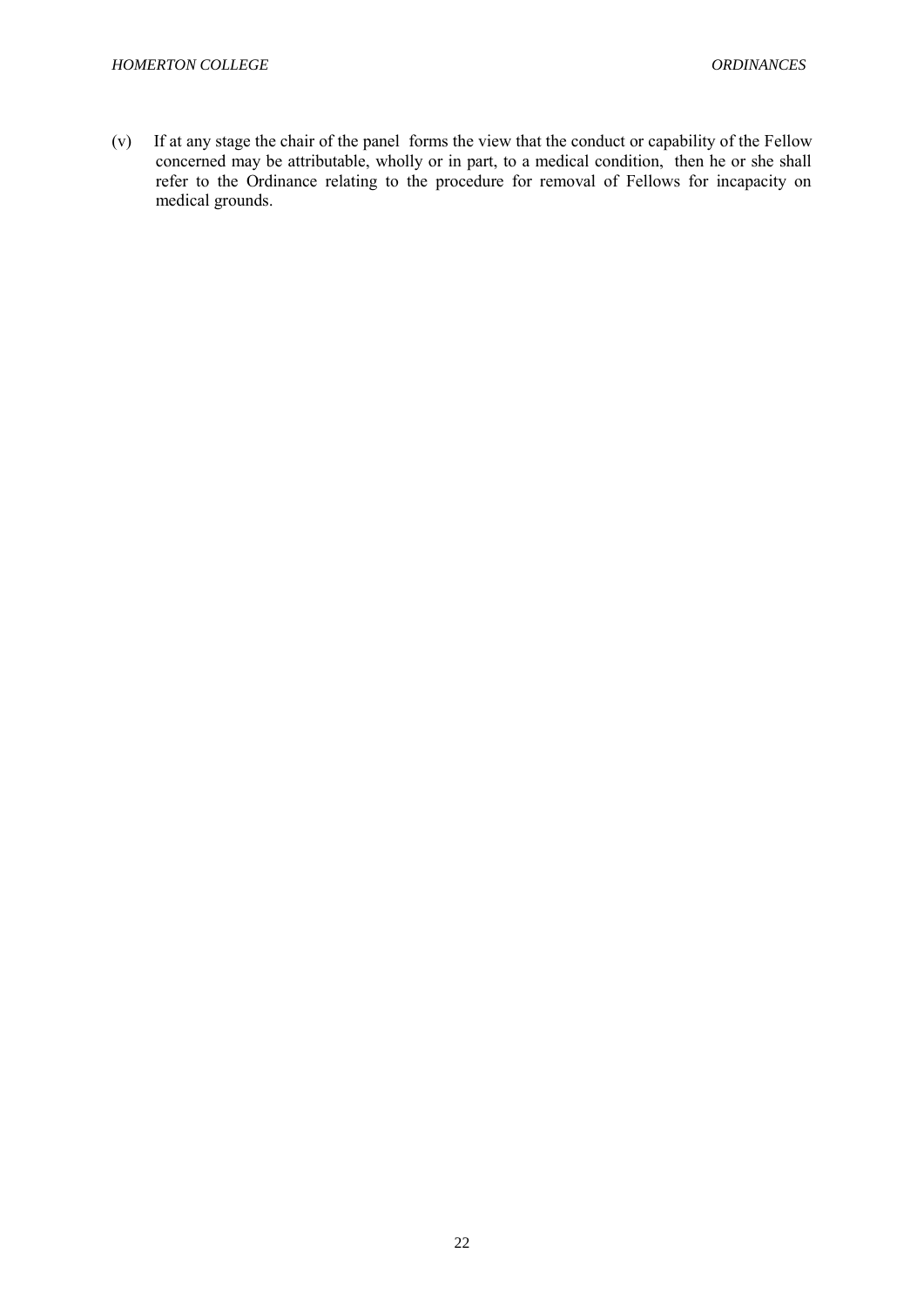(v) If at any stage the chair of the panel forms the view that the conduct or capability of the Fellow concerned may be attributable, wholly or in part, to a medical condition, then he or she shall refer to the Ordinance relating to the procedure for removal of Fellows for incapacity on medical grounds.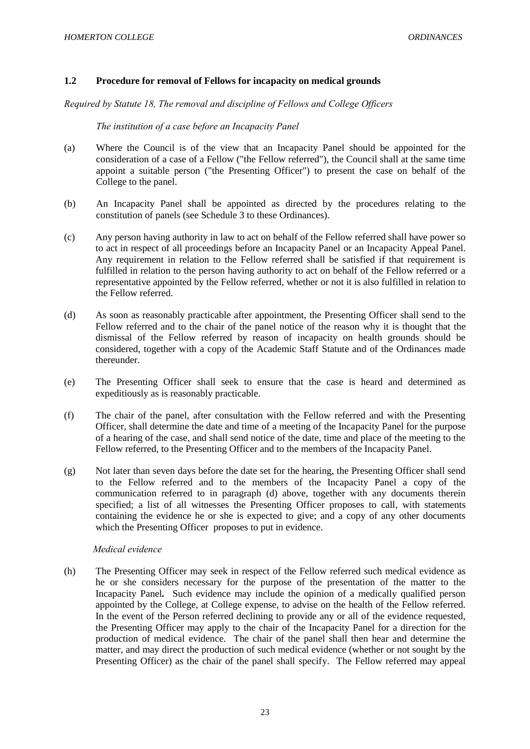### 1.2 Procedure for removal of Fellows for incapacity on medical grounds

*Required by Statute 18, The removal and discipline of Fellows and College Officers*

*The institution of a case before an Incapacity Panel*

(a) Where the Council is of the view that an Incapacity Panel should be appointed for the consideration of a case of a Fellow ("the Fellow referred"), the Council shall at the same time appoint a suitable person ("the Presenting Officer") to present the case on behalf of the College to the panel.

(b) An Incapacity Panel shall be appointed as directed by the procedures relating to the constitution of panels (see Schedule 3 to these Ordinances).

(c) Any person having authority in law to act on behalf of the Fellow referred shall have power so to act in respect of all proceedings before an Incapacity Panel or an Incapacity Appeal Panel. Any requirement in relation to the Fellow referred shall be satisfied if that requirement is fulfilled in relation to the person having authority to act on behalf of the Fellow referred or a representative appointed by the Fellow referred, whether or not it is also fulfilled in relation to the Fellow referred.

(d) As soon as reasonably practicable after appointment, the Presenting Officer shall send to the Fellow referred and to the chair of the panel notice of the reason why it is thought that the dismissal of the Fellow referred by reason of incapacity on health grounds should be considered, together with a copy of the Academic Staff Statute and of the Ordinances made thereunder.

(e) The Presenting Officer shall seek to ensure that the case is heard and determined as expeditiously as is reasonably practicable.

(f) The chair of the panel, after consultation with the Fellow referred and with the Presenting Officer, shall determine the date and time of a meeting of the Incapacity Panel for the purpose of a hearing of the case, and shall send notice of the date, time and place of the meeting to the Fellow referred, to the Presenting Officer and to the members of the Incapacity Panel.

(g) Not later than seven days before the date set for the hearing, the Presenting Officer shall send to the Fellow referred and to the members of the Incapacity Panel a copy of the communication referred to in paragraph (d) above, together with any documents therein specified; a list of all witnesses the Presenting Officer proposes to call, with statements containing the evidence he or she is expected to give; and a copy of any other documents which the Presenting Officer proposes to put in evidence.

*Medical evidence*

(h) The Presenting Officer may seek in respect of the Fellow referred such medical evidence as he or she considers necessary for the purpose of the presentation of the matter to the Incapacity Panel**.** Such evidence may include the opinion of a medically qualified person appointed by the College, at College expense, to advise on the health of the Fellow referred. In the event of the Person referred declining to provide any or all of the evidence requested, the Presenting Officer may apply to the chair of the Incapacity Panel for a direction for the production of medical evidence. The chair of the panel shall then hear and determine the matter, and may direct the production of such medical evidence (whether or not sought by the Presenting Officer) as the chair of the panel shall specify. The Fellow referred may appeal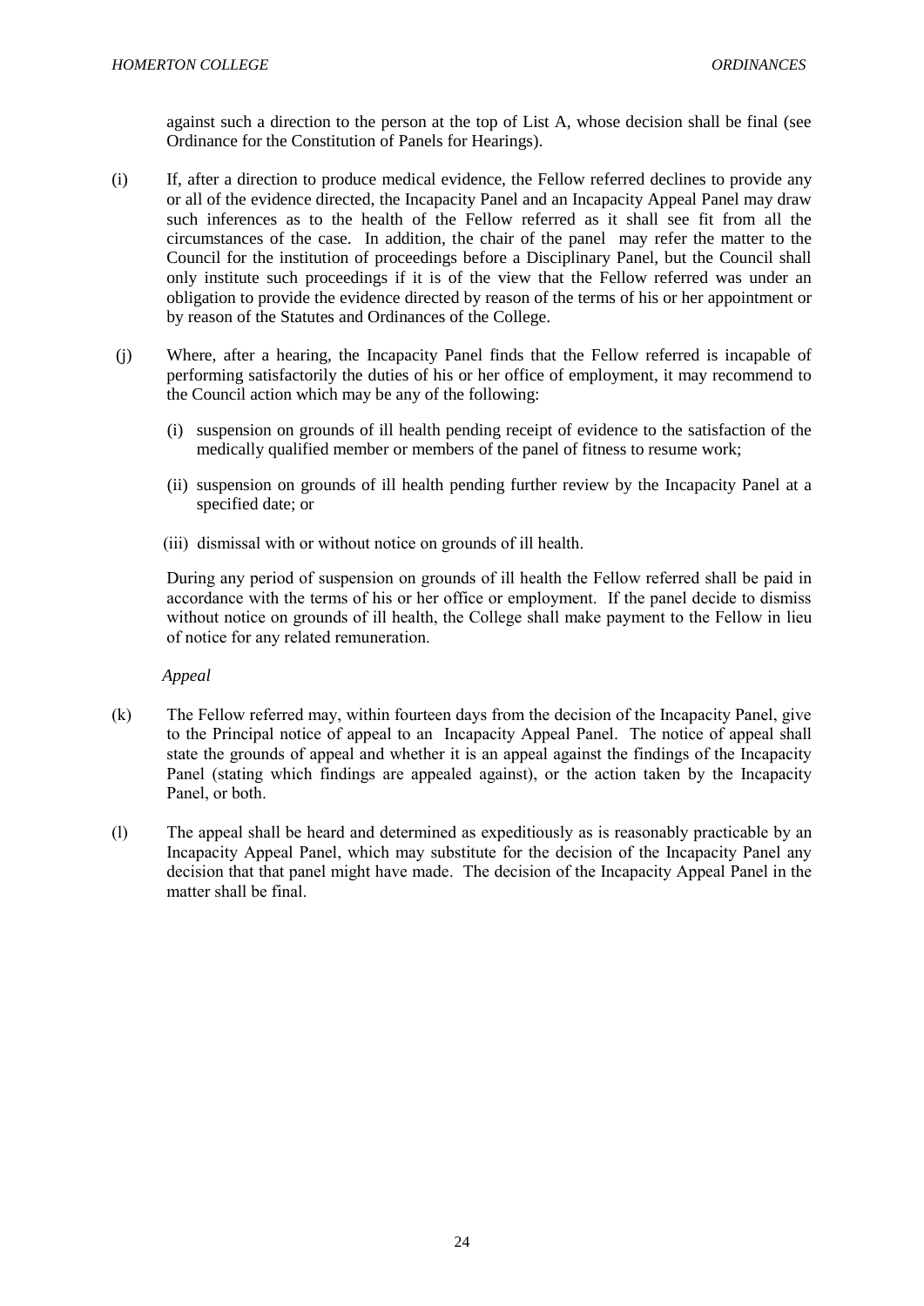against such a direction to the person at the top of List A, whose decision shall be final (see Ordinance for the Constitution of Panels for Hearings).

(i) If, after a direction to produce medical evidence, the Fellow referred declines to provide any or all of the evidence directed, the Incapacity Panel and an Incapacity Appeal Panel may draw such inferences as to the health of the Fellow referred as it shall see fit from all the circumstances of the case. In addition, the chair of the panel may refer the matter to the Council for the institution of proceedings before a Disciplinary Panel, but the Council shall only institute such proceedings if it is of the view that the Fellow referred was under an obligation to provide the evidence directed by reason of the terms of his or her appointment or by reason of the Statutes and Ordinances of the College.

(j) Where, after a hearing, the Incapacity Panel finds that the Fellow referred is incapable of performing satisfactorily the duties of his or her office of employment, it may recommend to the Council action which may be any of the following:

(i) suspension on grounds of ill health pending receipt of evidence to the satisfaction of the medically qualified member or members of the panel of fitness to resume work;

(ii) suspension on grounds of ill health pending further review by the Incapacity Panel at a specified date; or

(iii) dismissal with or without notice on grounds of ill health.

During any period of suspension on grounds of ill health the Fellow referred shall be paid in accordance with the terms of his or her office or employment. If the panel decide to dismiss without notice on grounds of ill health, the College shall make payment to the Fellow in lieu of notice for any related remuneration.

*Appeal*

(k) The Fellow referred may, within fourteen days from the decision of the Incapacity Panel, give to the Principal notice of appeal to an Incapacity Appeal Panel. The notice of appeal shall state the grounds of appeal and whether it is an appeal against the findings of the Incapacity Panel (stating which findings are appealed against), or the action taken by the Incapacity Panel, or both.

(l) The appeal shall be heard and determined as expeditiously as is reasonably practicable by an Incapacity Appeal Panel, which may substitute for the decision of the Incapacity Panel any decision that that panel might have made. The decision of the Incapacity Appeal Panel in the matter shall be final.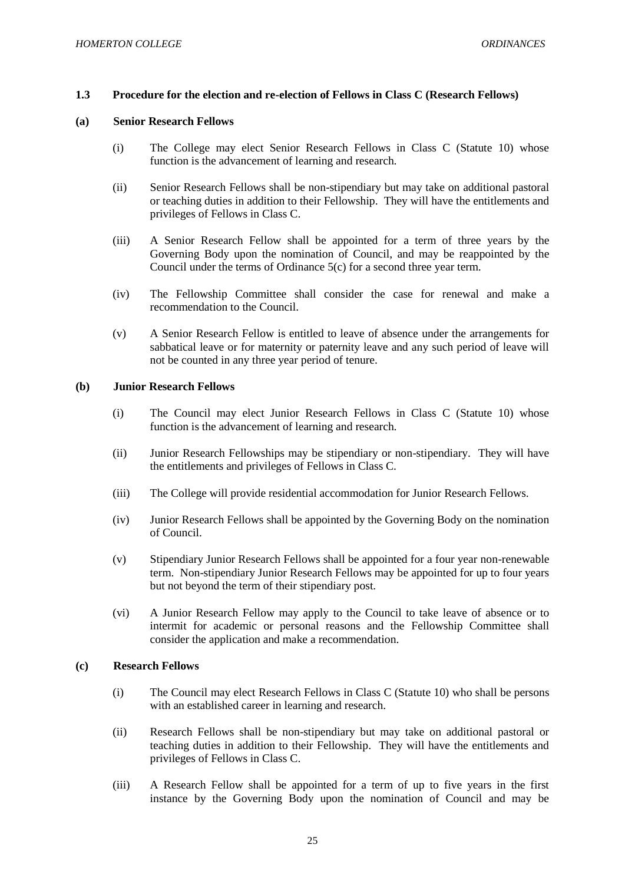### 1.3 Procedure for the election and re-election of Fellows in Class C (Research Fellows)

**(a) Senior Research Fellows**

(i) The College may elect Senior Research Fellows in Class C (Statute 10) whose function is the advancement of learning and research.

(ii) Senior Research Fellows shall be non-stipendiary but may take on additional pastoral or teaching duties in addition to their Fellowship. They will have the entitlements and privileges of Fellows in Class C.

(iii) A Senior Research Fellow shall be appointed for a term of three years by the Governing Body upon the nomination of Council, and may be reappointed by the Council under the terms of Ordinance 5(c) for a second three year term.

(iv) The Fellowship Committee shall consider the case for renewal and make a recommendation to the Council.

(v) A Senior Research Fellow is entitled to leave of absence under the arrangements for sabbatical leave or for maternity or paternity leave and any such period of leave will not be counted in any three year period of tenure.

**(b) Junior Research Fellows**

(i) The Council may elect Junior Research Fellows in Class C (Statute 10) whose function is the advancement of learning and research.

(ii) Junior Research Fellowships may be stipendiary or non-stipendiary. They will have the entitlements and privileges of Fellows in Class C.

(iii) The College will provide residential accommodation for Junior Research Fellows.

(iv) Junior Research Fellows shall be appointed by the Governing Body on the nomination of Council.

(v) Stipendiary Junior Research Fellows shall be appointed for a four year non-renewable term. Non-stipendiary Junior Research Fellows may be appointed for up to four years but not beyond the term of their stipendiary post.

(vi) A Junior Research Fellow may apply to the Council to take leave of absence or to intermit for academic or personal reasons and the Fellowship Committee shall consider the application and make a recommendation.

**(c) Research Fellows**

(i) The Council may elect Research Fellows in Class C (Statute 10) who shall be persons with an established career in learning and research.

(ii) Research Fellows shall be non-stipendiary but may take on additional pastoral or teaching duties in addition to their Fellowship. They will have the entitlements and privileges of Fellows in Class C.

(iii) A Research Fellow shall be appointed for a term of up to five years in the first instance by the Governing Body upon the nomination of Council and may be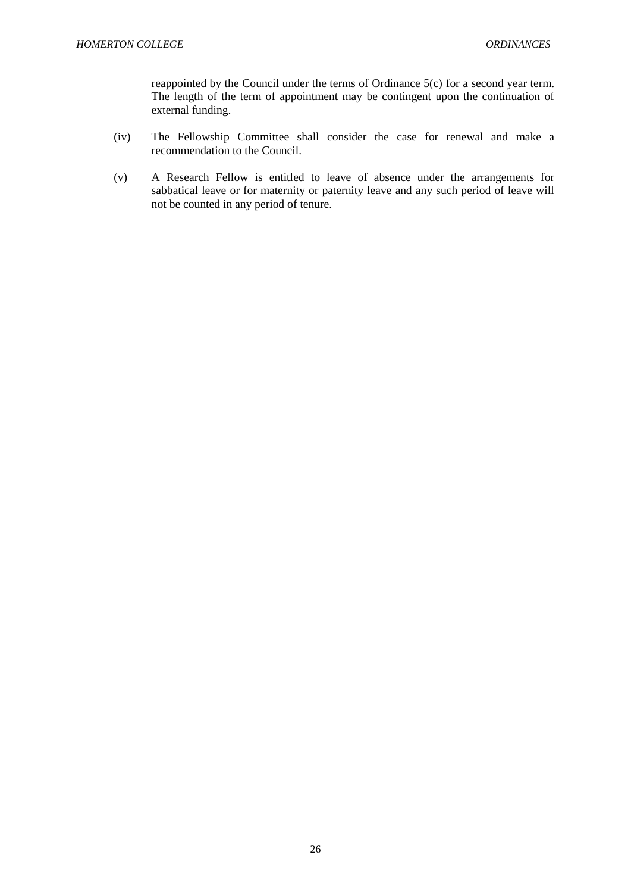reappointed by the Council under the terms of Ordinance 5(c) for a second year term. The length of the term of appointment may be contingent upon the continuation of external funding.

(iv) The Fellowship Committee shall consider the case for renewal and make a recommendation to the Council.

(v) A Research Fellow is entitled to leave of absence under the arrangements for sabbatical leave or for maternity or paternity leave and any such period of leave will not be counted in any period of tenure.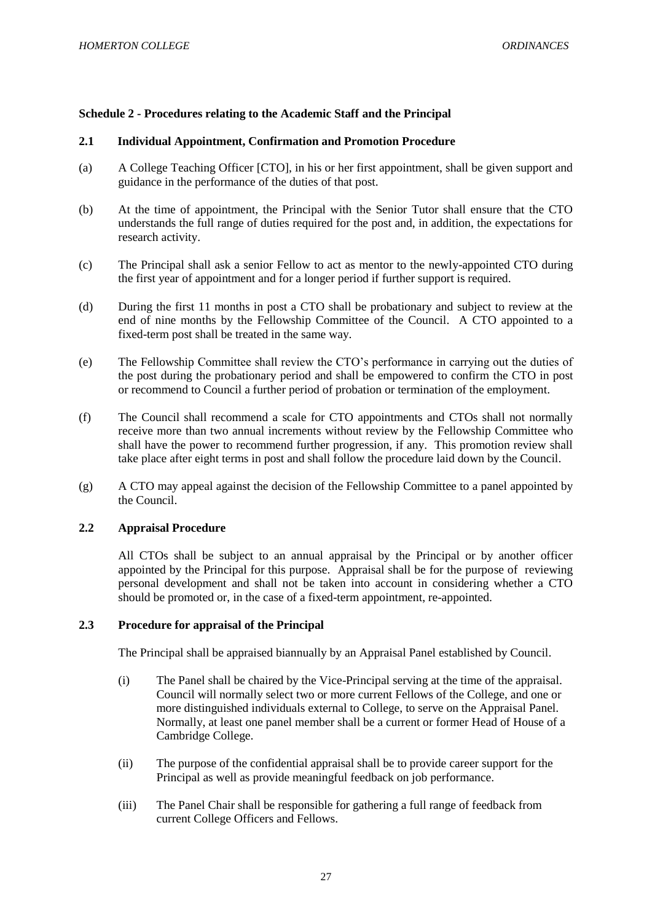**Schedule 2 - Procedures relating to the Academic Staff and the Principal**

**2.1 Individual Appointment, Confirmation and Promotion Procedure**

(a) A College Teaching Officer [CTO], in his or her first appointment, shall be given support and guidance in the performance of the duties of that post.

(b) At the time of appointment, the Principal with the Senior Tutor shall ensure that the CTO understands the full range of duties required for the post and, in addition, the expectations for research activity.

(c) The Principal shall ask a senior Fellow to act as mentor to the newly-appointed CTO during the first year of appointment and for a longer period if further support is required.

(d) During the first 11 months in post a CTO shall be probationary and subject to review at the end of nine months by the Fellowship Committee of the Council. A CTO appointed to a fixed-term post shall be treated in the same way.

(e) The Fellowship Committee shall review the CTO's performance in carrying out the duties of the post during the probationary period and shall be empowered to confirm the CTO in post or recommend to Council a further period of probation or termination of the employment.

(f) The Council shall recommend a scale for CTO appointments and CTOs shall not normally receive more than two annual increments without review by the Fellowship Committee who shall have the power to recommend further progression, if any. This promotion review shall take place after eight terms in post and shall follow the procedure laid down by the Council.

(g) A CTO may appeal against the decision of the Fellowship Committee to a panel appointed by the Council.

**2.2 Appraisal Procedure**

All CTOs shall be subject to an annual appraisal by the Principal or by another officer appointed by the Principal for this purpose. Appraisal shall be for the purpose of reviewing personal development and shall not be taken into account in considering whether a CTO should be promoted or, in the case of a fixed-term appointment, re-appointed.

**2.3 Procedure for appraisal of the Principal**

The Principal shall be appraised biannually by an Appraisal Panel established by Council.

(i) The Panel shall be chaired by the Vice-Principal serving at the time of the appraisal. Council will normally select two or more current Fellows of the College, and one or more distinguished individuals external to College, to serve on the Appraisal Panel. Normally, at least one panel member shall be a current or former Head of House of a Cambridge College.

(ii) The purpose of the confidential appraisal shall be to provide career support for the Principal as well as provide meaningful feedback on job performance.

(iii) The Panel Chair shall be responsible for gathering a full range of feedback from current College Officers and Fellows.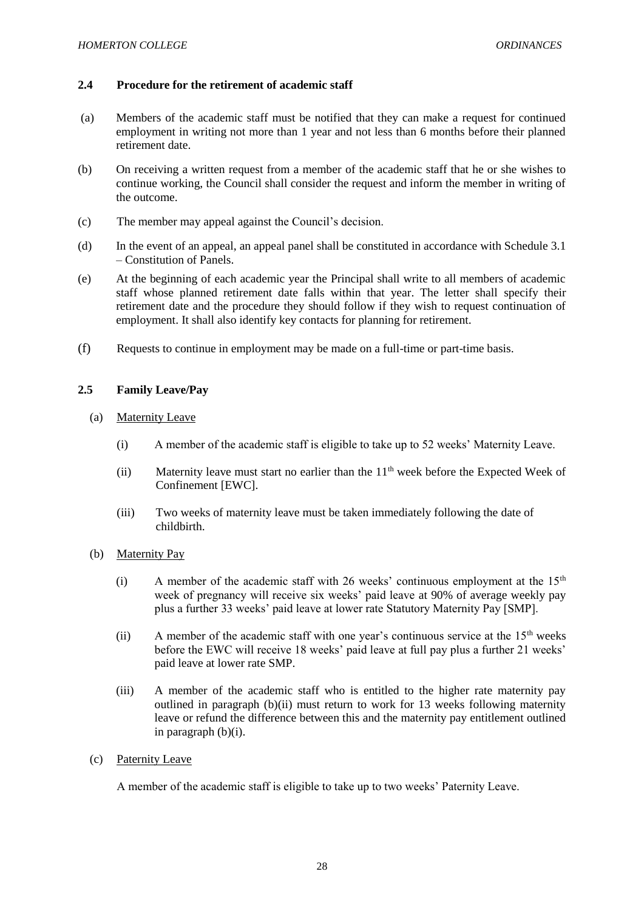## 2.4 Procedure for the retirement of academic staff

(a) Members of the academic staff must be notified that they can make a request for continued employment in writing not more than 1 year and not less than 6 months before their planned retirement date.

(b) On receiving a written request from a member of the academic staff that he or she wishes to continue working, the Council shall consider the request and inform the member in writing of the outcome.

(c) The member may appeal against the Council's decision.

(d) In the event of an appeal, an appeal panel shall be constituted in accordance with Schedule 3.1 – Constitution of Panels.

(e) At the beginning of each academic year the Principal shall write to all members of academic staff whose planned retirement date falls within that year. The letter shall specify their retirement date and the procedure they should follow if they wish to request continuation of employment. It shall also identify key contacts for planning for retirement.

(f) Requests to continue in employment may be made on a full-time or part-time basis.

## 2.5 Family Leave/Pay

(a) Maternity Leave

(i) A member of the academic staff is eligible to take up to 52 weeks' Maternity Leave.

(ii) Maternity leave must start no earlier than the 11th week before the Expected Week of Confinement [EWC].

(iii) Two weeks of maternity leave must be taken immediately following the date of childbirth.

(b) Maternity Pay

(i) A member of the academic staff with 26 weeks' continuous employment at the 15th week of pregnancy will receive six weeks' paid leave at 90% of average weekly pay plus a further 33 weeks' paid leave at lower rate Statutory Maternity Pay [SMP].

(ii) A member of the academic staff with one year's continuous service at the 15th weeks before the EWC will receive 18 weeks' paid leave at full pay plus a further 21 weeks' paid leave at lower rate SMP.

(iii) A member of the academic staff who is entitled to the higher rate maternity pay outlined in paragraph (b)(ii) must return to work for 13 weeks following maternity leave or refund the difference between this and the maternity pay entitlement outlined in paragraph (b)(i).

(c) Paternity Leave

A member of the academic staff is eligible to take up to two weeks' Paternity Leave.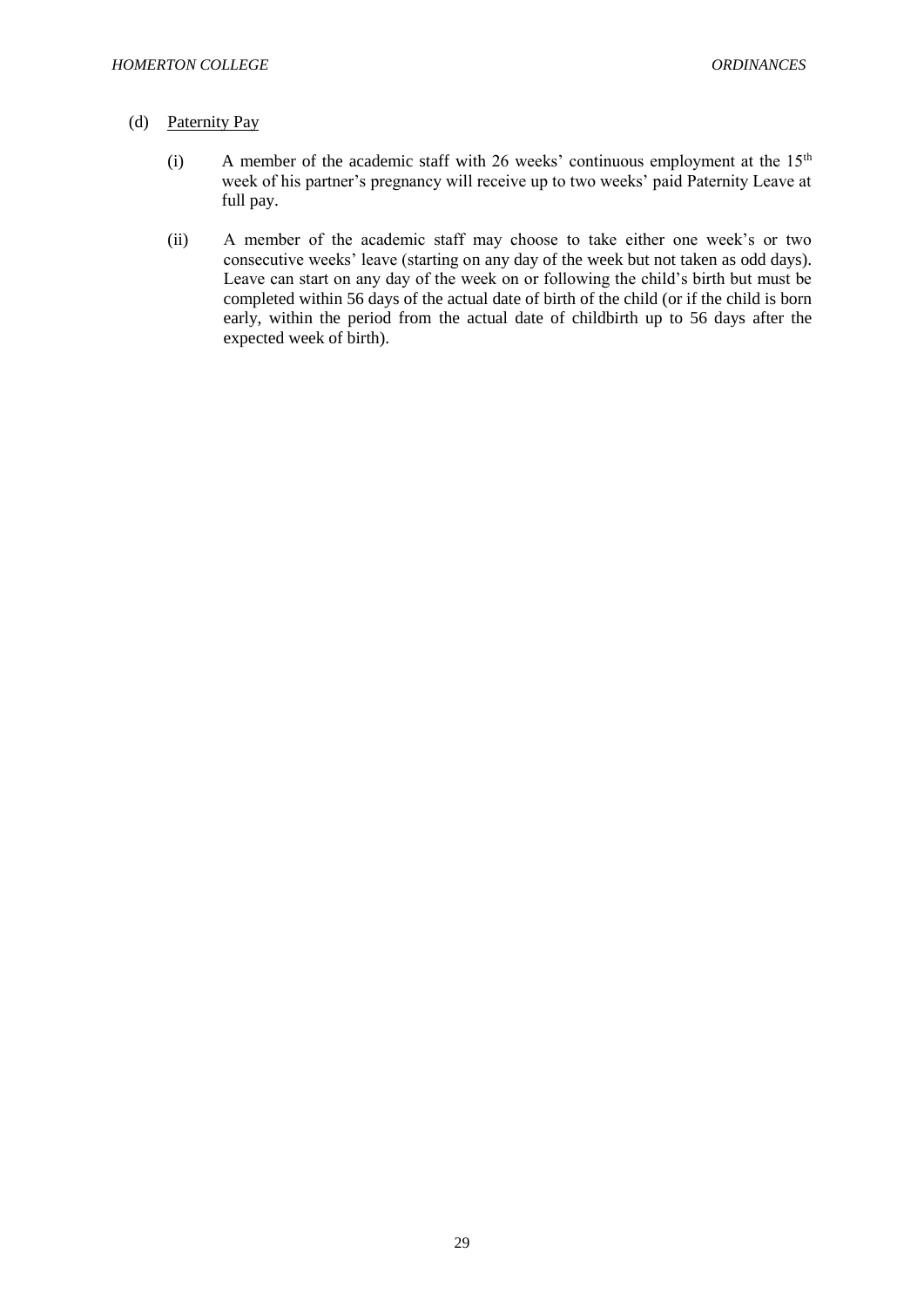(d) Paternity Pay

(i) A member of the academic staff with 26 weeks' continuous employment at the 15th week of his partner's pregnancy will receive up to two weeks' paid Paternity Leave at full pay.

(ii) A member of the academic staff may choose to take either one week's or two consecutive weeks' leave (starting on any day of the week but not taken as odd days). Leave can start on any day of the week on or following the child's birth but must be completed within 56 days of the actual date of birth of the child (or if the child is born early, within the period from the actual date of childbirth up to 56 days after the expected week of birth).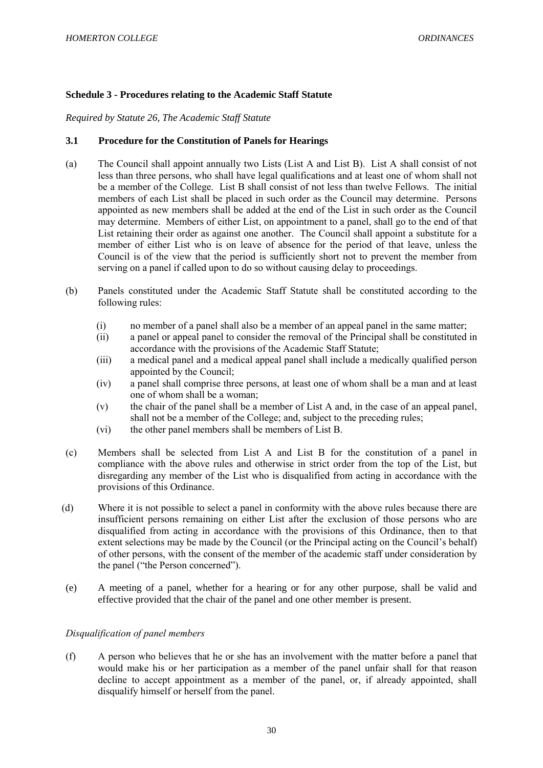## Schedule 3 - Procedures relating to the Academic Staff Statute

*Required by Statute 26, The Academic Staff Statute*

### 3.1 Procedure for the Constitution of Panels for Hearings

(a) The Council shall appoint annually two Lists (List A and List B). List A shall consist of not less than three persons, who shall have legal qualifications and at least one of whom shall not be a member of the College. List B shall consist of not less than twelve Fellows. The initial members of each List shall be placed in such order as the Council may determine. Persons appointed as new members shall be added at the end of the List in such order as the Council may determine. Members of either List, on appointment to a panel, shall go to the end of that List retaining their order as against one another. The Council shall appoint a substitute for a member of either List who is on leave of absence for the period of that leave, unless the Council is of the view that the period is sufficiently short not to prevent the member from serving on a panel if called upon to do so without causing delay to proceedings.

(b) Panels constituted under the Academic Staff Statute shall be constituted according to the following rules:

- (i) no member of a panel shall also be a member of an appeal panel in the same matter;
- (ii) a panel or appeal panel to consider the removal of the Principal shall be constituted in accordance with the provisions of the Academic Staff Statute;
- (iii) a medical panel and a medical appeal panel shall include a medically qualified person appointed by the Council;
- (iv) a panel shall comprise three persons, at least one of whom shall be a man and at least one of whom shall be a woman;
- (v) the chair of the panel shall be a member of List A and, in the case of an appeal panel, shall not be a member of the College; and, subject to the preceding rules;
- (vi) the other panel members shall be members of List B.

(c) Members shall be selected from List A and List B for the constitution of a panel in compliance with the above rules and otherwise in strict order from the top of the List, but disregarding any member of the List who is disqualified from acting in accordance with the provisions of this Ordinance.

(d) Where it is not possible to select a panel in conformity with the above rules because there are insufficient persons remaining on either List after the exclusion of those persons who are disqualified from acting in accordance with the provisions of this Ordinance, then to that extent selections may be made by the Council (or the Principal acting on the Council's behalf) of other persons, with the consent of the member of the academic staff under consideration by the panel ("the Person concerned").

(e) A meeting of a panel, whether for a hearing or for any other purpose, shall be valid and effective provided that the chair of the panel and one other member is present.

*Disqualification of panel members*

(f) A person who believes that he or she has an involvement with the matter before a panel that would make his or her participation as a member of the panel unfair shall for that reason decline to accept appointment as a member of the panel, or, if already appointed, shall disqualify himself or herself from the panel.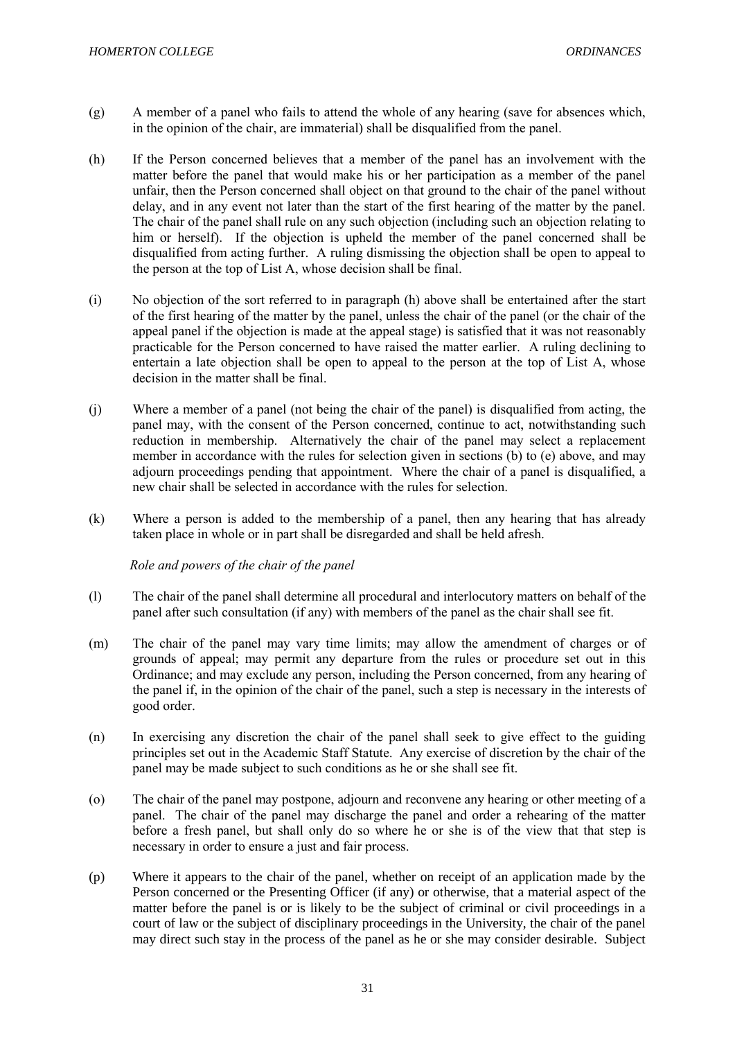(g) A member of a panel who fails to attend the whole of any hearing (save for absences which, in the opinion of the chair, are immaterial) shall be disqualified from the panel.

(h) If the Person concerned believes that a member of the panel has an involvement with the matter before the panel that would make his or her participation as a member of the panel unfair, then the Person concerned shall object on that ground to the chair of the panel without delay, and in any event not later than the start of the first hearing of the matter by the panel. The chair of the panel shall rule on any such objection (including such an objection relating to him or herself). If the objection is upheld the member of the panel concerned shall be disqualified from acting further. A ruling dismissing the objection shall be open to appeal to the person at the top of List A, whose decision shall be final.

(i) No objection of the sort referred to in paragraph (h) above shall be entertained after the start of the first hearing of the matter by the panel, unless the chair of the panel (or the chair of the appeal panel if the objection is made at the appeal stage) is satisfied that it was not reasonably practicable for the Person concerned to have raised the matter earlier. A ruling declining to entertain a late objection shall be open to appeal to the person at the top of List A, whose decision in the matter shall be final.

(j) Where a member of a panel (not being the chair of the panel) is disqualified from acting, the panel may, with the consent of the Person concerned, continue to act, notwithstanding such reduction in membership. Alternatively the chair of the panel may select a replacement member in accordance with the rules for selection given in sections (b) to (e) above, and may adjourn proceedings pending that appointment. Where the chair of a panel is disqualified, a new chair shall be selected in accordance with the rules for selection.

(k) Where a person is added to the membership of a panel, then any hearing that has already taken place in whole or in part shall be disregarded and shall be held afresh.

*Role and powers of the chair of the panel*

(l) The chair of the panel shall determine all procedural and interlocutory matters on behalf of the panel after such consultation (if any) with members of the panel as the chair shall see fit.

(m) The chair of the panel may vary time limits; may allow the amendment of charges or of grounds of appeal; may permit any departure from the rules or procedure set out in this Ordinance; and may exclude any person, including the Person concerned, from any hearing of the panel if, in the opinion of the chair of the panel, such a step is necessary in the interests of good order.

(n) In exercising any discretion the chair of the panel shall seek to give effect to the guiding principles set out in the Academic Staff Statute. Any exercise of discretion by the chair of the panel may be made subject to such conditions as he or she shall see fit.

(o) The chair of the panel may postpone, adjourn and reconvene any hearing or other meeting of a panel. The chair of the panel may discharge the panel and order a rehearing of the matter before a fresh panel, but shall only do so where he or she is of the view that that step is necessary in order to ensure a just and fair process.

(p) Where it appears to the chair of the panel, whether on receipt of an application made by the Person concerned or the Presenting Officer (if any) or otherwise, that a material aspect of the matter before the panel is or is likely to be the subject of criminal or civil proceedings in a court of law or the subject of disciplinary proceedings in the University, the chair of the panel may direct such stay in the process of the panel as he or she may consider desirable. Subject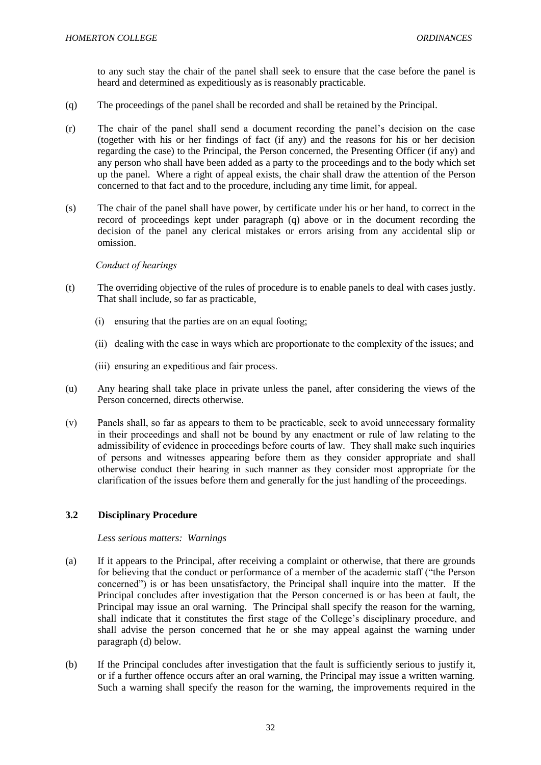to any such stay the chair of the panel shall seek to ensure that the case before the panel is heard and determined as expeditiously as is reasonably practicable.

(q) The proceedings of the panel shall be recorded and shall be retained by the Principal.

(r) The chair of the panel shall send a document recording the panel's decision on the case (together with his or her findings of fact (if any) and the reasons for his or her decision regarding the case) to the Principal, the Person concerned, the Presenting Officer (if any) and any person who shall have been added as a party to the proceedings and to the body which set up the panel. Where a right of appeal exists, the chair shall draw the attention of the Person concerned to that fact and to the procedure, including any time limit, for appeal.

(s) The chair of the panel shall have power, by certificate under his or her hand, to correct in the record of proceedings kept under paragraph (q) above or in the document recording the decision of the panel any clerical mistakes or errors arising from any accidental slip or omission.

*Conduct of hearings*

(t) The overriding objective of the rules of procedure is to enable panels to deal with cases justly. That shall include, so far as practicable,

(i) ensuring that the parties are on an equal footing;

(ii) dealing with the case in ways which are proportionate to the complexity of the issues; and

(iii) ensuring an expeditious and fair process.

(u) Any hearing shall take place in private unless the panel, after considering the views of the Person concerned, directs otherwise.

(v) Panels shall, so far as appears to them to be practicable, seek to avoid unnecessary formality in their proceedings and shall not be bound by any enactment or rule of law relating to the admissibility of evidence in proceedings before courts of law. They shall make such inquiries of persons and witnesses appearing before them as they consider appropriate and shall otherwise conduct their hearing in such manner as they consider most appropriate for the clarification of the issues before them and generally for the just handling of the proceedings.

### 3.2 Disciplinary Procedure

*Less serious matters: Warnings*

(a) If it appears to the Principal, after receiving a complaint or otherwise, that there are grounds for believing that the conduct or performance of a member of the academic staff ("the Person concerned") is or has been unsatisfactory, the Principal shall inquire into the matter. If the Principal concludes after investigation that the Person concerned is or has been at fault, the Principal may issue an oral warning. The Principal shall specify the reason for the warning, shall indicate that it constitutes the first stage of the College's disciplinary procedure, and shall advise the person concerned that he or she may appeal against the warning under paragraph (d) below.

(b) If the Principal concludes after investigation that the fault is sufficiently serious to justify it, or if a further offence occurs after an oral warning, the Principal may issue a written warning. Such a warning shall specify the reason for the warning, the improvements required in the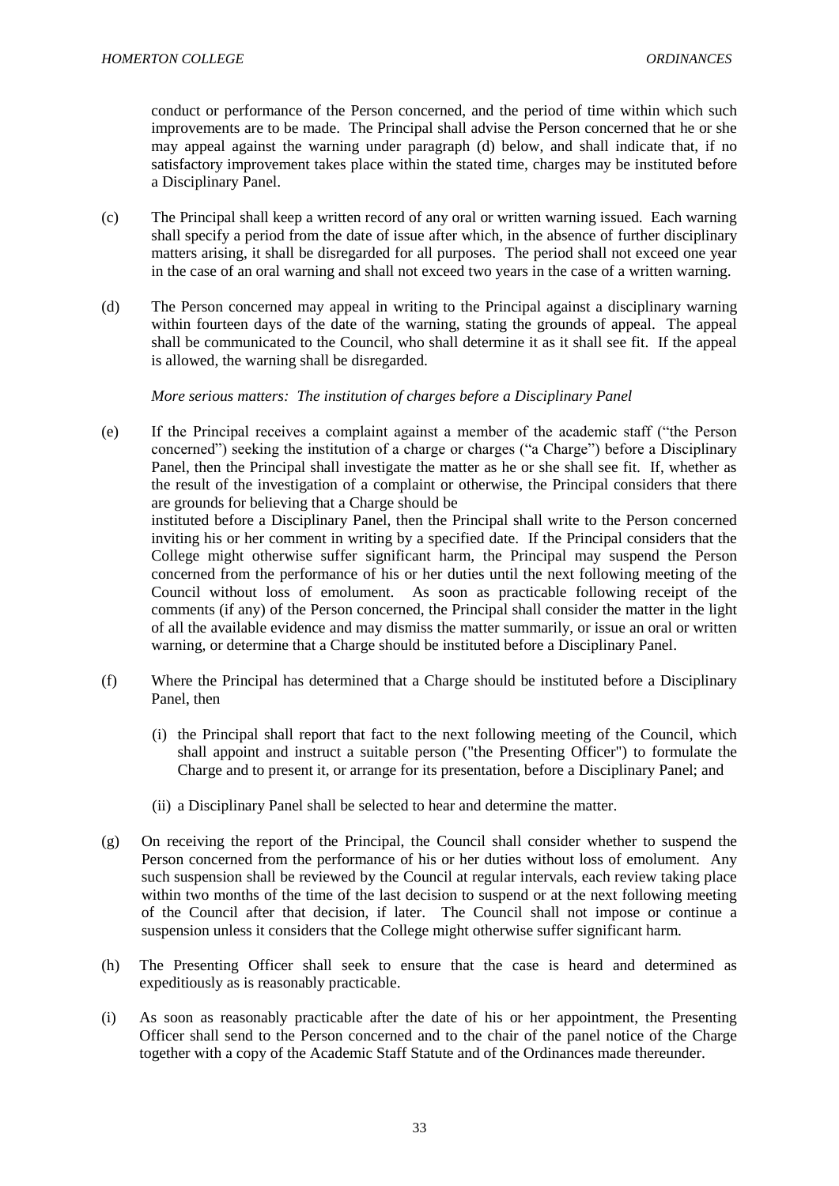conduct or performance of the Person concerned, and the period of time within which such improvements are to be made. The Principal shall advise the Person concerned that he or she may appeal against the warning under paragraph (d) below, and shall indicate that, if no satisfactory improvement takes place within the stated time, charges may be instituted before a Disciplinary Panel.

(c) The Principal shall keep a written record of any oral or written warning issued. Each warning shall specify a period from the date of issue after which, in the absence of further disciplinary matters arising, it shall be disregarded for all purposes. The period shall not exceed one year in the case of an oral warning and shall not exceed two years in the case of a written warning.

(d) The Person concerned may appeal in writing to the Principal against a disciplinary warning within fourteen days of the date of the warning, stating the grounds of appeal. The appeal shall be communicated to the Council, who shall determine it as it shall see fit. If the appeal is allowed, the warning shall be disregarded.

*More serious matters: The institution of charges before a Disciplinary Panel*

(e) If the Principal receives a complaint against a member of the academic staff ("the Person concerned") seeking the institution of a charge or charges ("a Charge") before a Disciplinary Panel, then the Principal shall investigate the matter as he or she shall see fit. If, whether as the result of the investigation of a complaint or otherwise, the Principal considers that there are grounds for believing that a Charge should be instituted before a Disciplinary Panel, then the Principal shall write to the Person concerned inviting his or her comment in writing by a specified date. If the Principal considers that the College might otherwise suffer significant harm, the Principal may suspend the Person concerned from the performance of his or her duties until the next following meeting of the Council without loss of emolument. As soon as practicable following receipt of the comments (if any) of the Person concerned, the Principal shall consider the matter in the light of all the available evidence and may dismiss the matter summarily, or issue an oral or written warning, or determine that a Charge should be instituted before a Disciplinary Panel.

(f) Where the Principal has determined that a Charge should be instituted before a Disciplinary Panel, then

  (i) the Principal shall report that fact to the next following meeting of the Council, which shall appoint and instruct a suitable person ("the Presenting Officer") to formulate the Charge and to present it, or arrange for its presentation, before a Disciplinary Panel; and

  (ii) a Disciplinary Panel shall be selected to hear and determine the matter.

(g) On receiving the report of the Principal, the Council shall consider whether to suspend the Person concerned from the performance of his or her duties without loss of emolument. Any such suspension shall be reviewed by the Council at regular intervals, each review taking place within two months of the time of the last decision to suspend or at the next following meeting of the Council after that decision, if later. The Council shall not impose or continue a suspension unless it considers that the College might otherwise suffer significant harm.

(h) The Presenting Officer shall seek to ensure that the case is heard and determined as expeditiously as is reasonably practicable.

(i) As soon as reasonably practicable after the date of his or her appointment, the Presenting Officer shall send to the Person concerned and to the chair of the panel notice of the Charge together with a copy of the Academic Staff Statute and of the Ordinances made thereunder.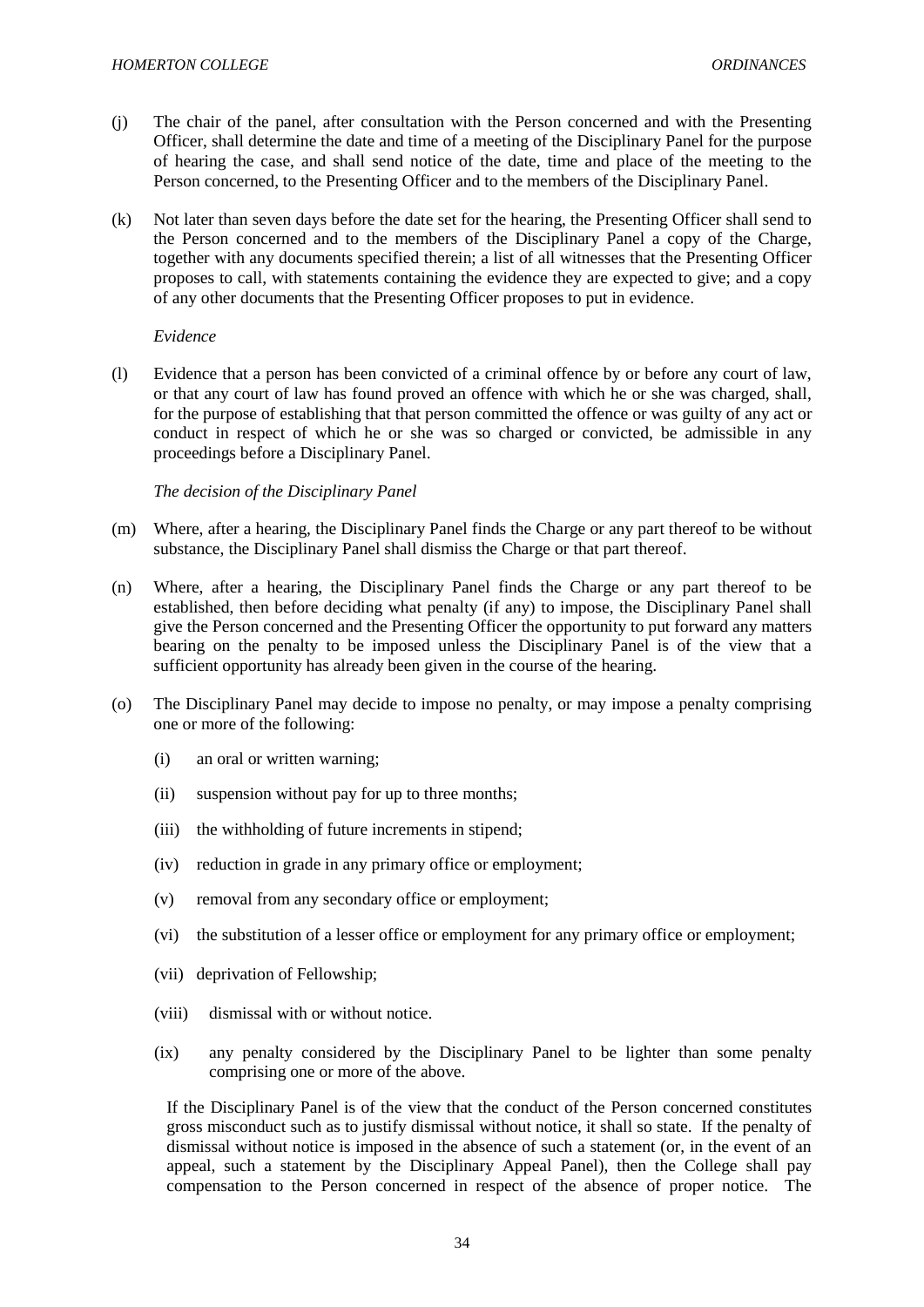(j) The chair of the panel, after consultation with the Person concerned and with the Presenting Officer, shall determine the date and time of a meeting of the Disciplinary Panel for the purpose of hearing the case, and shall send notice of the date, time and place of the meeting to the Person concerned, to the Presenting Officer and to the members of the Disciplinary Panel.

(k) Not later than seven days before the date set for the hearing, the Presenting Officer shall send to the Person concerned and to the members of the Disciplinary Panel a copy of the Charge, together with any documents specified therein; a list of all witnesses that the Presenting Officer proposes to call, with statements containing the evidence they are expected to give; and a copy of any other documents that the Presenting Officer proposes to put in evidence.

*Evidence*

(l) Evidence that a person has been convicted of a criminal offence by or before any court of law, or that any court of law has found proved an offence with which he or she was charged, shall, for the purpose of establishing that that person committed the offence or was guilty of any act or conduct in respect of which he or she was so charged or convicted, be admissible in any proceedings before a Disciplinary Panel.

*The decision of the Disciplinary Panel*

(m) Where, after a hearing, the Disciplinary Panel finds the Charge or any part thereof to be without substance, the Disciplinary Panel shall dismiss the Charge or that part thereof.

(n) Where, after a hearing, the Disciplinary Panel finds the Charge or any part thereof to be established, then before deciding what penalty (if any) to impose, the Disciplinary Panel shall give the Person concerned and the Presenting Officer the opportunity to put forward any matters bearing on the penalty to be imposed unless the Disciplinary Panel is of the view that a sufficient opportunity has already been given in the course of the hearing.

(o) The Disciplinary Panel may decide to impose no penalty, or may impose a penalty comprising one or more of the following:

  (i) an oral or written warning;

  (ii) suspension without pay for up to three months;

  (iii) the withholding of future increments in stipend;

  (iv) reduction in grade in any primary office or employment;

  (v) removal from any secondary office or employment;

  (vi) the substitution of a lesser office or employment for any primary office or employment;

  (vii) deprivation of Fellowship;

  (viii) dismissal with or without notice.

  (ix) any penalty considered by the Disciplinary Panel to be lighter than some penalty comprising one or more of the above.

If the Disciplinary Panel is of the view that the conduct of the Person concerned constitutes gross misconduct such as to justify dismissal without notice, it shall so state. If the penalty of dismissal without notice is imposed in the absence of such a statement (or, in the event of an appeal, such a statement by the Disciplinary Appeal Panel), then the College shall pay compensation to the Person concerned in respect of the absence of proper notice. The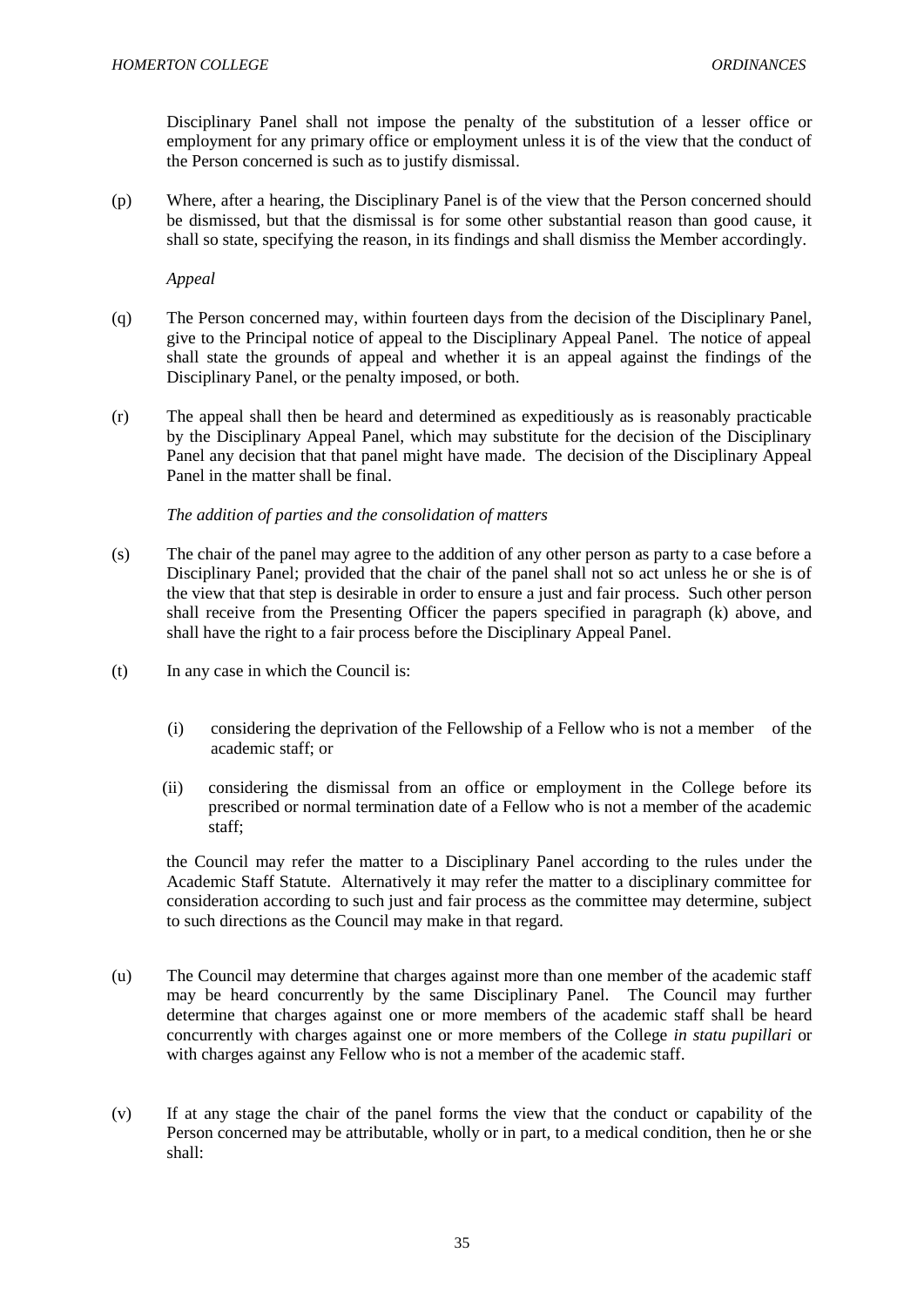Disciplinary Panel shall not impose the penalty of the substitution of a lesser office or employment for any primary office or employment unless it is of the view that the conduct of the Person concerned is such as to justify dismissal.

(p) Where, after a hearing, the Disciplinary Panel is of the view that the Person concerned should be dismissed, but that the dismissal is for some other substantial reason than good cause, it shall so state, specifying the reason, in its findings and shall dismiss the Member accordingly.

*Appeal*

(q) The Person concerned may, within fourteen days from the decision of the Disciplinary Panel, give to the Principal notice of appeal to the Disciplinary Appeal Panel. The notice of appeal shall state the grounds of appeal and whether it is an appeal against the findings of the Disciplinary Panel, or the penalty imposed, or both.

(r) The appeal shall then be heard and determined as expeditiously as is reasonably practicable by the Disciplinary Appeal Panel, which may substitute for the decision of the Disciplinary Panel any decision that that panel might have made. The decision of the Disciplinary Appeal Panel in the matter shall be final.

*The addition of parties and the consolidation of matters*

(s) The chair of the panel may agree to the addition of any other person as party to a case before a Disciplinary Panel; provided that the chair of the panel shall not so act unless he or she is of the view that that step is desirable in order to ensure a just and fair process. Such other person shall receive from the Presenting Officer the papers specified in paragraph (k) above, and shall have the right to a fair process before the Disciplinary Appeal Panel.

(t) In any case in which the Council is:

(i) considering the deprivation of the Fellowship of a Fellow who is not a member of the academic staff; or

(ii) considering the dismissal from an office or employment in the College before its prescribed or normal termination date of a Fellow who is not a member of the academic staff;

the Council may refer the matter to a Disciplinary Panel according to the rules under the Academic Staff Statute. Alternatively it may refer the matter to a disciplinary committee for consideration according to such just and fair process as the committee may determine, subject to such directions as the Council may make in that regard.

(u) The Council may determine that charges against more than one member of the academic staff may be heard concurrently by the same Disciplinary Panel. The Council may further determine that charges against one or more members of the academic staff shall be heard concurrently with charges against one or more members of the College *in statu pupillari* or with charges against any Fellow who is not a member of the academic staff.

(v) If at any stage the chair of the panel forms the view that the conduct or capability of the Person concerned may be attributable, wholly or in part, to a medical condition, then he or she shall: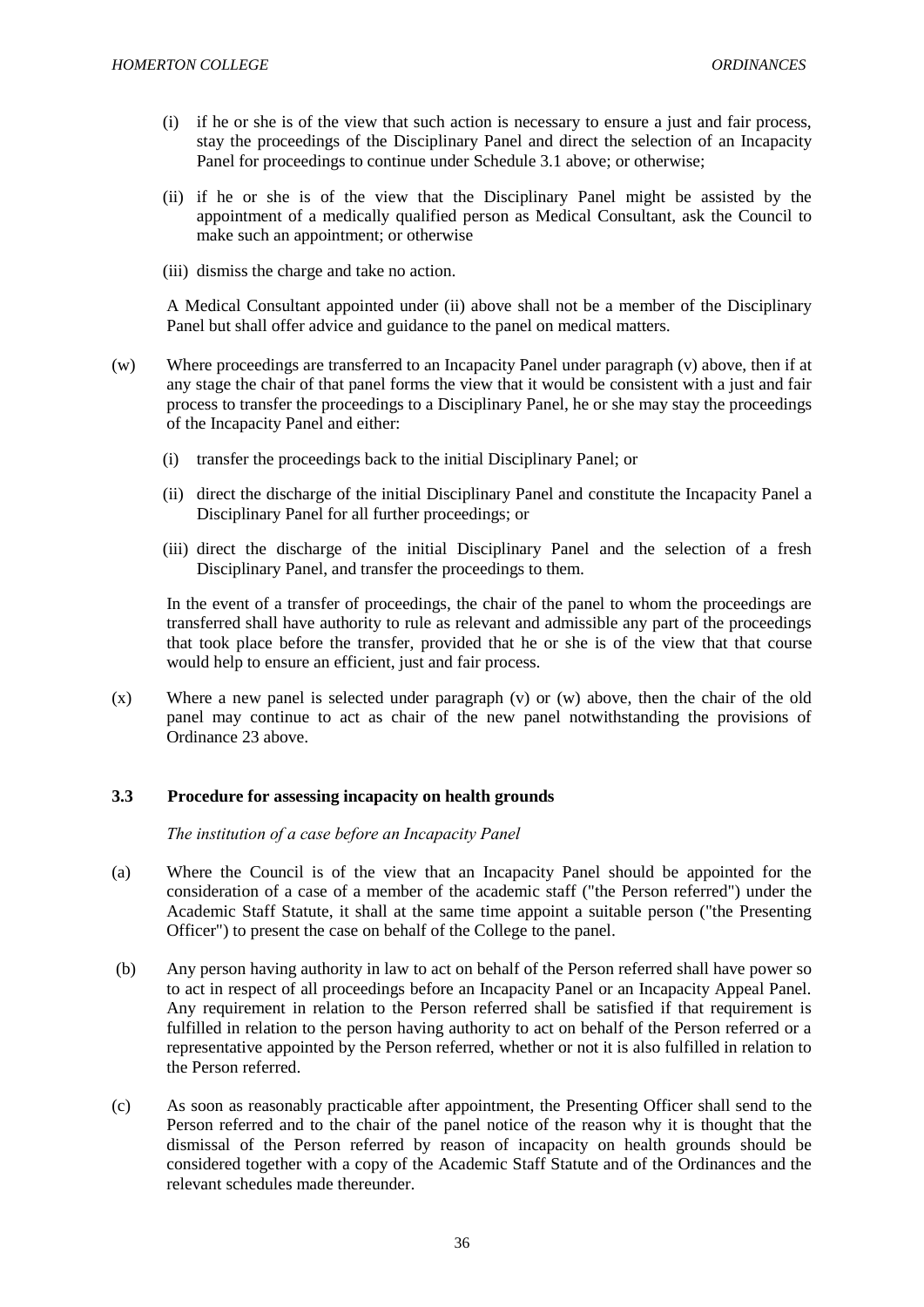(i) if he or she is of the view that such action is necessary to ensure a just and fair process, stay the proceedings of the Disciplinary Panel and direct the selection of an Incapacity Panel for proceedings to continue under Schedule 3.1 above; or otherwise;

(ii) if he or she is of the view that the Disciplinary Panel might be assisted by the appointment of a medically qualified person as Medical Consultant, ask the Council to make such an appointment; or otherwise

(iii) dismiss the charge and take no action.

A Medical Consultant appointed under (ii) above shall not be a member of the Disciplinary Panel but shall offer advice and guidance to the panel on medical matters.

(w) Where proceedings are transferred to an Incapacity Panel under paragraph (v) above, then if at any stage the chair of that panel forms the view that it would be consistent with a just and fair process to transfer the proceedings to a Disciplinary Panel, he or she may stay the proceedings of the Incapacity Panel and either:

(i) transfer the proceedings back to the initial Disciplinary Panel; or

(ii) direct the discharge of the initial Disciplinary Panel and constitute the Incapacity Panel a Disciplinary Panel for all further proceedings; or

(iii) direct the discharge of the initial Disciplinary Panel and the selection of a fresh Disciplinary Panel, and transfer the proceedings to them.

In the event of a transfer of proceedings, the chair of the panel to whom the proceedings are transferred shall have authority to rule as relevant and admissible any part of the proceedings that took place before the transfer, provided that he or she is of the view that that course would help to ensure an efficient, just and fair process.

(x) Where a new panel is selected under paragraph (v) or (w) above, then the chair of the old panel may continue to act as chair of the new panel notwithstanding the provisions of Ordinance 23 above.

### 3.3 Procedure for assessing incapacity on health grounds

*The institution of a case before an Incapacity Panel*

(a) Where the Council is of the view that an Incapacity Panel should be appointed for the consideration of a case of a member of the academic staff ("the Person referred") under the Academic Staff Statute, it shall at the same time appoint a suitable person ("the Presenting Officer") to present the case on behalf of the College to the panel.

(b) Any person having authority in law to act on behalf of the Person referred shall have power so to act in respect of all proceedings before an Incapacity Panel or an Incapacity Appeal Panel. Any requirement in relation to the Person referred shall be satisfied if that requirement is fulfilled in relation to the person having authority to act on behalf of the Person referred or a representative appointed by the Person referred, whether or not it is also fulfilled in relation to the Person referred.

(c) As soon as reasonably practicable after appointment, the Presenting Officer shall send to the Person referred and to the chair of the panel notice of the reason why it is thought that the dismissal of the Person referred by reason of incapacity on health grounds should be considered together with a copy of the Academic Staff Statute and of the Ordinances and the relevant schedules made thereunder.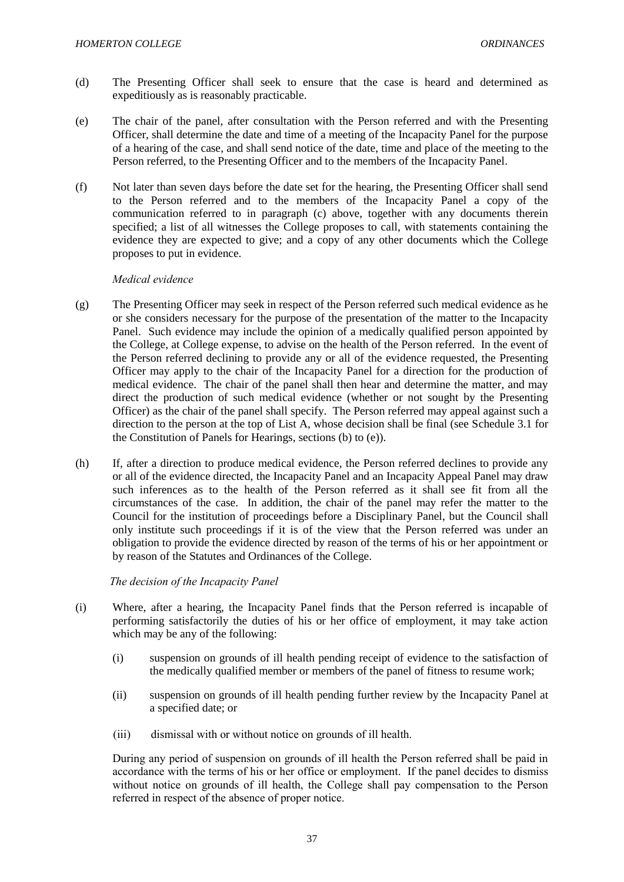(d) The Presenting Officer shall seek to ensure that the case is heard and determined as expeditiously as is reasonably practicable.

(e) The chair of the panel, after consultation with the Person referred and with the Presenting Officer, shall determine the date and time of a meeting of the Incapacity Panel for the purpose of a hearing of the case, and shall send notice of the date, time and place of the meeting to the Person referred, to the Presenting Officer and to the members of the Incapacity Panel.

(f) Not later than seven days before the date set for the hearing, the Presenting Officer shall send to the Person referred and to the members of the Incapacity Panel a copy of the communication referred to in paragraph (c) above, together with any documents therein specified; a list of all witnesses the College proposes to call, with statements containing the evidence they are expected to give; and a copy of any other documents which the College proposes to put in evidence.

*Medical evidence*

(g) The Presenting Officer may seek in respect of the Person referred such medical evidence as he or she considers necessary for the purpose of the presentation of the matter to the Incapacity Panel. Such evidence may include the opinion of a medically qualified person appointed by the College, at College expense, to advise on the health of the Person referred. In the event of the Person referred declining to provide any or all of the evidence requested, the Presenting Officer may apply to the chair of the Incapacity Panel for a direction for the production of medical evidence. The chair of the panel shall then hear and determine the matter, and may direct the production of such medical evidence (whether or not sought by the Presenting Officer) as the chair of the panel shall specify. The Person referred may appeal against such a direction to the person at the top of List A, whose decision shall be final (see Schedule 3.1 for the Constitution of Panels for Hearings, sections (b) to (e)).

(h) If, after a direction to produce medical evidence, the Person referred declines to provide any or all of the evidence directed, the Incapacity Panel and an Incapacity Appeal Panel may draw such inferences as to the health of the Person referred as it shall see fit from all the circumstances of the case. In addition, the chair of the panel may refer the matter to the Council for the institution of proceedings before a Disciplinary Panel, but the Council shall only institute such proceedings if it is of the view that the Person referred was under an obligation to provide the evidence directed by reason of the terms of his or her appointment or by reason of the Statutes and Ordinances of the College.

*The decision of the Incapacity Panel*

(i) Where, after a hearing, the Incapacity Panel finds that the Person referred is incapable of performing satisfactorily the duties of his or her office of employment, it may take action which may be any of the following:

   (i) suspension on grounds of ill health pending receipt of evidence to the satisfaction of the medically qualified member or members of the panel of fitness to resume work;

   (ii) suspension on grounds of ill health pending further review by the Incapacity Panel at a specified date; or

   (iii) dismissal with or without notice on grounds of ill health.

   During any period of suspension on grounds of ill health the Person referred shall be paid in accordance with the terms of his or her office or employment. If the panel decides to dismiss without notice on grounds of ill health, the College shall pay compensation to the Person referred in respect of the absence of proper notice.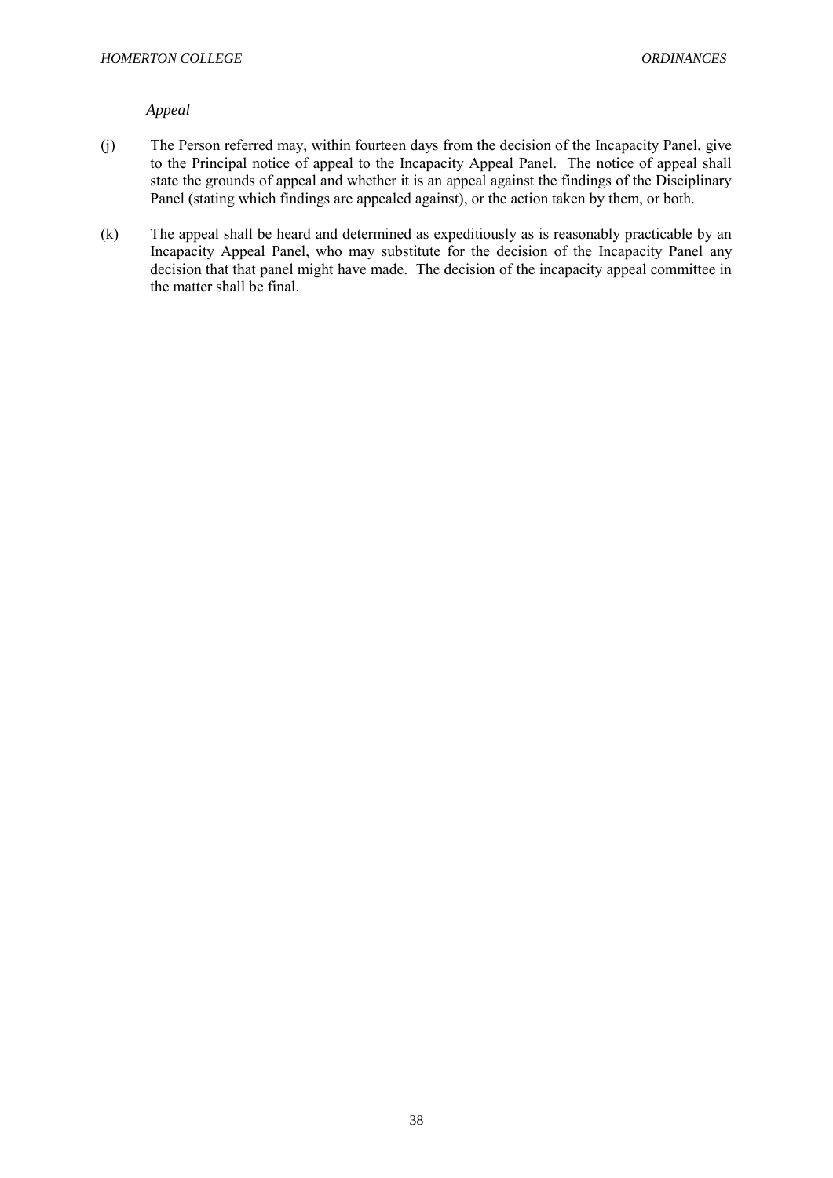*Appeal*

(j) The Person referred may, within fourteen days from the decision of the Incapacity Panel, give to the Principal notice of appeal to the Incapacity Appeal Panel. The notice of appeal shall state the grounds of appeal and whether it is an appeal against the findings of the Disciplinary Panel (stating which findings are appealed against), or the action taken by them, or both.

(k) The appeal shall be heard and determined as expeditiously as is reasonably practicable by an Incapacity Appeal Panel, who may substitute for the decision of the Incapacity Panel any decision that that panel might have made. The decision of the incapacity appeal committee in the matter shall be final.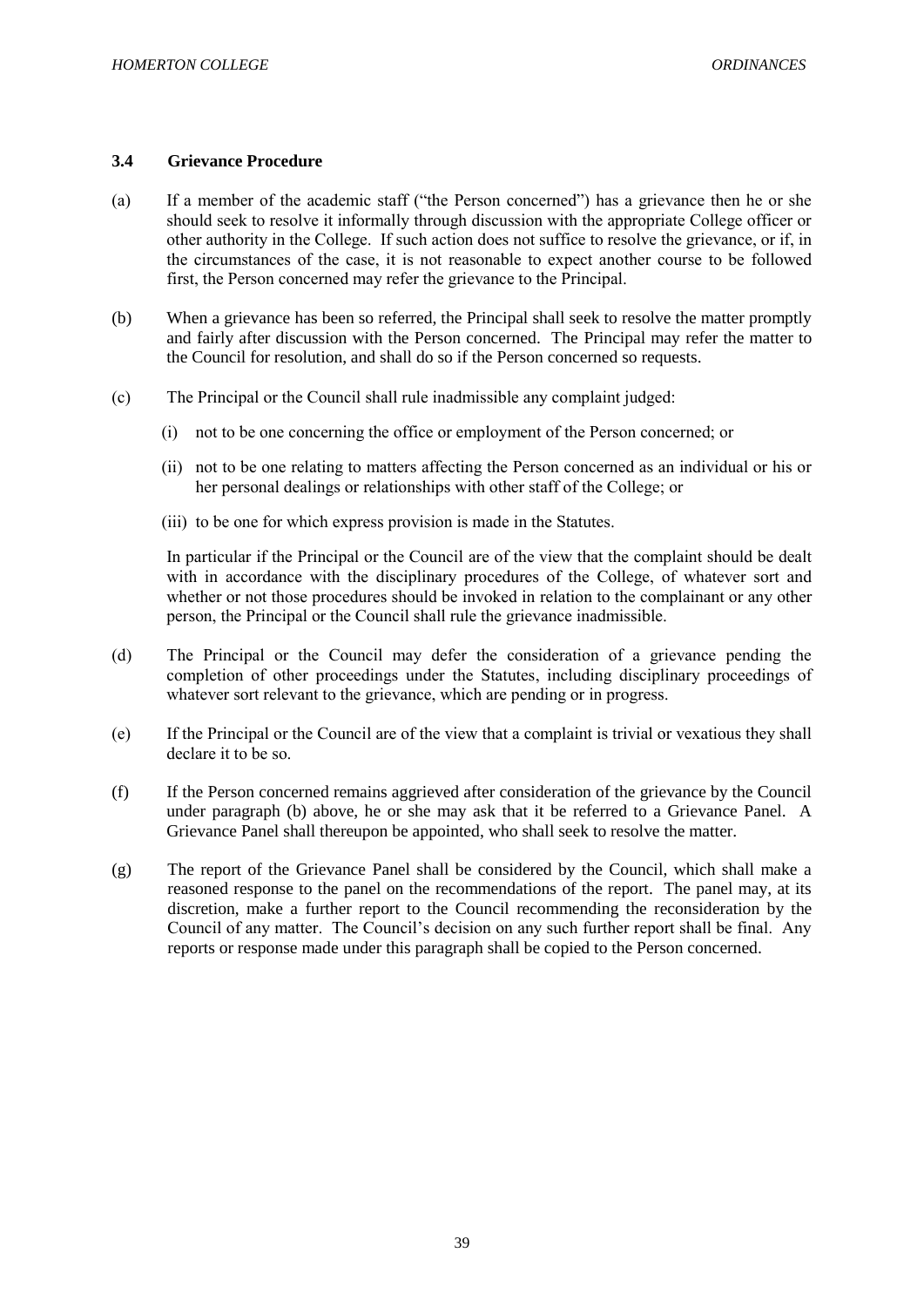### 3.4 Grievance Procedure

(a) If a member of the academic staff ("the Person concerned") has a grievance then he or she should seek to resolve it informally through discussion with the appropriate College officer or other authority in the College. If such action does not suffice to resolve the grievance, or if, in the circumstances of the case, it is not reasonable to expect another course to be followed first, the Person concerned may refer the grievance to the Principal.

(b) When a grievance has been so referred, the Principal shall seek to resolve the matter promptly and fairly after discussion with the Person concerned. The Principal may refer the matter to the Council for resolution, and shall do so if the Person concerned so requests.

(c) The Principal or the Council shall rule inadmissible any complaint judged:

   (i) not to be one concerning the office or employment of the Person concerned; or

   (ii) not to be one relating to matters affecting the Person concerned as an individual or his or her personal dealings or relationships with other staff of the College; or

   (iii) to be one for which express provision is made in the Statutes.

   In particular if the Principal or the Council are of the view that the complaint should be dealt with in accordance with the disciplinary procedures of the College, of whatever sort and whether or not those procedures should be invoked in relation to the complainant or any other person, the Principal or the Council shall rule the grievance inadmissible.

(d) The Principal or the Council may defer the consideration of a grievance pending the completion of other proceedings under the Statutes, including disciplinary proceedings of whatever sort relevant to the grievance, which are pending or in progress.

(e) If the Principal or the Council are of the view that a complaint is trivial or vexatious they shall declare it to be so.

(f) If the Person concerned remains aggrieved after consideration of the grievance by the Council under paragraph (b) above, he or she may ask that it be referred to a Grievance Panel. A Grievance Panel shall thereupon be appointed, who shall seek to resolve the matter.

(g) The report of the Grievance Panel shall be considered by the Council, which shall make a reasoned response to the panel on the recommendations of the report. The panel may, at its discretion, make a further report to the Council recommending the reconsideration by the Council of any matter. The Council's decision on any such further report shall be final. Any reports or response made under this paragraph shall be copied to the Person concerned.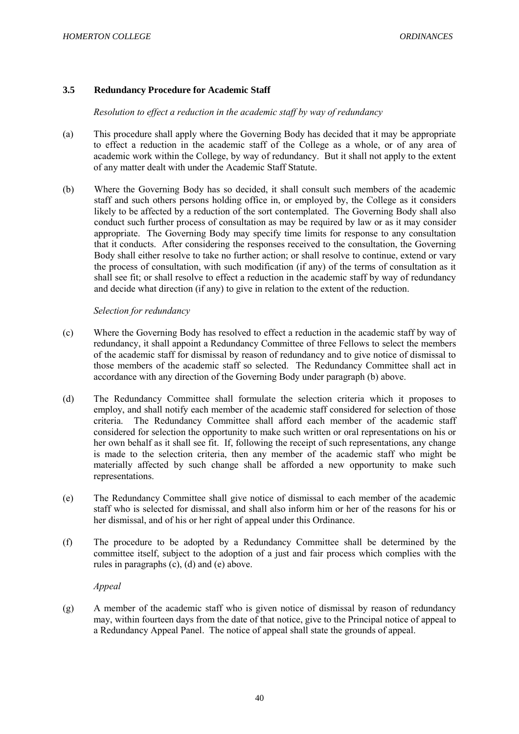### 3.5 Redundancy Procedure for Academic Staff

*Resolution to effect a reduction in the academic staff by way of redundancy*

(a) This procedure shall apply where the Governing Body has decided that it may be appropriate to effect a reduction in the academic staff of the College as a whole, or of any area of academic work within the College, by way of redundancy. But it shall not apply to the extent of any matter dealt with under the Academic Staff Statute.

(b) Where the Governing Body has so decided, it shall consult such members of the academic staff and such others persons holding office in, or employed by, the College as it considers likely to be affected by a reduction of the sort contemplated. The Governing Body shall also conduct such further process of consultation as may be required by law or as it may consider appropriate. The Governing Body may specify time limits for response to any consultation that it conducts. After considering the responses received to the consultation, the Governing Body shall either resolve to take no further action; or shall resolve to continue, extend or vary the process of consultation, with such modification (if any) of the terms of consultation as it shall see fit; or shall resolve to effect a reduction in the academic staff by way of redundancy and decide what direction (if any) to give in relation to the extent of the reduction.

*Selection for redundancy*

(c) Where the Governing Body has resolved to effect a reduction in the academic staff by way of redundancy, it shall appoint a Redundancy Committee of three Fellows to select the members of the academic staff for dismissal by reason of redundancy and to give notice of dismissal to those members of the academic staff so selected. The Redundancy Committee shall act in accordance with any direction of the Governing Body under paragraph (b) above.

(d) The Redundancy Committee shall formulate the selection criteria which it proposes to employ, and shall notify each member of the academic staff considered for selection of those criteria. The Redundancy Committee shall afford each member of the academic staff considered for selection the opportunity to make such written or oral representations on his or her own behalf as it shall see fit. If, following the receipt of such representations, any change is made to the selection criteria, then any member of the academic staff who might be materially affected by such change shall be afforded a new opportunity to make such representations.

(e) The Redundancy Committee shall give notice of dismissal to each member of the academic staff who is selected for dismissal, and shall also inform him or her of the reasons for his or her dismissal, and of his or her right of appeal under this Ordinance.

(f) The procedure to be adopted by a Redundancy Committee shall be determined by the committee itself, subject to the adoption of a just and fair process which complies with the rules in paragraphs (c), (d) and (e) above.

*Appeal*

(g) A member of the academic staff who is given notice of dismissal by reason of redundancy may, within fourteen days from the date of that notice, give to the Principal notice of appeal to a Redundancy Appeal Panel. The notice of appeal shall state the grounds of appeal.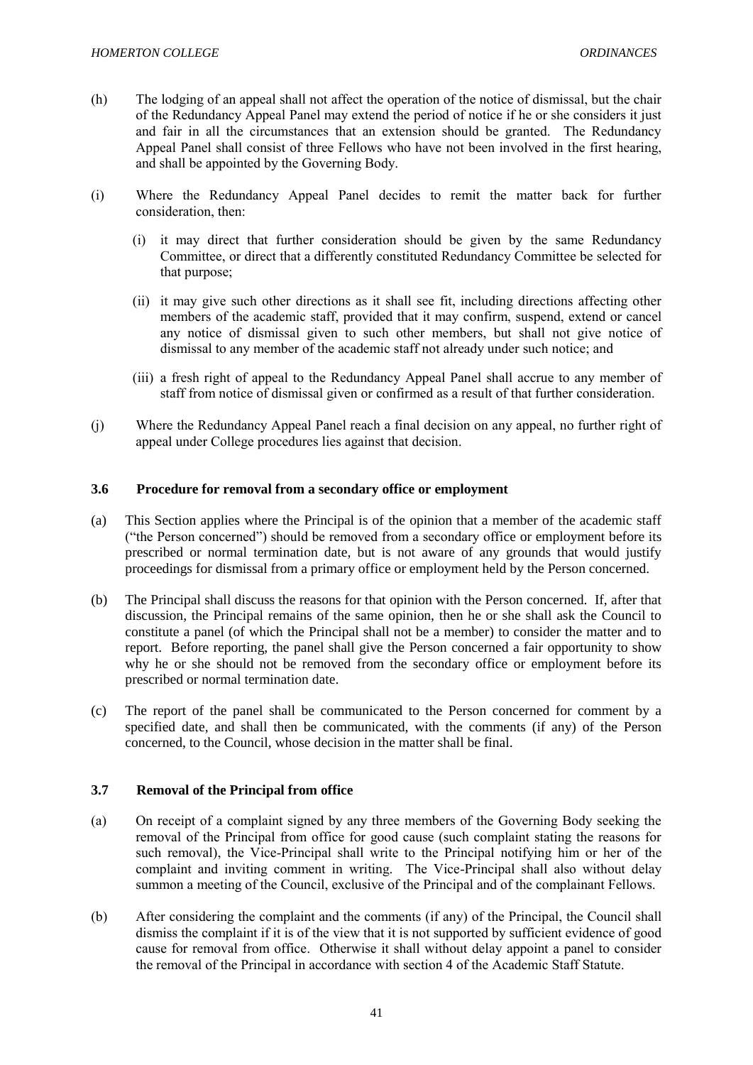(h) The lodging of an appeal shall not affect the operation of the notice of dismissal, but the chair of the Redundancy Appeal Panel may extend the period of notice if he or she considers it just and fair in all the circumstances that an extension should be granted. The Redundancy Appeal Panel shall consist of three Fellows who have not been involved in the first hearing, and shall be appointed by the Governing Body.

(i) Where the Redundancy Appeal Panel decides to remit the matter back for further consideration, then:

  (i) it may direct that further consideration should be given by the same Redundancy Committee, or direct that a differently constituted Redundancy Committee be selected for that purpose;

  (ii) it may give such other directions as it shall see fit, including directions affecting other members of the academic staff, provided that it may confirm, suspend, extend or cancel any notice of dismissal given to such other members, but shall not give notice of dismissal to any member of the academic staff not already under such notice; and

  (iii) a fresh right of appeal to the Redundancy Appeal Panel shall accrue to any member of staff from notice of dismissal given or confirmed as a result of that further consideration.

(j) Where the Redundancy Appeal Panel reach a final decision on any appeal, no further right of appeal under College procedures lies against that decision.

### 3.6 Procedure for removal from a secondary office or employment

(a) This Section applies where the Principal is of the opinion that a member of the academic staff ("the Person concerned") should be removed from a secondary office or employment before its prescribed or normal termination date, but is not aware of any grounds that would justify proceedings for dismissal from a primary office or employment held by the Person concerned.

(b) The Principal shall discuss the reasons for that opinion with the Person concerned. If, after that discussion, the Principal remains of the same opinion, then he or she shall ask the Council to constitute a panel (of which the Principal shall not be a member) to consider the matter and to report. Before reporting, the panel shall give the Person concerned a fair opportunity to show why he or she should not be removed from the secondary office or employment before its prescribed or normal termination date.

(c) The report of the panel shall be communicated to the Person concerned for comment by a specified date, and shall then be communicated, with the comments (if any) of the Person concerned, to the Council, whose decision in the matter shall be final.

### 3.7 Removal of the Principal from office

(a) On receipt of a complaint signed by any three members of the Governing Body seeking the removal of the Principal from office for good cause (such complaint stating the reasons for such removal), the Vice-Principal shall write to the Principal notifying him or her of the complaint and inviting comment in writing. The Vice-Principal shall also without delay summon a meeting of the Council, exclusive of the Principal and of the complainant Fellows.

(b) After considering the complaint and the comments (if any) of the Principal, the Council shall dismiss the complaint if it is of the view that it is not supported by sufficient evidence of good cause for removal from office. Otherwise it shall without delay appoint a panel to consider the removal of the Principal in accordance with section 4 of the Academic Staff Statute.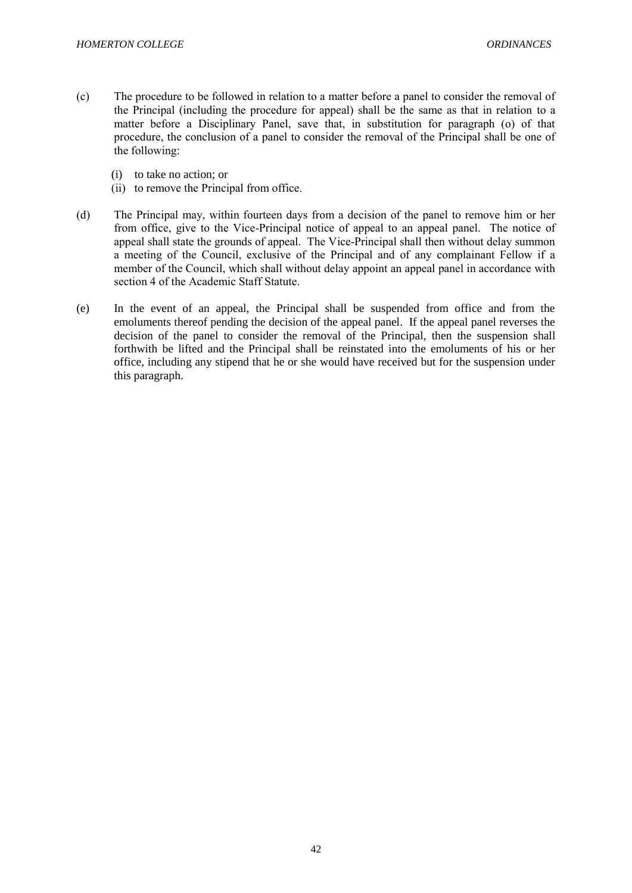(c) The procedure to be followed in relation to a matter before a panel to consider the removal of the Principal (including the procedure for appeal) shall be the same as that in relation to a matter before a Disciplinary Panel, save that, in substitution for paragraph (o) of that procedure, the conclusion of a panel to consider the removal of the Principal shall be one of the following:

   (i) to take no action; or
   (ii) to remove the Principal from office.

(d) The Principal may, within fourteen days from a decision of the panel to remove him or her from office, give to the Vice-Principal notice of appeal to an appeal panel. The notice of appeal shall state the grounds of appeal. The Vice-Principal shall then without delay summon a meeting of the Council, exclusive of the Principal and of any complainant Fellow if a member of the Council, which shall without delay appoint an appeal panel in accordance with section 4 of the Academic Staff Statute.

(e) In the event of an appeal, the Principal shall be suspended from office and from the emoluments thereof pending the decision of the appeal panel. If the appeal panel reverses the decision of the panel to consider the removal of the Principal, then the suspension shall forthwith be lifted and the Principal shall be reinstated into the emoluments of his or her office, including any stipend that he or she would have received but for the suspension under this paragraph.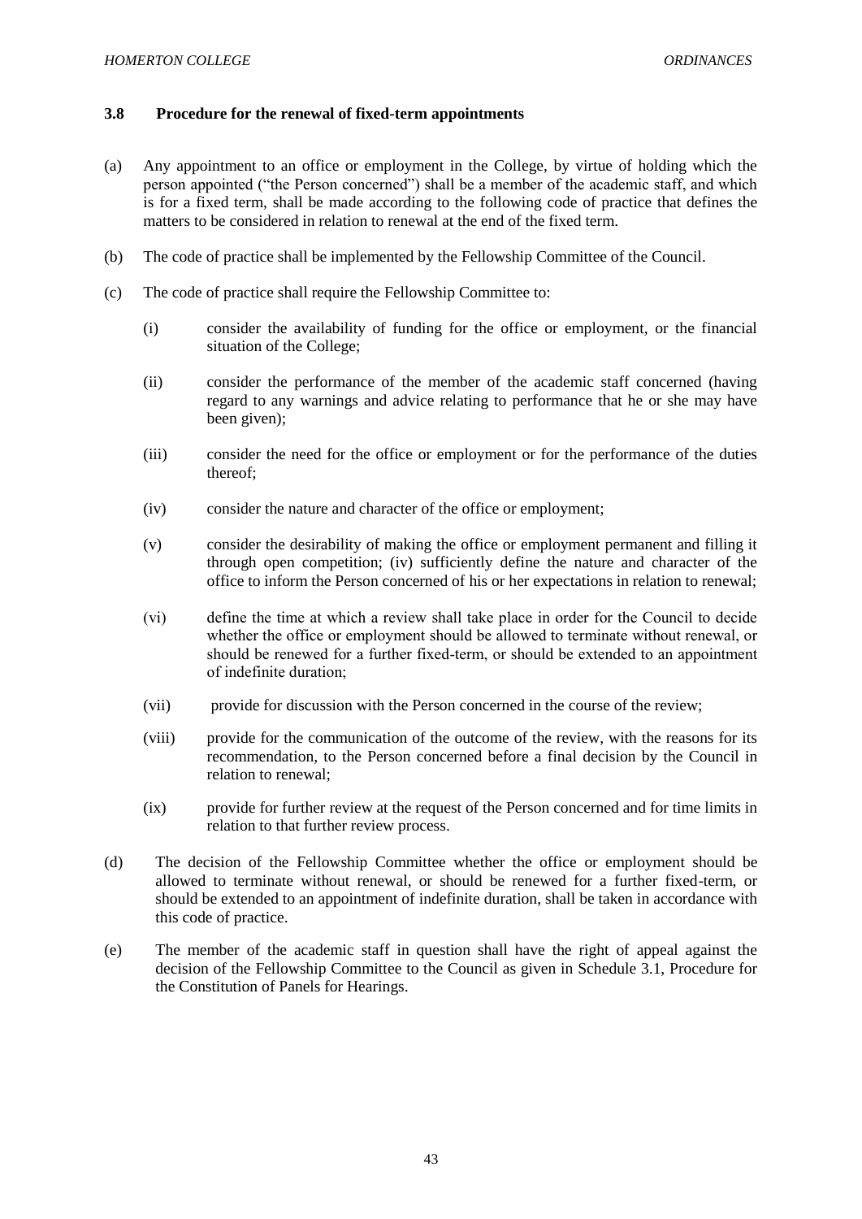### 3.8 Procedure for the renewal of fixed-term appointments

(a) Any appointment to an office or employment in the College, by virtue of holding which the person appointed ("the Person concerned") shall be a member of the academic staff, and which is for a fixed term, shall be made according to the following code of practice that defines the matters to be considered in relation to renewal at the end of the fixed term.

(b) The code of practice shall be implemented by the Fellowship Committee of the Council.

(c) The code of practice shall require the Fellowship Committee to:

  (i) consider the availability of funding for the office or employment, or the financial situation of the College;

  (ii) consider the performance of the member of the academic staff concerned (having regard to any warnings and advice relating to performance that he or she may have been given);

  (iii) consider the need for the office or employment or for the performance of the duties thereof;

  (iv) consider the nature and character of the office or employment;

  (v) consider the desirability of making the office or employment permanent and filling it through open competition; (iv) sufficiently define the nature and character of the office to inform the Person concerned of his or her expectations in relation to renewal;

  (vi) define the time at which a review shall take place in order for the Council to decide whether the office or employment should be allowed to terminate without renewal, or should be renewed for a further fixed-term, or should be extended to an appointment of indefinite duration;

  (vii) provide for discussion with the Person concerned in the course of the review;

  (viii) provide for the communication of the outcome of the review, with the reasons for its recommendation, to the Person concerned before a final decision by the Council in relation to renewal;

  (ix) provide for further review at the request of the Person concerned and for time limits in relation to that further review process.

(d) The decision of the Fellowship Committee whether the office or employment should be allowed to terminate without renewal, or should be renewed for a further fixed-term, or should be extended to an appointment of indefinite duration, shall be taken in accordance with this code of practice.

(e) The member of the academic staff in question shall have the right of appeal against the decision of the Fellowship Committee to the Council as given in Schedule 3.1, Procedure for the Constitution of Panels for Hearings.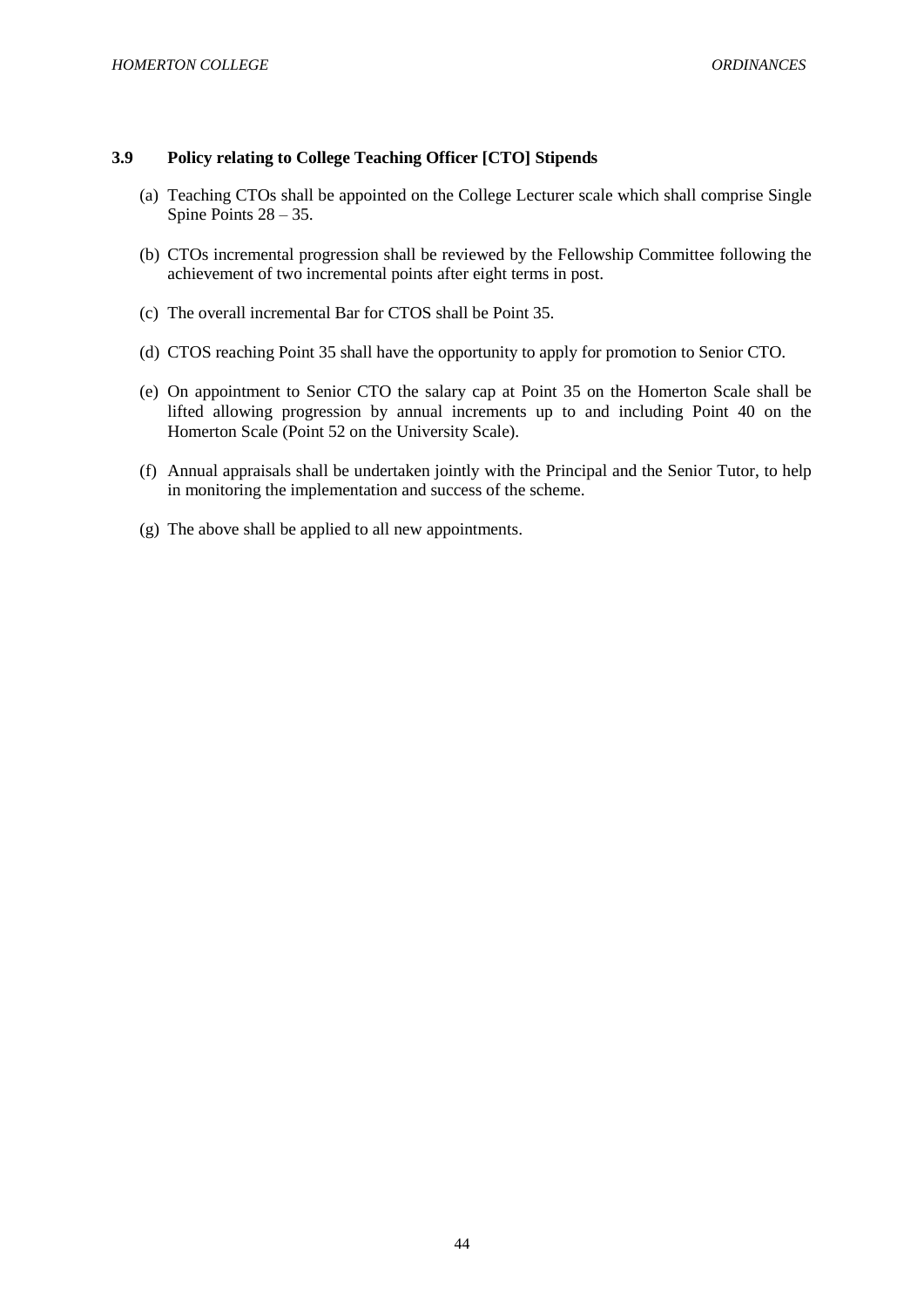### 3.9 Policy relating to College Teaching Officer [CTO] Stipends

(a) Teaching CTOs shall be appointed on the College Lecturer scale which shall comprise Single Spine Points 28 – 35.

(b) CTOs incremental progression shall be reviewed by the Fellowship Committee following the achievement of two incremental points after eight terms in post.

(c) The overall incremental Bar for CTOS shall be Point 35.

(d) CTOS reaching Point 35 shall have the opportunity to apply for promotion to Senior CTO.

(e) On appointment to Senior CTO the salary cap at Point 35 on the Homerton Scale shall be lifted allowing progression by annual increments up to and including Point 40 on the Homerton Scale (Point 52 on the University Scale).

(f) Annual appraisals shall be undertaken jointly with the Principal and the Senior Tutor, to help in monitoring the implementation and success of the scheme.

(g) The above shall be applied to all new appointments.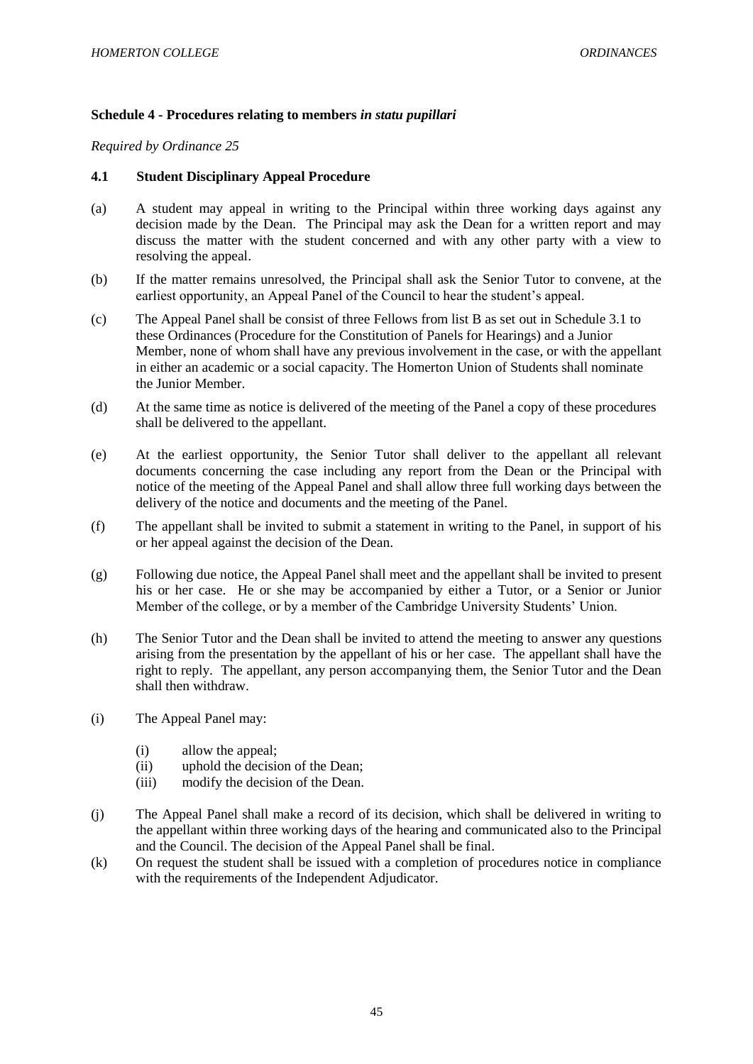**Schedule 4 - Procedures relating to members *in statu pupillari***

*Required by Ordinance 25*

**4.1 Student Disciplinary Appeal Procedure**

(a) A student may appeal in writing to the Principal within three working days against any decision made by the Dean. The Principal may ask the Dean for a written report and may discuss the matter with the student concerned and with any other party with a view to resolving the appeal.

(b) If the matter remains unresolved, the Principal shall ask the Senior Tutor to convene, at the earliest opportunity, an Appeal Panel of the Council to hear the student's appeal.

(c) The Appeal Panel shall be consist of three Fellows from list B as set out in Schedule 3.1 to these Ordinances (Procedure for the Constitution of Panels for Hearings) and a Junior Member, none of whom shall have any previous involvement in the case, or with the appellant in either an academic or a social capacity. The Homerton Union of Students shall nominate the Junior Member.

(d) At the same time as notice is delivered of the meeting of the Panel a copy of these procedures shall be delivered to the appellant.

(e) At the earliest opportunity, the Senior Tutor shall deliver to the appellant all relevant documents concerning the case including any report from the Dean or the Principal with notice of the meeting of the Appeal Panel and shall allow three full working days between the delivery of the notice and documents and the meeting of the Panel.

(f) The appellant shall be invited to submit a statement in writing to the Panel, in support of his or her appeal against the decision of the Dean.

(g) Following due notice, the Appeal Panel shall meet and the appellant shall be invited to present his or her case. He or she may be accompanied by either a Tutor, or a Senior or Junior Member of the college, or by a member of the Cambridge University Students' Union.

(h) The Senior Tutor and the Dean shall be invited to attend the meeting to answer any questions arising from the presentation by the appellant of his or her case. The appellant shall have the right to reply. The appellant, any person accompanying them, the Senior Tutor and the Dean shall then withdraw.

(i) The Appeal Panel may:

  (i) allow the appeal;
  (ii) uphold the decision of the Dean;
  (iii) modify the decision of the Dean.

(j) The Appeal Panel shall make a record of its decision, which shall be delivered in writing to the appellant within three working days of the hearing and communicated also to the Principal and the Council. The decision of the Appeal Panel shall be final.

(k) On request the student shall be issued with a completion of procedures notice in compliance with the requirements of the Independent Adjudicator.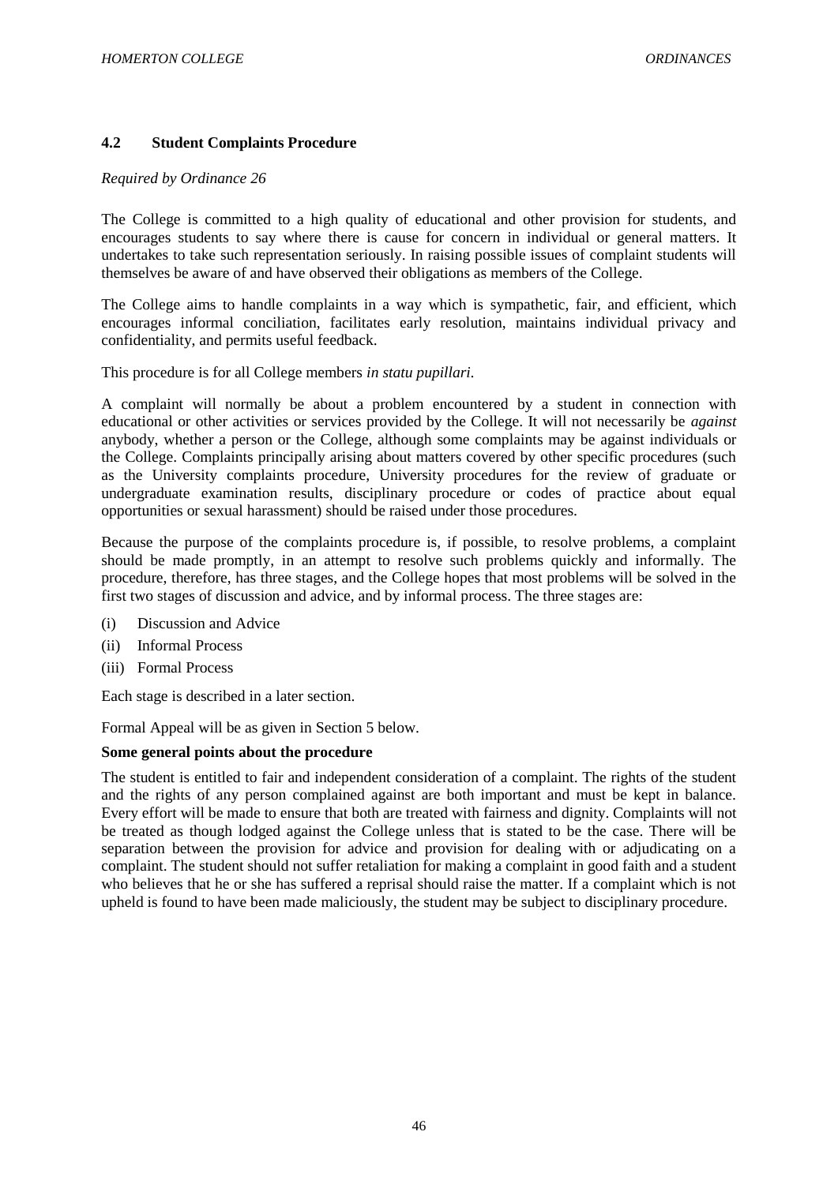## 4.2 Student Complaints Procedure

*Required by Ordinance 26*

The College is committed to a high quality of educational and other provision for students, and encourages students to say where there is cause for concern in individual or general matters. It undertakes to take such representation seriously. In raising possible issues of complaint students will themselves be aware of and have observed their obligations as members of the College.

The College aims to handle complaints in a way which is sympathetic, fair, and efficient, which encourages informal conciliation, facilitates early resolution, maintains individual privacy and confidentiality, and permits useful feedback.

This procedure is for all College members *in statu pupillari.*

A complaint will normally be about a problem encountered by a student in connection with educational or other activities or services provided by the College. It will not necessarily be *against* anybody, whether a person or the College, although some complaints may be against individuals or the College. Complaints principally arising about matters covered by other specific procedures (such as the University complaints procedure, University procedures for the review of graduate or undergraduate examination results, disciplinary procedure or codes of practice about equal opportunities or sexual harassment) should be raised under those procedures.

Because the purpose of the complaints procedure is, if possible, to resolve problems, a complaint should be made promptly, in an attempt to resolve such problems quickly and informally. The procedure, therefore, has three stages, and the College hopes that most problems will be solved in the first two stages of discussion and advice, and by informal process. The three stages are:

(i) Discussion and Advice

(ii) Informal Process

(iii) Formal Process

Each stage is described in a later section.

Formal Appeal will be as given in Section 5 below.

**Some general points about the procedure**

The student is entitled to fair and independent consideration of a complaint. The rights of the student and the rights of any person complained against are both important and must be kept in balance. Every effort will be made to ensure that both are treated with fairness and dignity. Complaints will not be treated as though lodged against the College unless that is stated to be the case. There will be separation between the provision for advice and provision for dealing with or adjudicating on a complaint. The student should not suffer retaliation for making a complaint in good faith and a student who believes that he or she has suffered a reprisal should raise the matter. If a complaint which is not upheld is found to have been made maliciously, the student may be subject to disciplinary procedure.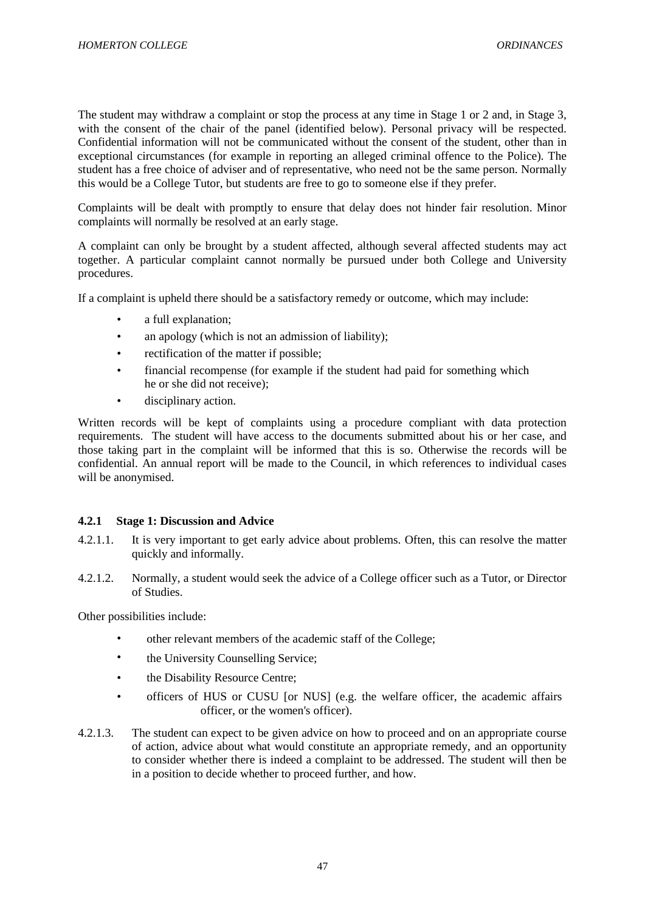The student may withdraw a complaint or stop the process at any time in Stage 1 or 2 and, in Stage 3, with the consent of the chair of the panel (identified below). Personal privacy will be respected. Confidential information will not be communicated without the consent of the student, other than in exceptional circumstances (for example in reporting an alleged criminal offence to the Police). The student has a free choice of adviser and of representative, who need not be the same person. Normally this would be a College Tutor, but students are free to go to someone else if they prefer.

Complaints will be dealt with promptly to ensure that delay does not hinder fair resolution. Minor complaints will normally be resolved at an early stage.

A complaint can only be brought by a student affected, although several affected students may act together. A particular complaint cannot normally be pursued under both College and University procedures.

If a complaint is upheld there should be a satisfactory remedy or outcome, which may include:

- a full explanation;
- an apology (which is not an admission of liability);
- rectification of the matter if possible;
- financial recompense (for example if the student had paid for something which he or she did not receive);
- disciplinary action.

Written records will be kept of complaints using a procedure compliant with data protection requirements. The student will have access to the documents submitted about his or her case, and those taking part in the complaint will be informed that this is so. Otherwise the records will be confidential. An annual report will be made to the Council, in which references to individual cases will be anonymised.

### 4.2.1 Stage 1: Discussion and Advice

4.2.1.1. It is very important to get early advice about problems. Often, this can resolve the matter quickly and informally.

4.2.1.2. Normally, a student would seek the advice of a College officer such as a Tutor, or Director of Studies.

Other possibilities include:

- other relevant members of the academic staff of the College;
- the University Counselling Service;
- the Disability Resource Centre;
- officers of HUS or CUSU [or NUS] (e.g. the welfare officer, the academic affairs officer, or the women's officer).

4.2.1.3. The student can expect to be given advice on how to proceed and on an appropriate course of action, advice about what would constitute an appropriate remedy, and an opportunity to consider whether there is indeed a complaint to be addressed. The student will then be in a position to decide whether to proceed further, and how.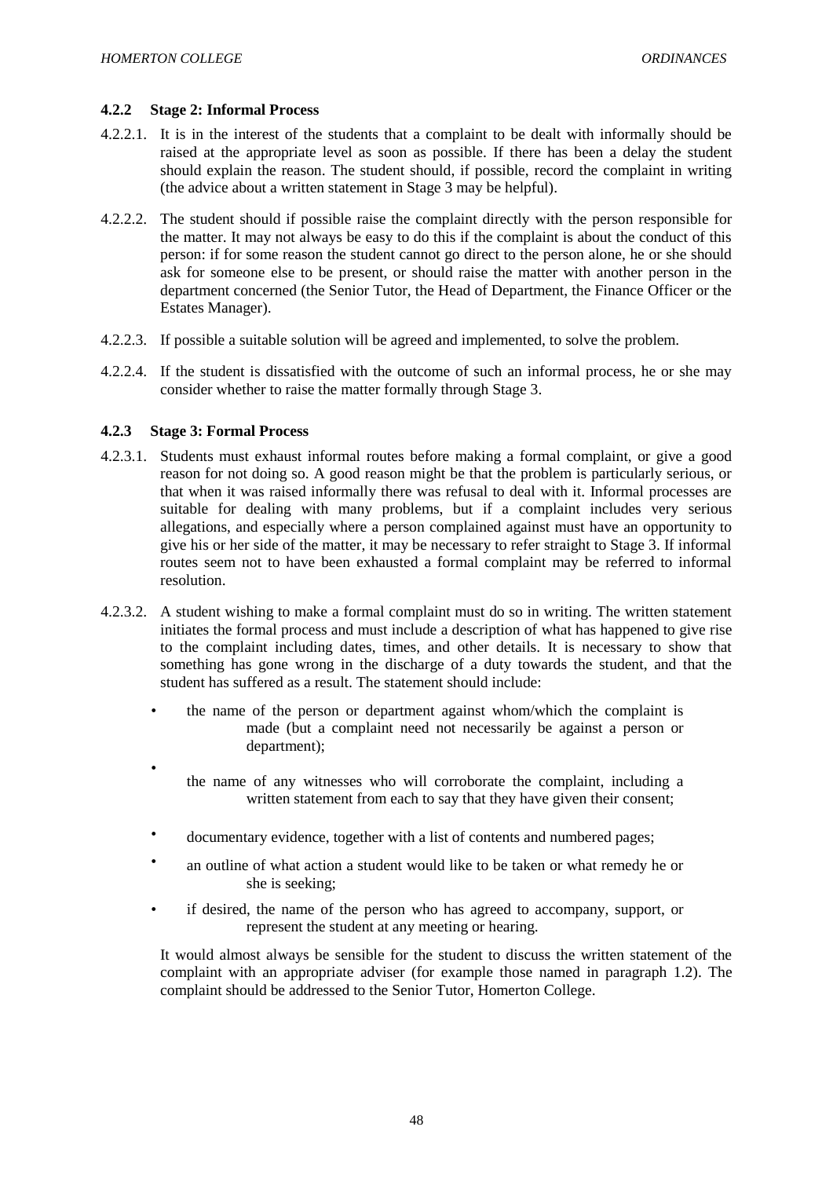### 4.2.2 Stage 2: Informal Process

4.2.2.1. It is in the interest of the students that a complaint to be dealt with informally should be raised at the appropriate level as soon as possible. If there has been a delay the student should explain the reason. The student should, if possible, record the complaint in writing (the advice about a written statement in Stage 3 may be helpful).

4.2.2.2. The student should if possible raise the complaint directly with the person responsible for the matter. It may not always be easy to do this if the complaint is about the conduct of this person: if for some reason the student cannot go direct to the person alone, he or she should ask for someone else to be present, or should raise the matter with another person in the department concerned (the Senior Tutor, the Head of Department, the Finance Officer or the Estates Manager).

4.2.2.3. If possible a suitable solution will be agreed and implemented, to solve the problem.

4.2.2.4. If the student is dissatisfied with the outcome of such an informal process, he or she may consider whether to raise the matter formally through Stage 3.

### 4.2.3 Stage 3: Formal Process

4.2.3.1. Students must exhaust informal routes before making a formal complaint, or give a good reason for not doing so. A good reason might be that the problem is particularly serious, or that when it was raised informally there was refusal to deal with it. Informal processes are suitable for dealing with many problems, but if a complaint includes very serious allegations, and especially where a person complained against must have an opportunity to give his or her side of the matter, it may be necessary to refer straight to Stage 3. If informal routes seem not to have been exhausted a formal complaint may be referred to informal resolution.

4.2.3.2. A student wishing to make a formal complaint must do so in writing. The written statement initiates the formal process and must include a description of what has happened to give rise to the complaint including dates, times, and other details. It is necessary to show that something has gone wrong in the discharge of a duty towards the student, and that the student has suffered as a result. The statement should include:

- the name of the person or department against whom/which the complaint is made (but a complaint need not necessarily be against a person or department);
- the name of any witnesses who will corroborate the complaint, including a written statement from each to say that they have given their consent;
- documentary evidence, together with a list of contents and numbered pages;
- an outline of what action a student would like to be taken or what remedy he or she is seeking;
- if desired, the name of the person who has agreed to accompany, support, or represent the student at any meeting or hearing.

It would almost always be sensible for the student to discuss the written statement of the complaint with an appropriate adviser (for example those named in paragraph 1.2). The complaint should be addressed to the Senior Tutor, Homerton College.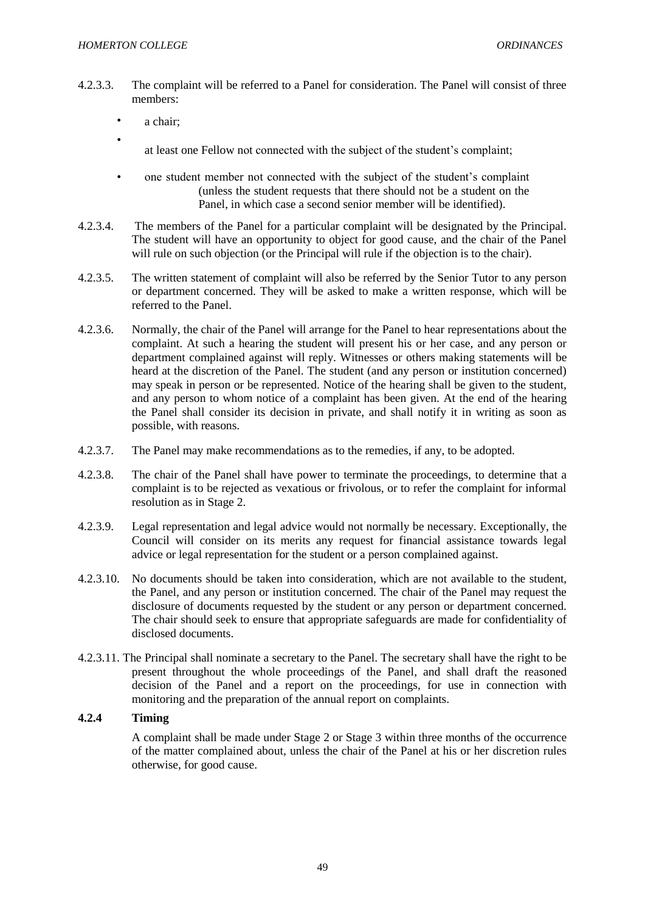4.2.3.3. The complaint will be referred to a Panel for consideration. The Panel will consist of three members:

- a chair;
- at least one Fellow not connected with the subject of the student's complaint;
- one student member not connected with the subject of the student's complaint (unless the student requests that there should not be a student on the Panel, in which case a second senior member will be identified).

4.2.3.4. The members of the Panel for a particular complaint will be designated by the Principal. The student will have an opportunity to object for good cause, and the chair of the Panel will rule on such objection (or the Principal will rule if the objection is to the chair).

4.2.3.5. The written statement of complaint will also be referred by the Senior Tutor to any person or department concerned. They will be asked to make a written response, which will be referred to the Panel.

4.2.3.6. Normally, the chair of the Panel will arrange for the Panel to hear representations about the complaint. At such a hearing the student will present his or her case, and any person or department complained against will reply. Witnesses or others making statements will be heard at the discretion of the Panel. The student (and any person or institution concerned) may speak in person or be represented. Notice of the hearing shall be given to the student, and any person to whom notice of a complaint has been given. At the end of the hearing the Panel shall consider its decision in private, and shall notify it in writing as soon as possible, with reasons.

4.2.3.7. The Panel may make recommendations as to the remedies, if any, to be adopted.

4.2.3.8. The chair of the Panel shall have power to terminate the proceedings, to determine that a complaint is to be rejected as vexatious or frivolous, or to refer the complaint for informal resolution as in Stage 2.

4.2.3.9. Legal representation and legal advice would not normally be necessary. Exceptionally, the Council will consider on its merits any request for financial assistance towards legal advice or legal representation for the student or a person complained against.

4.2.3.10. No documents should be taken into consideration, which are not available to the student, the Panel, and any person or institution concerned. The chair of the Panel may request the disclosure of documents requested by the student or any person or department concerned. The chair should seek to ensure that appropriate safeguards are made for confidentiality of disclosed documents.

4.2.3.11. The Principal shall nominate a secretary to the Panel. The secretary shall have the right to be present throughout the whole proceedings of the Panel, and shall draft the reasoned decision of the Panel and a report on the proceedings, for use in connection with monitoring and the preparation of the annual report on complaints.

**4.2.4 Timing**

A complaint shall be made under Stage 2 or Stage 3 within three months of the occurrence of the matter complained about, unless the chair of the Panel at his or her discretion rules otherwise, for good cause.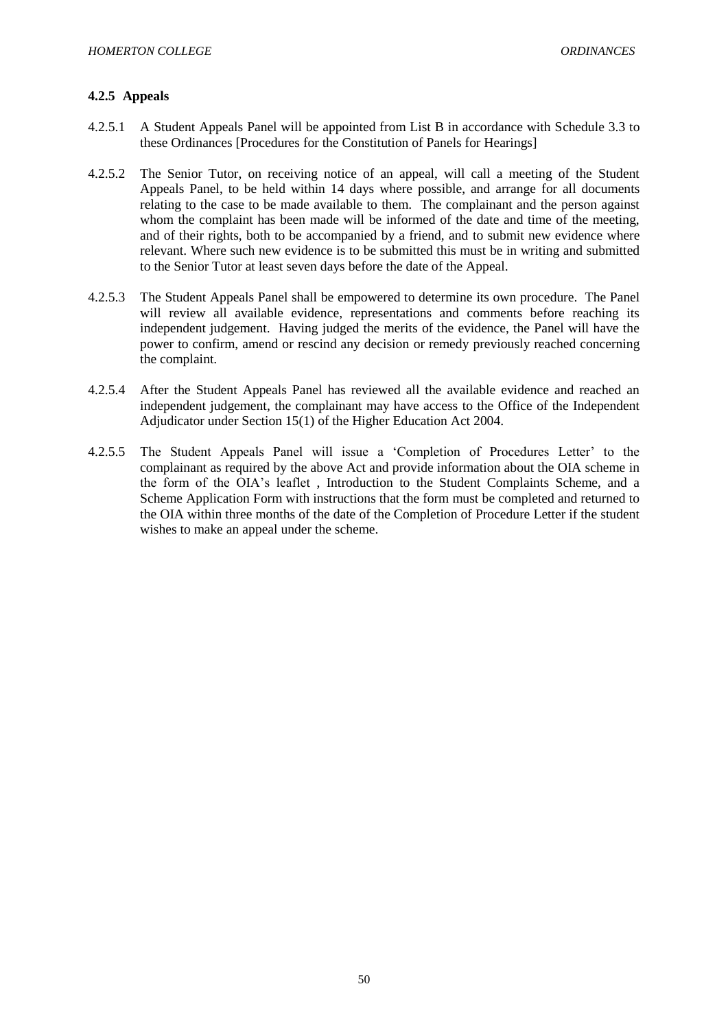#### 4.2.5 Appeals

4.2.5.1 A Student Appeals Panel will be appointed from List B in accordance with Schedule 3.3 to these Ordinances [Procedures for the Constitution of Panels for Hearings]

4.2.5.2 The Senior Tutor, on receiving notice of an appeal, will call a meeting of the Student Appeals Panel, to be held within 14 days where possible, and arrange for all documents relating to the case to be made available to them. The complainant and the person against whom the complaint has been made will be informed of the date and time of the meeting, and of their rights, both to be accompanied by a friend, and to submit new evidence where relevant. Where such new evidence is to be submitted this must be in writing and submitted to the Senior Tutor at least seven days before the date of the Appeal.

4.2.5.3 The Student Appeals Panel shall be empowered to determine its own procedure. The Panel will review all available evidence, representations and comments before reaching its independent judgement. Having judged the merits of the evidence, the Panel will have the power to confirm, amend or rescind any decision or remedy previously reached concerning the complaint.

4.2.5.4 After the Student Appeals Panel has reviewed all the available evidence and reached an independent judgement, the complainant may have access to the Office of the Independent Adjudicator under Section 15(1) of the Higher Education Act 2004.

4.2.5.5 The Student Appeals Panel will issue a 'Completion of Procedures Letter' to the complainant as required by the above Act and provide information about the OIA scheme in the form of the OIA's leaflet , Introduction to the Student Complaints Scheme, and a Scheme Application Form with instructions that the form must be completed and returned to the OIA within three months of the date of the Completion of Procedure Letter if the student wishes to make an appeal under the scheme.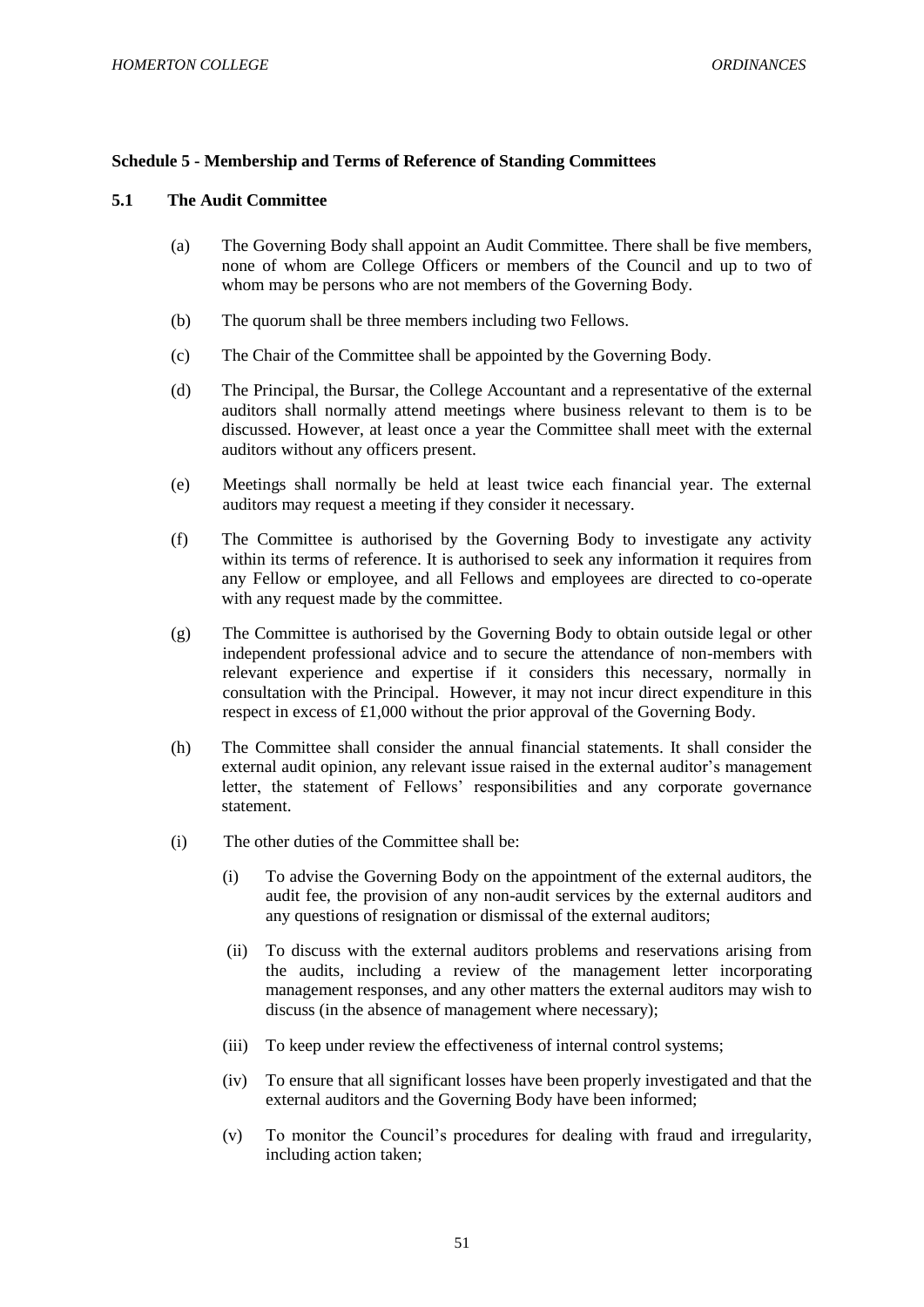### Schedule 5 - Membership and Terms of Reference of Standing Committees

#### 5.1 The Audit Committee

(a) The Governing Body shall appoint an Audit Committee. There shall be five members, none of whom are College Officers or members of the Council and up to two of whom may be persons who are not members of the Governing Body.

(b) The quorum shall be three members including two Fellows.

(c) The Chair of the Committee shall be appointed by the Governing Body.

(d) The Principal, the Bursar, the College Accountant and a representative of the external auditors shall normally attend meetings where business relevant to them is to be discussed. However, at least once a year the Committee shall meet with the external auditors without any officers present.

(e) Meetings shall normally be held at least twice each financial year. The external auditors may request a meeting if they consider it necessary.

(f) The Committee is authorised by the Governing Body to investigate any activity within its terms of reference. It is authorised to seek any information it requires from any Fellow or employee, and all Fellows and employees are directed to co-operate with any request made by the committee.

(g) The Committee is authorised by the Governing Body to obtain outside legal or other independent professional advice and to secure the attendance of non-members with relevant experience and expertise if it considers this necessary, normally in consultation with the Principal. However, it may not incur direct expenditure in this respect in excess of £1,000 without the prior approval of the Governing Body.

(h) The Committee shall consider the annual financial statements. It shall consider the external audit opinion, any relevant issue raised in the external auditor's management letter, the statement of Fellows' responsibilities and any corporate governance statement.

(i) The other duties of the Committee shall be:

(i) To advise the Governing Body on the appointment of the external auditors, the audit fee, the provision of any non-audit services by the external auditors and any questions of resignation or dismissal of the external auditors;

(ii) To discuss with the external auditors problems and reservations arising from the audits, including a review of the management letter incorporating management responses, and any other matters the external auditors may wish to discuss (in the absence of management where necessary);

(iii) To keep under review the effectiveness of internal control systems;

(iv) To ensure that all significant losses have been properly investigated and that the external auditors and the Governing Body have been informed;

(v) To monitor the Council's procedures for dealing with fraud and irregularity, including action taken;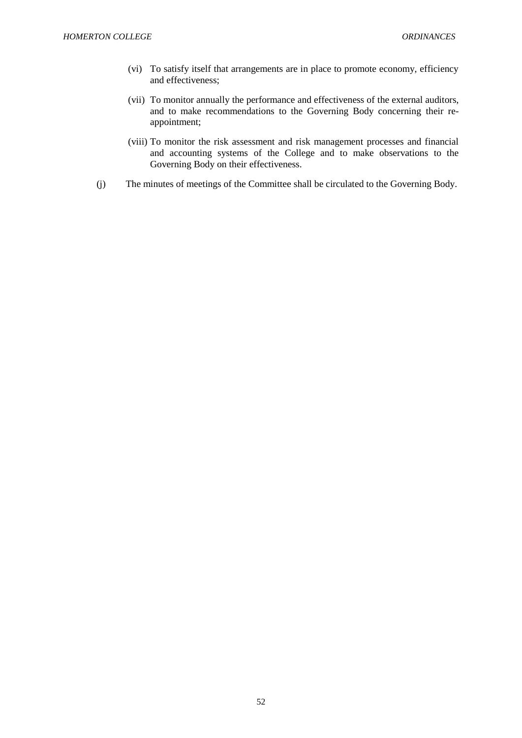(vi) To satisfy itself that arrangements are in place to promote economy, efficiency and effectiveness;

(vii) To monitor annually the performance and effectiveness of the external auditors, and to make recommendations to the Governing Body concerning their re-appointment;

(viii) To monitor the risk assessment and risk management processes and financial and accounting systems of the College and to make observations to the Governing Body on their effectiveness.

(j) The minutes of meetings of the Committee shall be circulated to the Governing Body.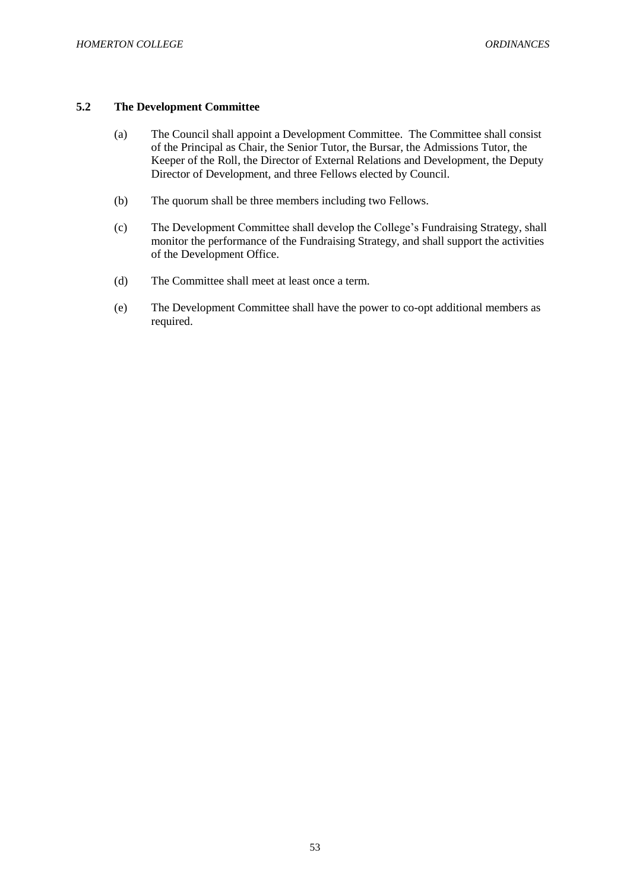### 5.2 The Development Committee

(a) The Council shall appoint a Development Committee. The Committee shall consist of the Principal as Chair, the Senior Tutor, the Bursar, the Admissions Tutor, the Keeper of the Roll, the Director of External Relations and Development, the Deputy Director of Development, and three Fellows elected by Council.

(b) The quorum shall be three members including two Fellows.

(c) The Development Committee shall develop the College's Fundraising Strategy, shall monitor the performance of the Fundraising Strategy, and shall support the activities of the Development Office.

(d) The Committee shall meet at least once a term.

(e) The Development Committee shall have the power to co-opt additional members as required.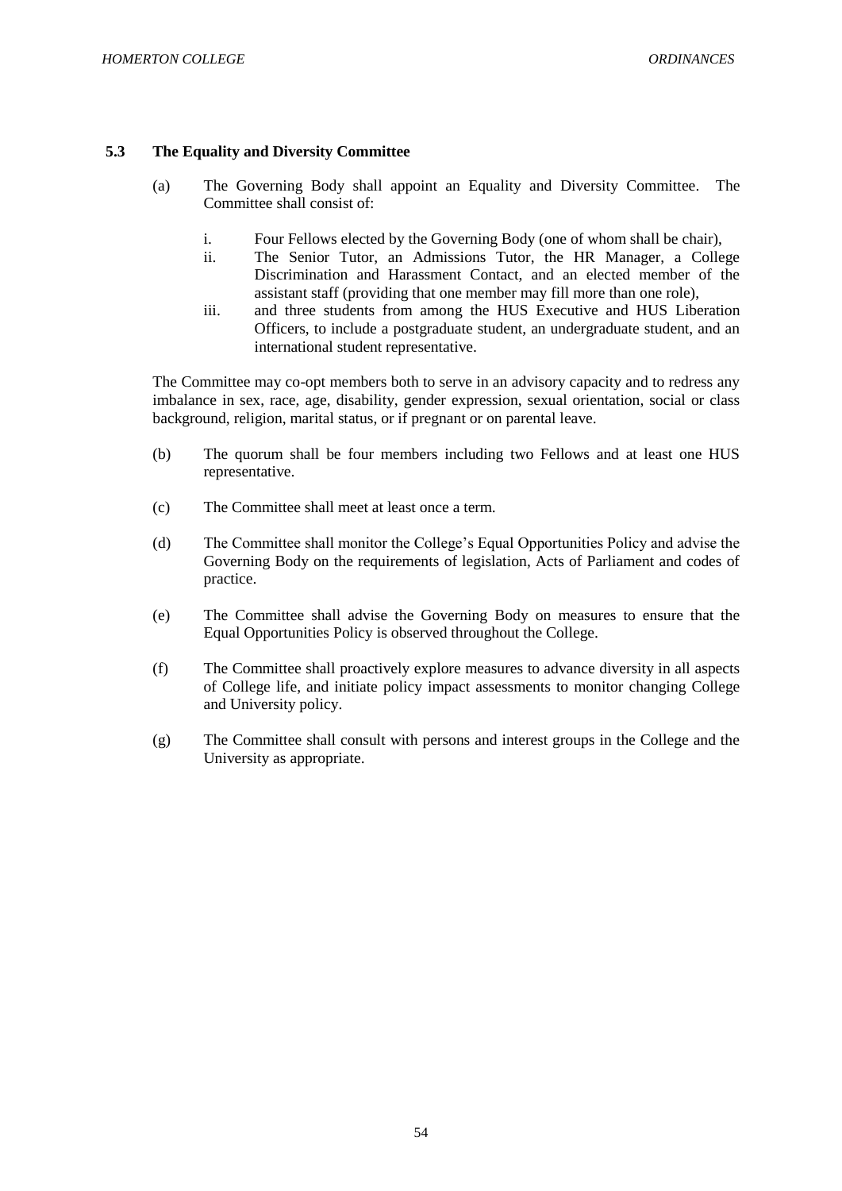### 5.3 The Equality and Diversity Committee

(a) The Governing Body shall appoint an Equality and Diversity Committee. The Committee shall consist of:

   i. Four Fellows elected by the Governing Body (one of whom shall be chair),
   ii. The Senior Tutor, an Admissions Tutor, the HR Manager, a College Discrimination and Harassment Contact, and an elected member of the assistant staff (providing that one member may fill more than one role),
   iii. and three students from among the HUS Executive and HUS Liberation Officers, to include a postgraduate student, an undergraduate student, and an international student representative.

The Committee may co-opt members both to serve in an advisory capacity and to redress any imbalance in sex, race, age, disability, gender expression, sexual orientation, social or class background, religion, marital status, or if pregnant or on parental leave.

(b) The quorum shall be four members including two Fellows and at least one HUS representative.

(c) The Committee shall meet at least once a term.

(d) The Committee shall monitor the College's Equal Opportunities Policy and advise the Governing Body on the requirements of legislation, Acts of Parliament and codes of practice.

(e) The Committee shall advise the Governing Body on measures to ensure that the Equal Opportunities Policy is observed throughout the College.

(f) The Committee shall proactively explore measures to advance diversity in all aspects of College life, and initiate policy impact assessments to monitor changing College and University policy.

(g) The Committee shall consult with persons and interest groups in the College and the University as appropriate.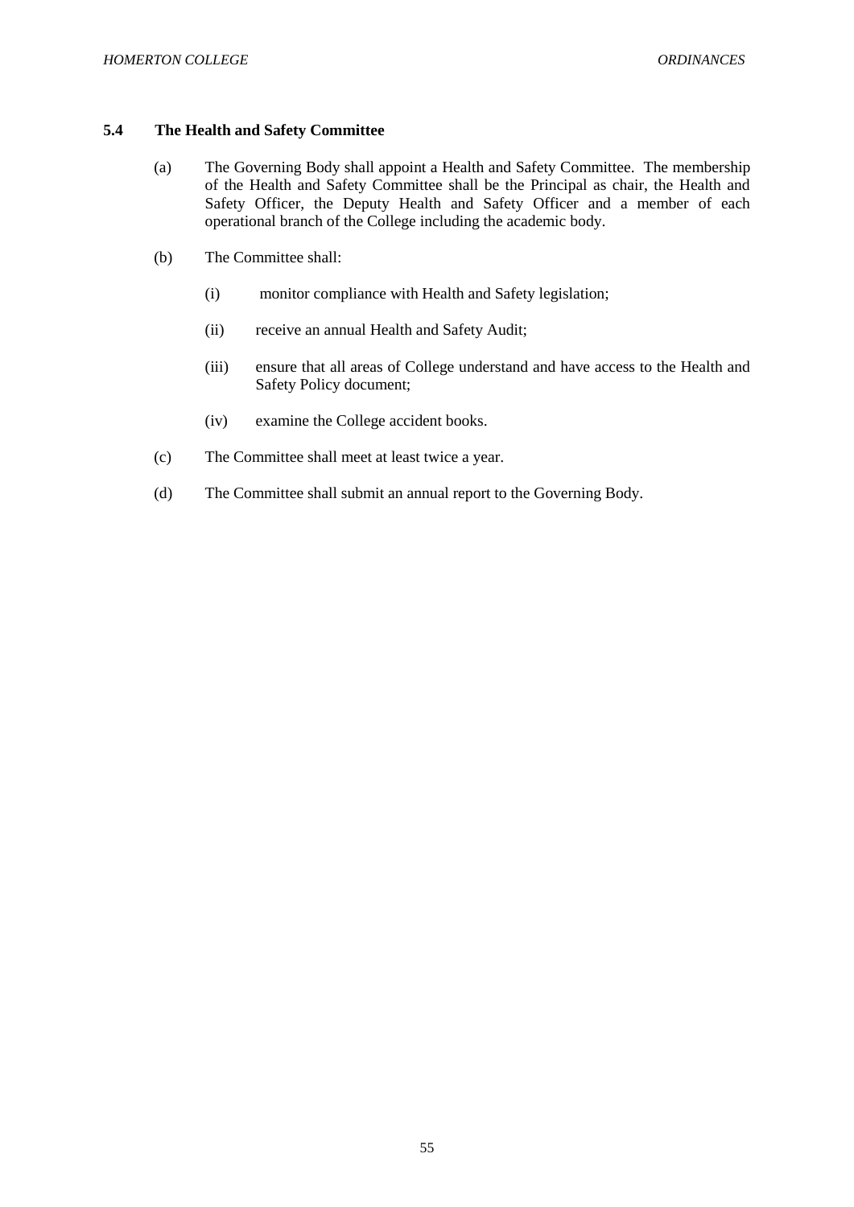## 5.4 The Health and Safety Committee

(a) The Governing Body shall appoint a Health and Safety Committee. The membership of the Health and Safety Committee shall be the Principal as chair, the Health and Safety Officer, the Deputy Health and Safety Officer and a member of each operational branch of the College including the academic body.

(b) The Committee shall:

(i) monitor compliance with Health and Safety legislation;

(ii) receive an annual Health and Safety Audit;

(iii) ensure that all areas of College understand and have access to the Health and Safety Policy document;

(iv) examine the College accident books.

(c) The Committee shall meet at least twice a year.

(d) The Committee shall submit an annual report to the Governing Body.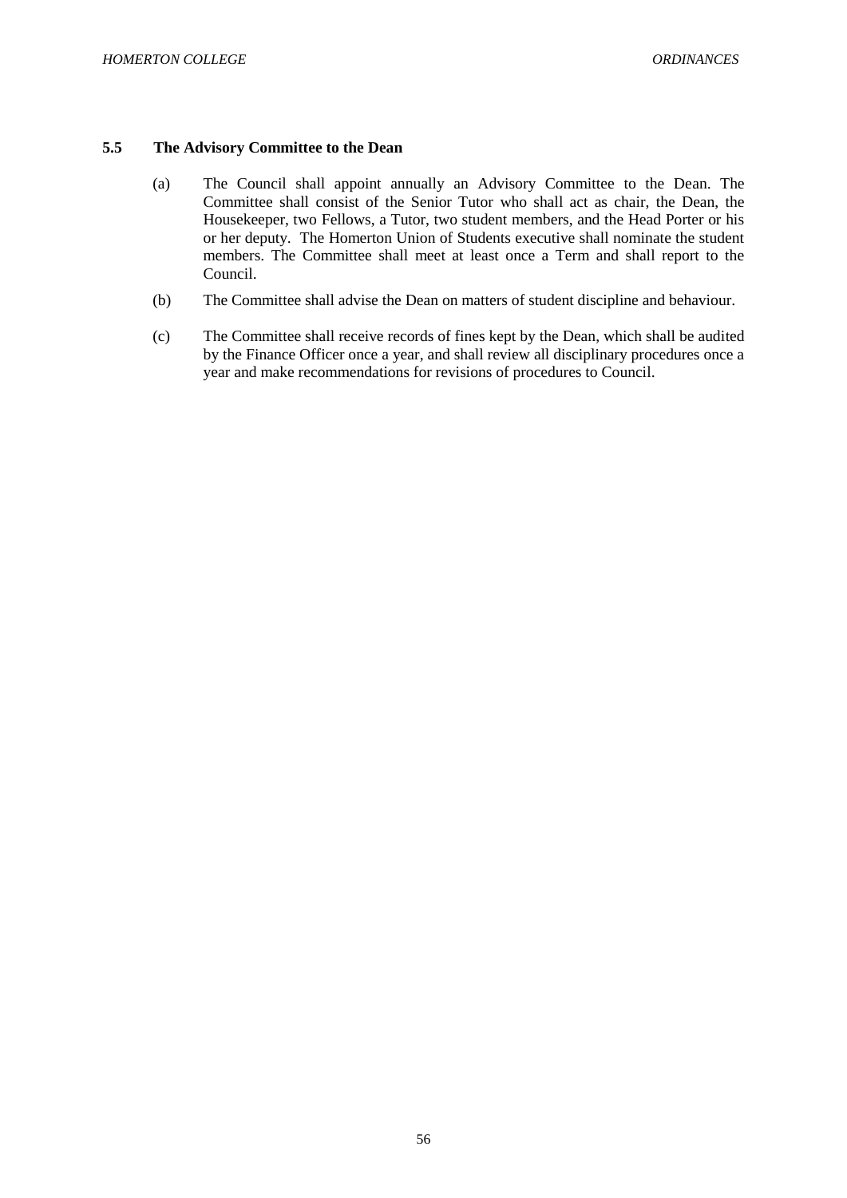### 5.5 The Advisory Committee to the Dean

(a) The Council shall appoint annually an Advisory Committee to the Dean. The Committee shall consist of the Senior Tutor who shall act as chair, the Dean, the Housekeeper, two Fellows, a Tutor, two student members, and the Head Porter or his or her deputy. The Homerton Union of Students executive shall nominate the student members. The Committee shall meet at least once a Term and shall report to the Council.

(b) The Committee shall advise the Dean on matters of student discipline and behaviour.

(c) The Committee shall receive records of fines kept by the Dean, which shall be audited by the Finance Officer once a year, and shall review all disciplinary procedures once a year and make recommendations for revisions of procedures to Council.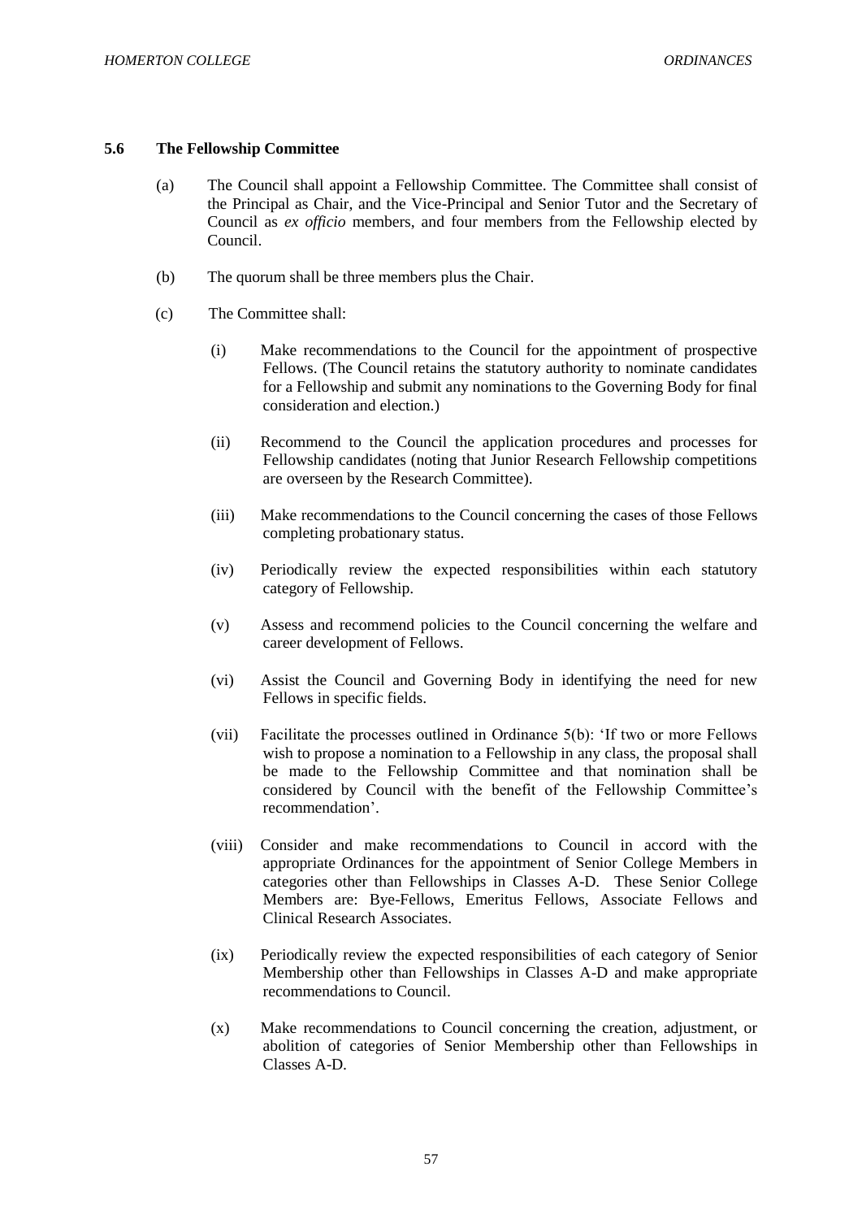### 5.6 The Fellowship Committee

(a) The Council shall appoint a Fellowship Committee. The Committee shall consist of the Principal as Chair, and the Vice-Principal and Senior Tutor and the Secretary of Council as *ex officio* members, and four members from the Fellowship elected by Council.

(b) The quorum shall be three members plus the Chair.

(c) The Committee shall:

(i) Make recommendations to the Council for the appointment of prospective Fellows. (The Council retains the statutory authority to nominate candidates for a Fellowship and submit any nominations to the Governing Body for final consideration and election.)

(ii) Recommend to the Council the application procedures and processes for Fellowship candidates (noting that Junior Research Fellowship competitions are overseen by the Research Committee).

(iii) Make recommendations to the Council concerning the cases of those Fellows completing probationary status.

(iv) Periodically review the expected responsibilities within each statutory category of Fellowship.

(v) Assess and recommend policies to the Council concerning the welfare and career development of Fellows.

(vi) Assist the Council and Governing Body in identifying the need for new Fellows in specific fields.

(vii) Facilitate the processes outlined in Ordinance 5(b): 'If two or more Fellows wish to propose a nomination to a Fellowship in any class, the proposal shall be made to the Fellowship Committee and that nomination shall be considered by Council with the benefit of the Fellowship Committee's recommendation'.

(viii) Consider and make recommendations to Council in accord with the appropriate Ordinances for the appointment of Senior College Members in categories other than Fellowships in Classes A-D. These Senior College Members are: Bye-Fellows, Emeritus Fellows, Associate Fellows and Clinical Research Associates.

(ix) Periodically review the expected responsibilities of each category of Senior Membership other than Fellowships in Classes A-D and make appropriate recommendations to Council.

(x) Make recommendations to Council concerning the creation, adjustment, or abolition of categories of Senior Membership other than Fellowships in Classes A-D.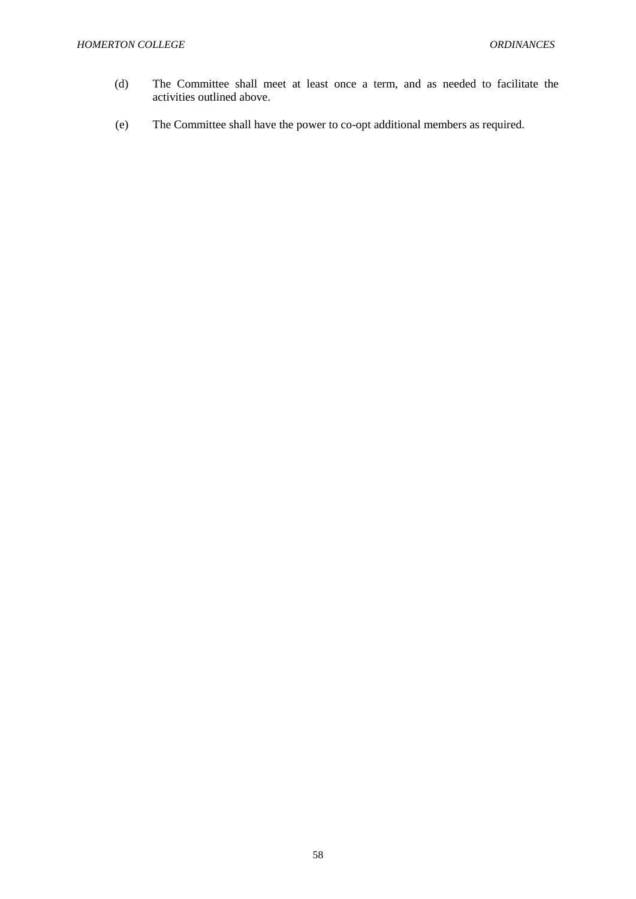(d) The Committee shall meet at least once a term, and as needed to facilitate the activities outlined above.

(e) The Committee shall have the power to co-opt additional members as required.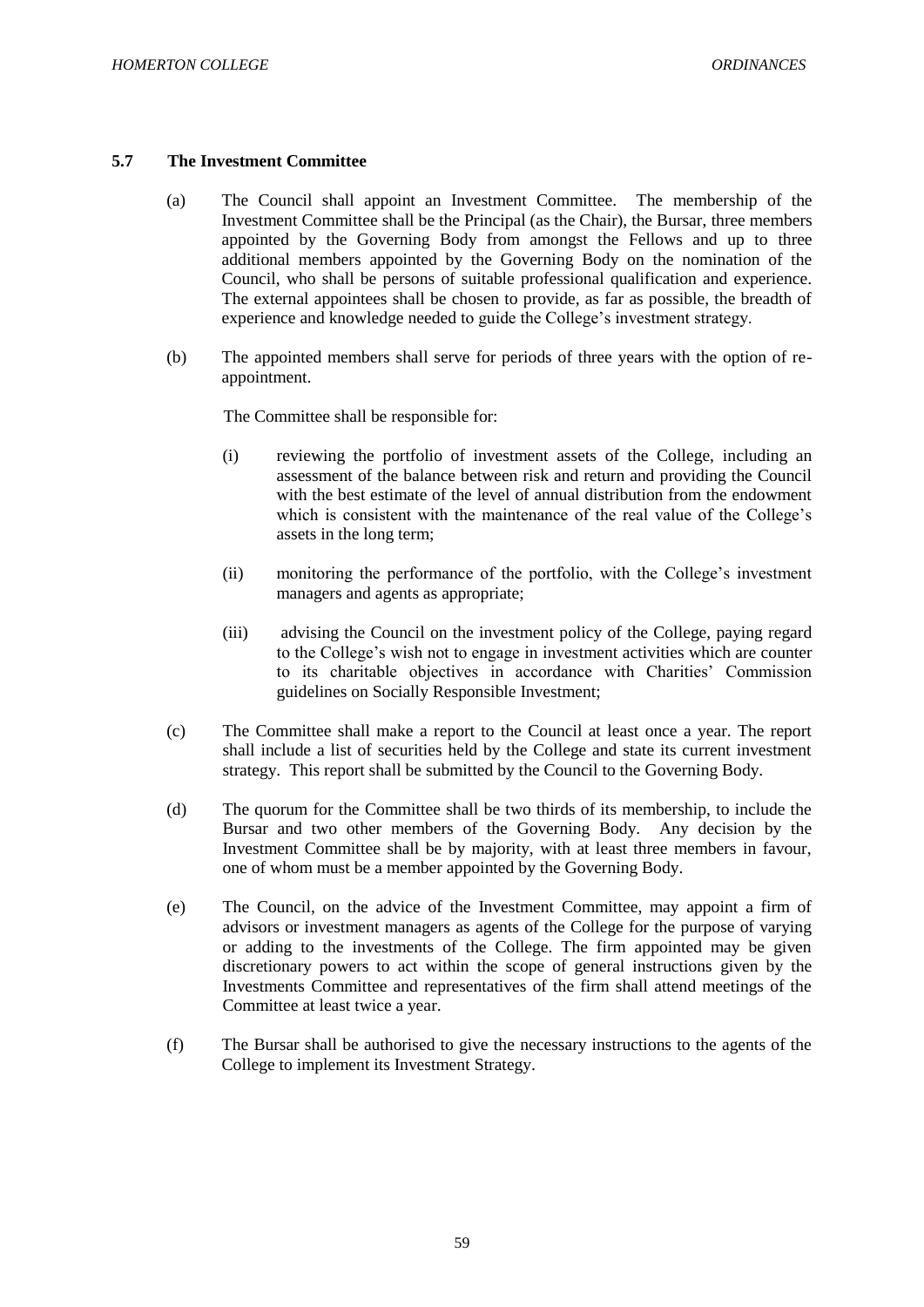### 5.7 The Investment Committee

(a) The Council shall appoint an Investment Committee. The membership of the Investment Committee shall be the Principal (as the Chair), the Bursar, three members appointed by the Governing Body from amongst the Fellows and up to three additional members appointed by the Governing Body on the nomination of the Council, who shall be persons of suitable professional qualification and experience. The external appointees shall be chosen to provide, as far as possible, the breadth of experience and knowledge needed to guide the College's investment strategy.

(b) The appointed members shall serve for periods of three years with the option of re-appointment.

The Committee shall be responsible for:

(i) reviewing the portfolio of investment assets of the College, including an assessment of the balance between risk and return and providing the Council with the best estimate of the level of annual distribution from the endowment which is consistent with the maintenance of the real value of the College's assets in the long term;

(ii) monitoring the performance of the portfolio, with the College's investment managers and agents as appropriate;

(iii) advising the Council on the investment policy of the College, paying regard to the College's wish not to engage in investment activities which are counter to its charitable objectives in accordance with Charities' Commission guidelines on Socially Responsible Investment;

(c) The Committee shall make a report to the Council at least once a year. The report shall include a list of securities held by the College and state its current investment strategy. This report shall be submitted by the Council to the Governing Body.

(d) The quorum for the Committee shall be two thirds of its membership, to include the Bursar and two other members of the Governing Body. Any decision by the Investment Committee shall be by majority, with at least three members in favour, one of whom must be a member appointed by the Governing Body.

(e) The Council, on the advice of the Investment Committee, may appoint a firm of advisors or investment managers as agents of the College for the purpose of varying or adding to the investments of the College. The firm appointed may be given discretionary powers to act within the scope of general instructions given by the Investments Committee and representatives of the firm shall attend meetings of the Committee at least twice a year.

(f) The Bursar shall be authorised to give the necessary instructions to the agents of the College to implement its Investment Strategy.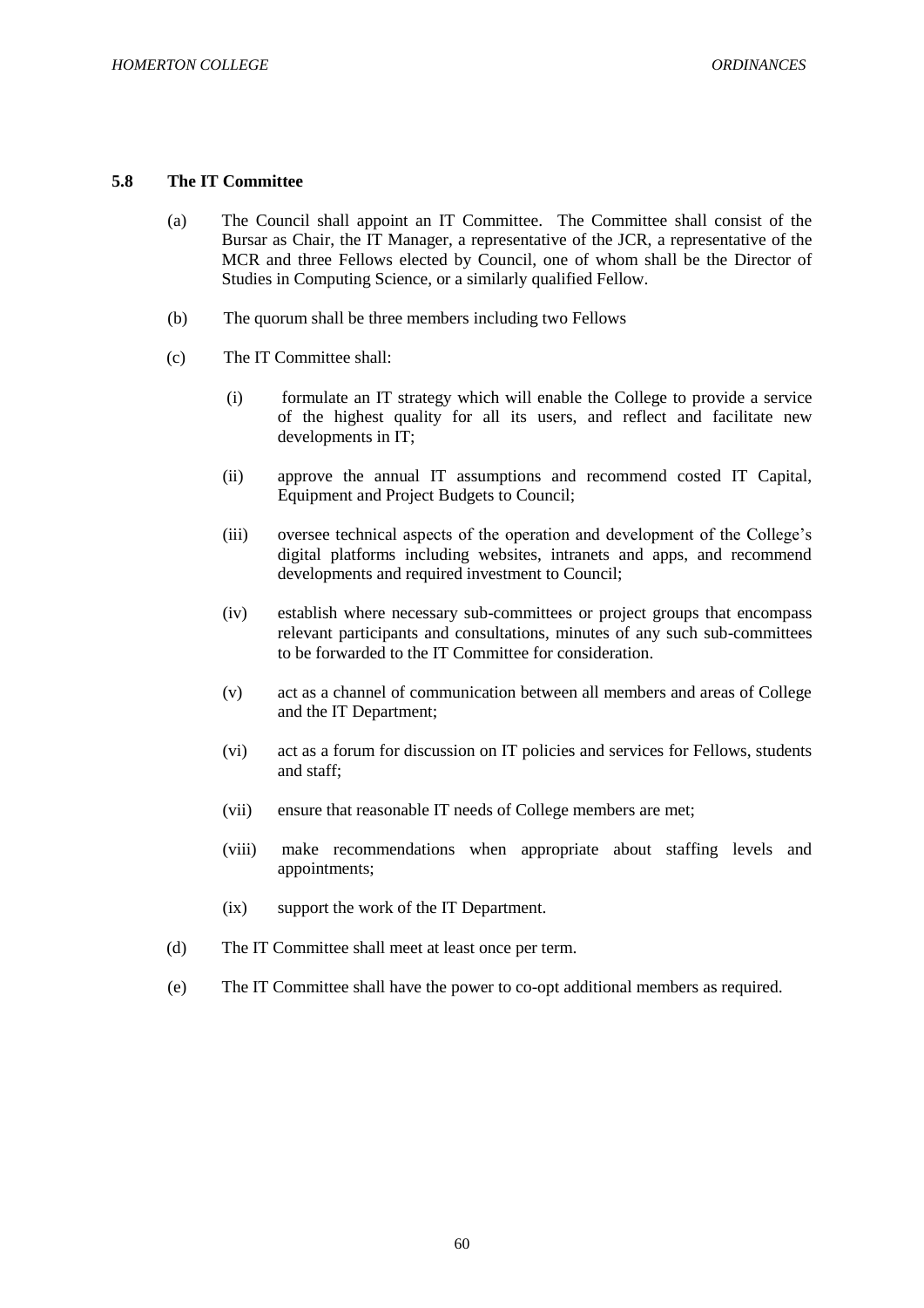### 5.8 The IT Committee

(a) The Council shall appoint an IT Committee. The Committee shall consist of the Bursar as Chair, the IT Manager, a representative of the JCR, a representative of the MCR and three Fellows elected by Council, one of whom shall be the Director of Studies in Computing Science, or a similarly qualified Fellow.

(b) The quorum shall be three members including two Fellows

(c) The IT Committee shall:

(i) formulate an IT strategy which will enable the College to provide a service of the highest quality for all its users, and reflect and facilitate new developments in IT;

(ii) approve the annual IT assumptions and recommend costed IT Capital, Equipment and Project Budgets to Council;

(iii) oversee technical aspects of the operation and development of the College's digital platforms including websites, intranets and apps, and recommend developments and required investment to Council;

(iv) establish where necessary sub-committees or project groups that encompass relevant participants and consultations, minutes of any such sub-committees to be forwarded to the IT Committee for consideration.

(v) act as a channel of communication between all members and areas of College and the IT Department;

(vi) act as a forum for discussion on IT policies and services for Fellows, students and staff;

(vii) ensure that reasonable IT needs of College members are met;

(viii) make recommendations when appropriate about staffing levels and appointments;

(ix) support the work of the IT Department.

(d) The IT Committee shall meet at least once per term.

(e) The IT Committee shall have the power to co-opt additional members as required.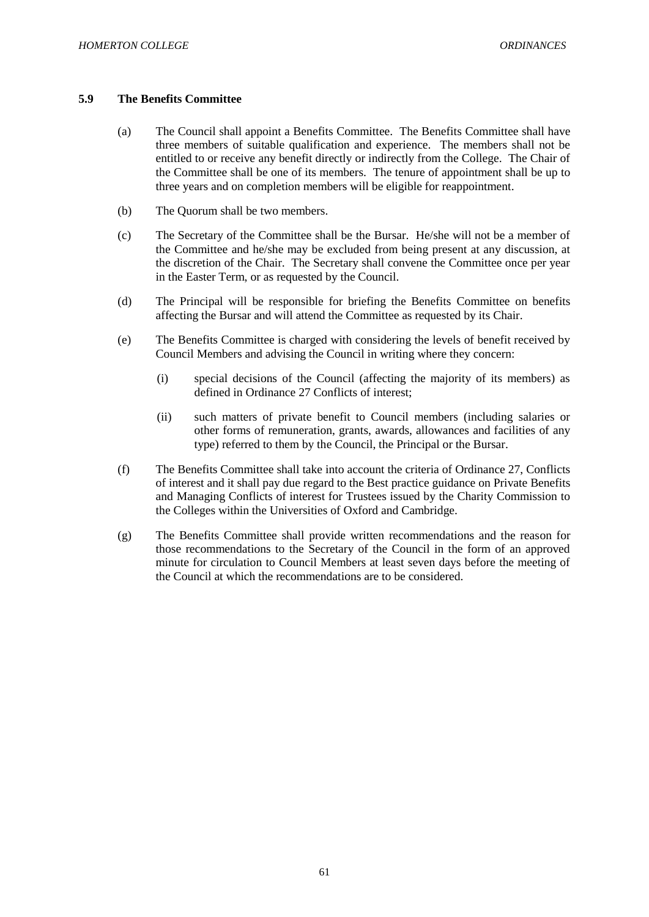### 5.9 The Benefits Committee

(a) The Council shall appoint a Benefits Committee. The Benefits Committee shall have three members of suitable qualification and experience. The members shall not be entitled to or receive any benefit directly or indirectly from the College. The Chair of the Committee shall be one of its members. The tenure of appointment shall be up to three years and on completion members will be eligible for reappointment.

(b) The Quorum shall be two members.

(c) The Secretary of the Committee shall be the Bursar. He/she will not be a member of the Committee and he/she may be excluded from being present at any discussion, at the discretion of the Chair. The Secretary shall convene the Committee once per year in the Easter Term, or as requested by the Council.

(d) The Principal will be responsible for briefing the Benefits Committee on benefits affecting the Bursar and will attend the Committee as requested by its Chair.

(e) The Benefits Committee is charged with considering the levels of benefit received by Council Members and advising the Council in writing where they concern:

    (i) special decisions of the Council (affecting the majority of its members) as defined in Ordinance 27 Conflicts of interest;

    (ii) such matters of private benefit to Council members (including salaries or other forms of remuneration, grants, awards, allowances and facilities of any type) referred to them by the Council, the Principal or the Bursar.

(f) The Benefits Committee shall take into account the criteria of Ordinance 27, Conflicts of interest and it shall pay due regard to the Best practice guidance on Private Benefits and Managing Conflicts of interest for Trustees issued by the Charity Commission to the Colleges within the Universities of Oxford and Cambridge.

(g) The Benefits Committee shall provide written recommendations and the reason for those recommendations to the Secretary of the Council in the form of an approved minute for circulation to Council Members at least seven days before the meeting of the Council at which the recommendations are to be considered.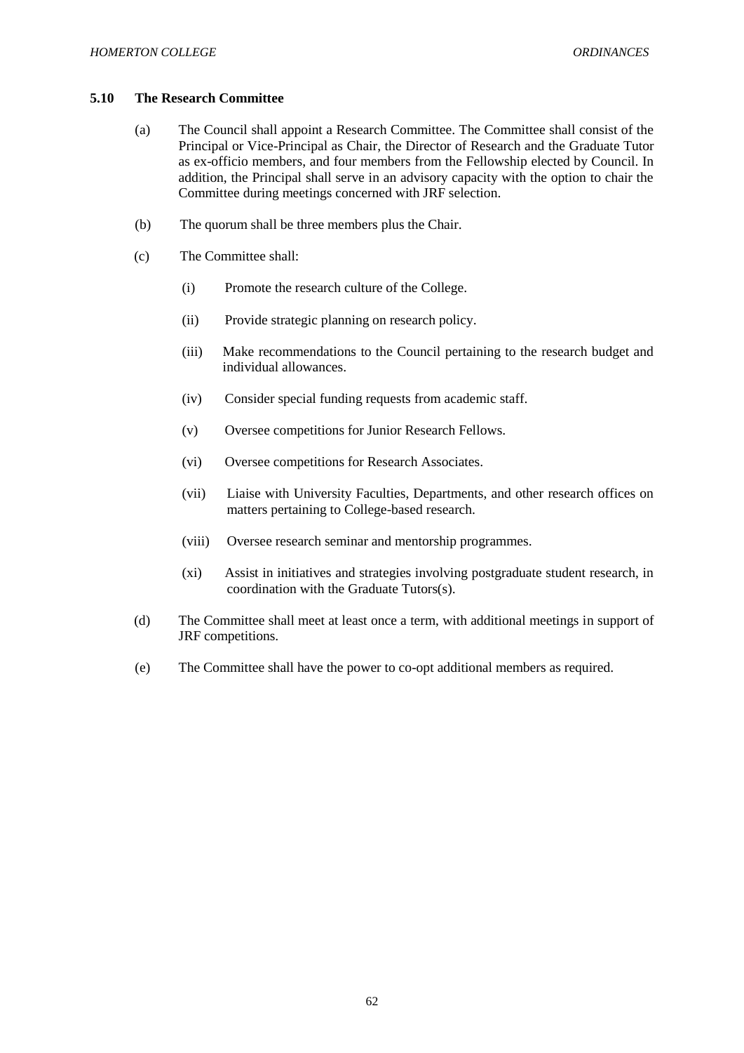## 5.10 The Research Committee

(a) The Council shall appoint a Research Committee. The Committee shall consist of the Principal or Vice-Principal as Chair, the Director of Research and the Graduate Tutor as ex-officio members, and four members from the Fellowship elected by Council. In addition, the Principal shall serve in an advisory capacity with the option to chair the Committee during meetings concerned with JRF selection.

(b) The quorum shall be three members plus the Chair.

(c) The Committee shall:

(i) Promote the research culture of the College.

(ii) Provide strategic planning on research policy.

(iii) Make recommendations to the Council pertaining to the research budget and individual allowances.

(iv) Consider special funding requests from academic staff.

(v) Oversee competitions for Junior Research Fellows.

(vi) Oversee competitions for Research Associates.

(vii) Liaise with University Faculties, Departments, and other research offices on matters pertaining to College-based research.

(viii) Oversee research seminar and mentorship programmes.

(xi) Assist in initiatives and strategies involving postgraduate student research, in coordination with the Graduate Tutors(s).

(d) The Committee shall meet at least once a term, with additional meetings in support of JRF competitions.

(e) The Committee shall have the power to co-opt additional members as required.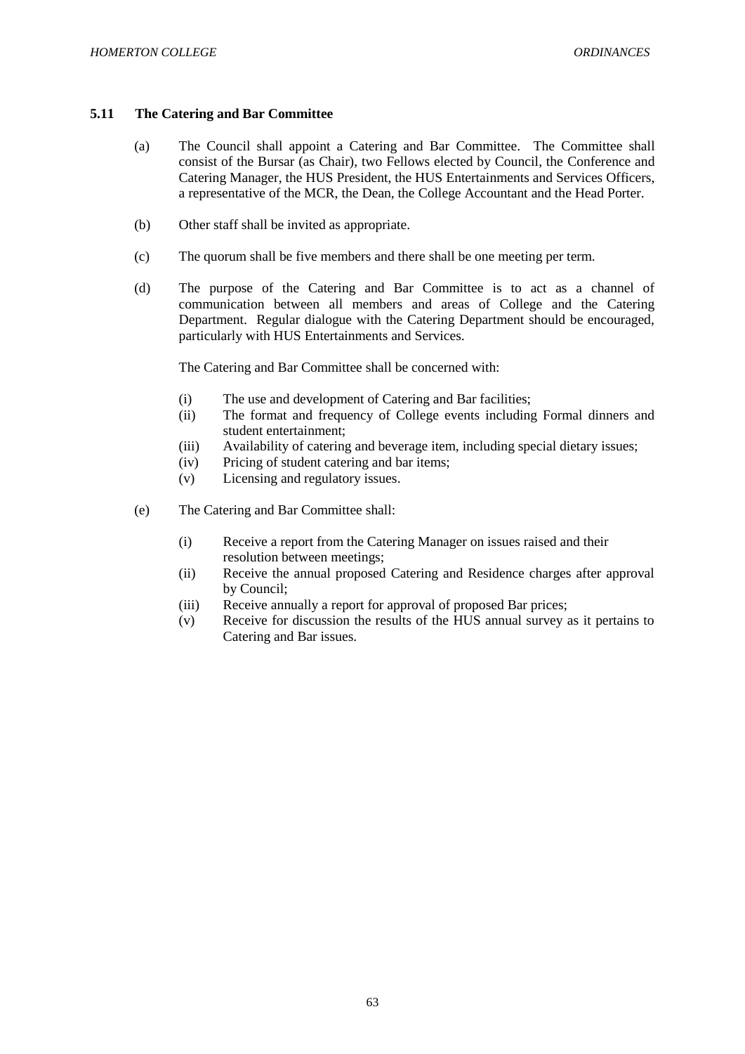### 5.11 The Catering and Bar Committee

(a) The Council shall appoint a Catering and Bar Committee. The Committee shall consist of the Bursar (as Chair), two Fellows elected by Council, the Conference and Catering Manager, the HUS President, the HUS Entertainments and Services Officers, a representative of the MCR, the Dean, the College Accountant and the Head Porter.

(b) Other staff shall be invited as appropriate.

(c) The quorum shall be five members and there shall be one meeting per term.

(d) The purpose of the Catering and Bar Committee is to act as a channel of communication between all members and areas of College and the Catering Department. Regular dialogue with the Catering Department should be encouraged, particularly with HUS Entertainments and Services.

The Catering and Bar Committee shall be concerned with:

(i) The use and development of Catering and Bar facilities;
(ii) The format and frequency of College events including Formal dinners and student entertainment;
(iii) Availability of catering and beverage item, including special dietary issues;
(iv) Pricing of student catering and bar items;
(v) Licensing and regulatory issues.

(e) The Catering and Bar Committee shall:

(i) Receive a report from the Catering Manager on issues raised and their resolution between meetings;
(ii) Receive the annual proposed Catering and Residence charges after approval by Council;
(iii) Receive annually a report for approval of proposed Bar prices;
(v) Receive for discussion the results of the HUS annual survey as it pertains to Catering and Bar issues.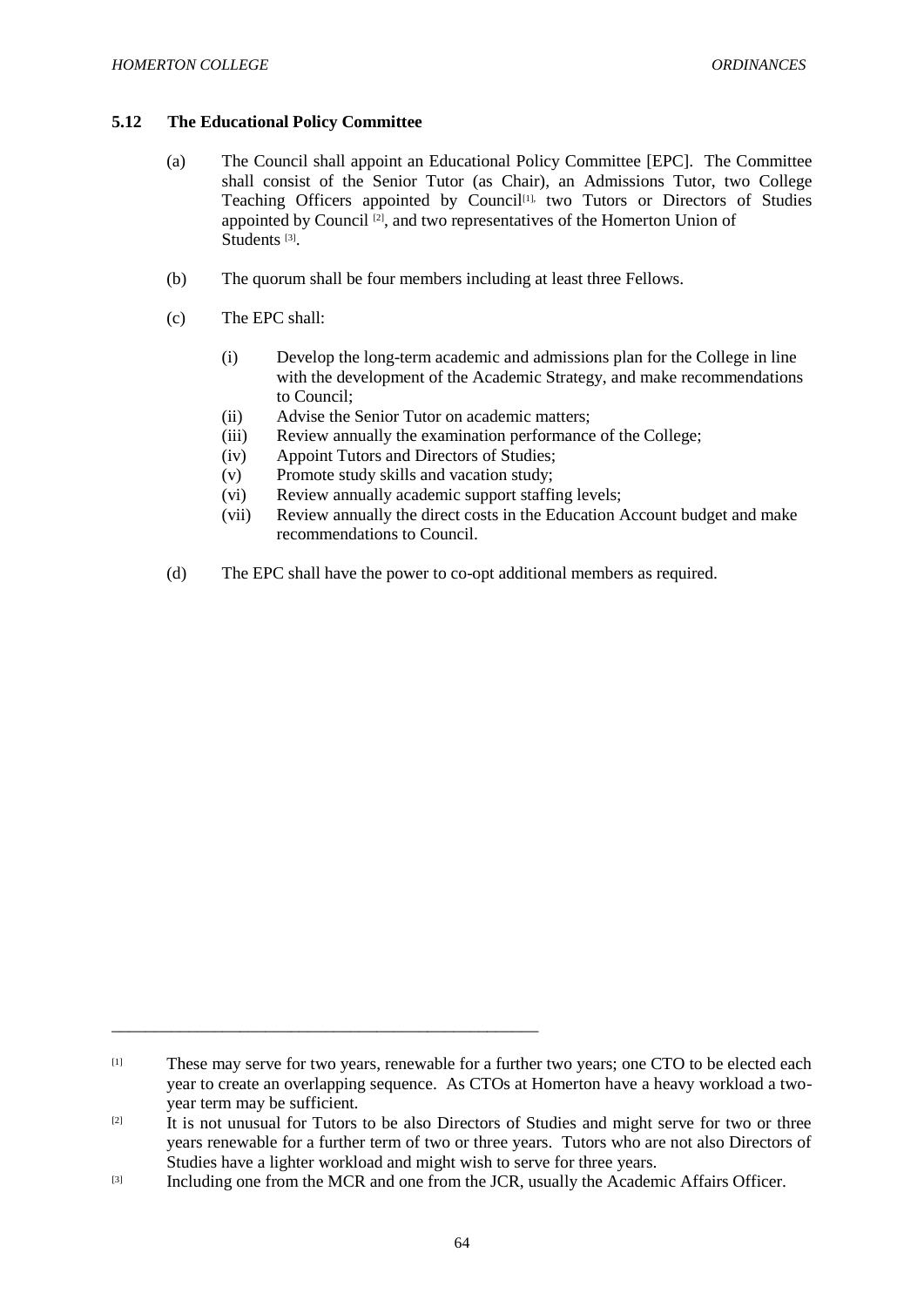### 5.12 The Educational Policy Committee

(a) The Council shall appoint an Educational Policy Committee [EPC]. The Committee shall consist of the Senior Tutor (as Chair), an Admissions Tutor, two College Teaching Officers appointed by Council[1], two Tutors or Directors of Studies appointed by Council [2], and two representatives of the Homerton Union of Students [3].

(b) The quorum shall be four members including at least three Fellows.

(c) The EPC shall:

(i) Develop the long-term academic and admissions plan for the College in line with the development of the Academic Strategy, and make recommendations to Council;
(ii) Advise the Senior Tutor on academic matters;
(iii) Review annually the examination performance of the College;
(iv) Appoint Tutors and Directors of Studies;
(v) Promote study skills and vacation study;
(vi) Review annually academic support staffing levels;
(vii) Review annually the direct costs in the Education Account budget and make recommendations to Council.

(d) The EPC shall have the power to co-opt additional members as required.

---

[1] These may serve for two years, renewable for a further two years; one CTO to be elected each year to create an overlapping sequence. As CTOs at Homerton have a heavy workload a two-year term may be sufficient.

[2] It is not unusual for Tutors to be also Directors of Studies and might serve for two or three years renewable for a further term of two or three years. Tutors who are not also Directors of Studies have a lighter workload and might wish to serve for three years.

[3] Including one from the MCR and one from the JCR, usually the Academic Affairs Officer.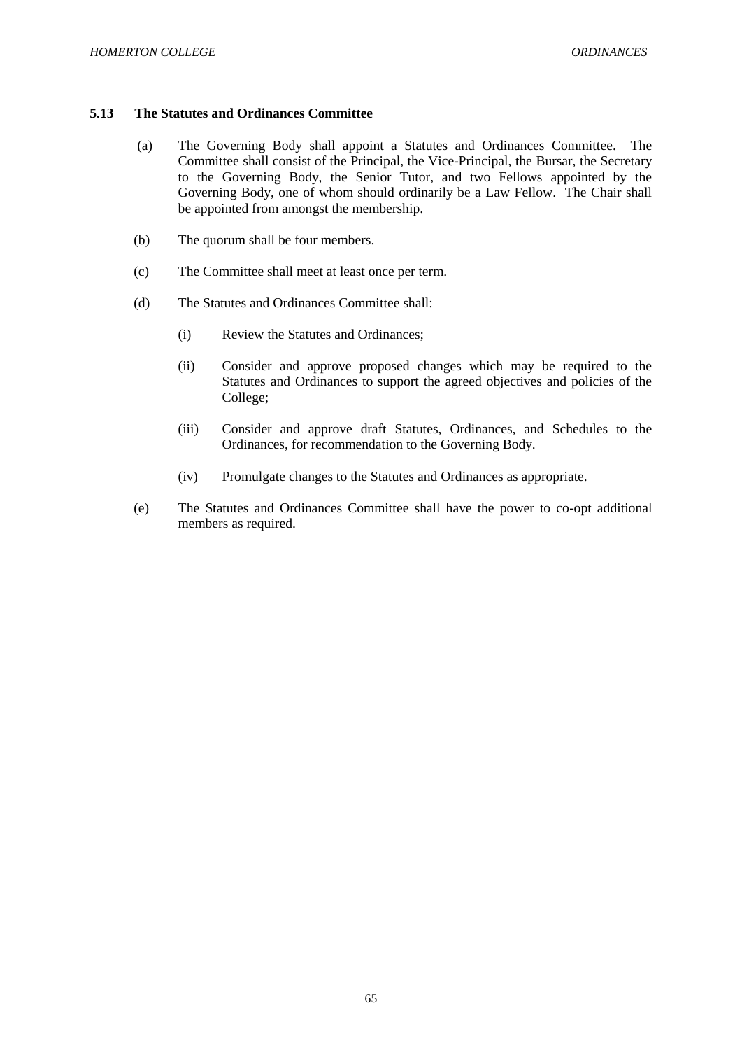### 5.13 The Statutes and Ordinances Committee

(a) The Governing Body shall appoint a Statutes and Ordinances Committee. The Committee shall consist of the Principal, the Vice-Principal, the Bursar, the Secretary to the Governing Body, the Senior Tutor, and two Fellows appointed by the Governing Body, one of whom should ordinarily be a Law Fellow. The Chair shall be appointed from amongst the membership.

(b) The quorum shall be four members.

(c) The Committee shall meet at least once per term.

(d) The Statutes and Ordinances Committee shall:

(i) Review the Statutes and Ordinances;

(ii) Consider and approve proposed changes which may be required to the Statutes and Ordinances to support the agreed objectives and policies of the College;

(iii) Consider and approve draft Statutes, Ordinances, and Schedules to the Ordinances, for recommendation to the Governing Body.

(iv) Promulgate changes to the Statutes and Ordinances as appropriate.

(e) The Statutes and Ordinances Committee shall have the power to co-opt additional members as required.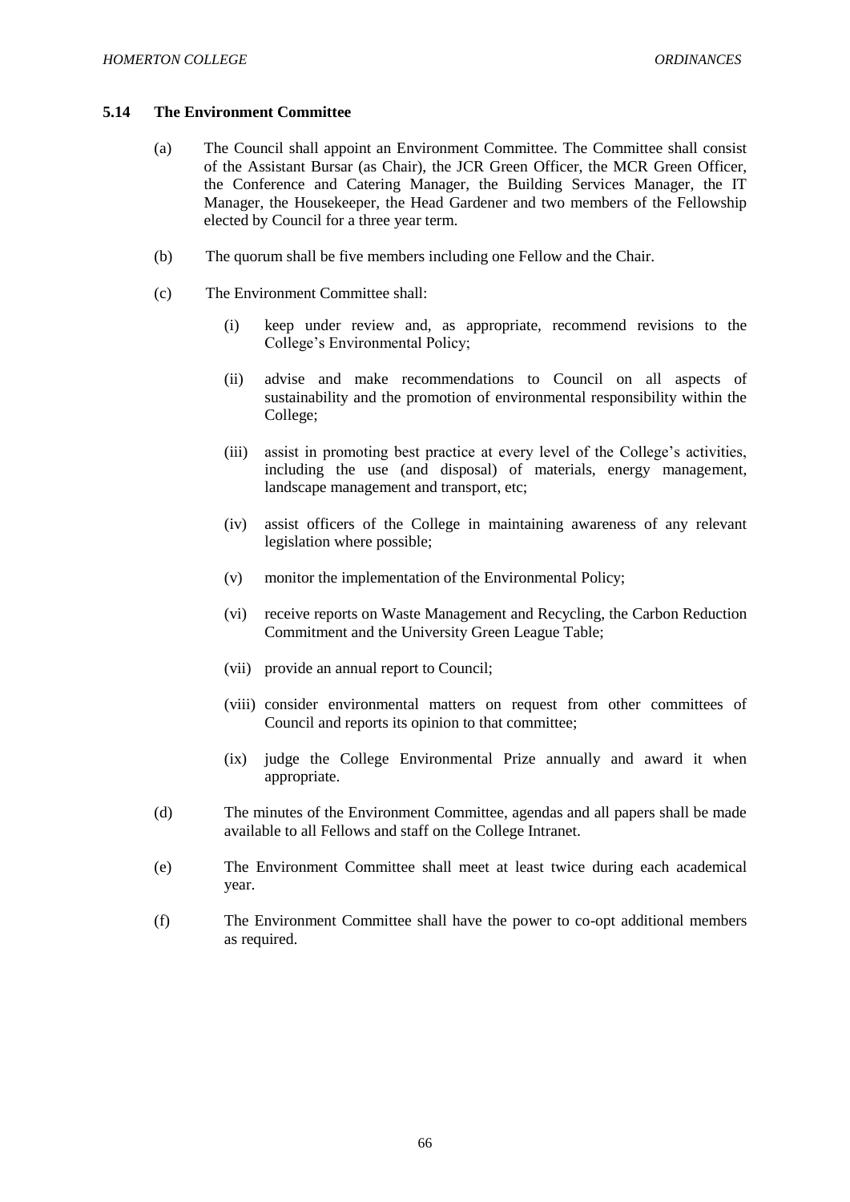### 5.14 The Environment Committee

(a) The Council shall appoint an Environment Committee. The Committee shall consist of the Assistant Bursar (as Chair), the JCR Green Officer, the MCR Green Officer, the Conference and Catering Manager, the Building Services Manager, the IT Manager, the Housekeeper, the Head Gardener and two members of the Fellowship elected by Council for a three year term.

(b) The quorum shall be five members including one Fellow and the Chair.

(c) The Environment Committee shall:

(i) keep under review and, as appropriate, recommend revisions to the College's Environmental Policy;

(ii) advise and make recommendations to Council on all aspects of sustainability and the promotion of environmental responsibility within the College;

(iii) assist in promoting best practice at every level of the College's activities, including the use (and disposal) of materials, energy management, landscape management and transport, etc;

(iv) assist officers of the College in maintaining awareness of any relevant legislation where possible;

(v) monitor the implementation of the Environmental Policy;

(vi) receive reports on Waste Management and Recycling, the Carbon Reduction Commitment and the University Green League Table;

(vii) provide an annual report to Council;

(viii) consider environmental matters on request from other committees of Council and reports its opinion to that committee;

(ix) judge the College Environmental Prize annually and award it when appropriate.

(d) The minutes of the Environment Committee, agendas and all papers shall be made available to all Fellows and staff on the College Intranet.

(e) The Environment Committee shall meet at least twice during each academical year.

(f) The Environment Committee shall have the power to co-opt additional members as required.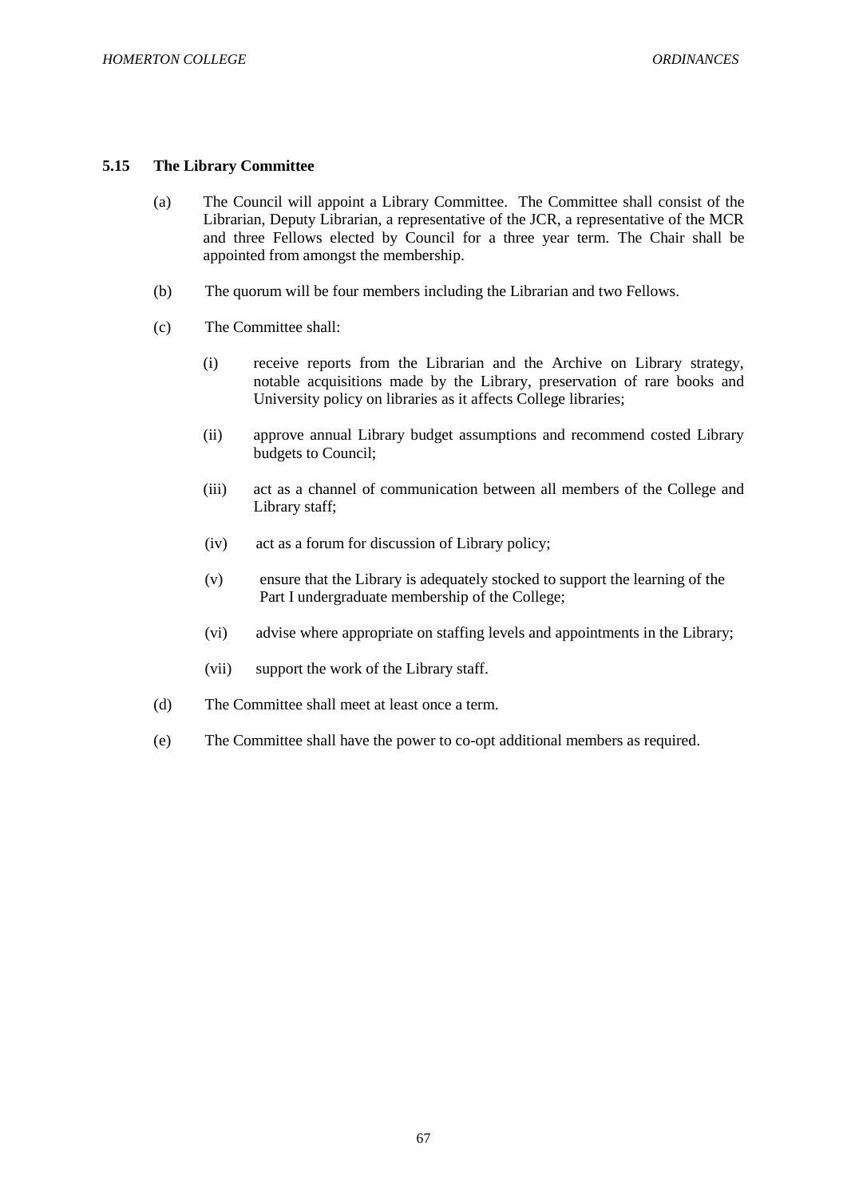### 5.15 The Library Committee

(a) The Council will appoint a Library Committee. The Committee shall consist of the Librarian, Deputy Librarian, a representative of the JCR, a representative of the MCR and three Fellows elected by Council for a three year term. The Chair shall be appointed from amongst the membership.

(b) The quorum will be four members including the Librarian and two Fellows.

(c) The Committee shall:

(i) receive reports from the Librarian and the Archive on Library strategy, notable acquisitions made by the Library, preservation of rare books and University policy on libraries as it affects College libraries;

(ii) approve annual Library budget assumptions and recommend costed Library budgets to Council;

(iii) act as a channel of communication between all members of the College and Library staff;

(iv) act as a forum for discussion of Library policy;

(v) ensure that the Library is adequately stocked to support the learning of the Part I undergraduate membership of the College;

(vi) advise where appropriate on staffing levels and appointments in the Library;

(vii) support the work of the Library staff.

(d) The Committee shall meet at least once a term.

(e) The Committee shall have the power to co-opt additional members as required.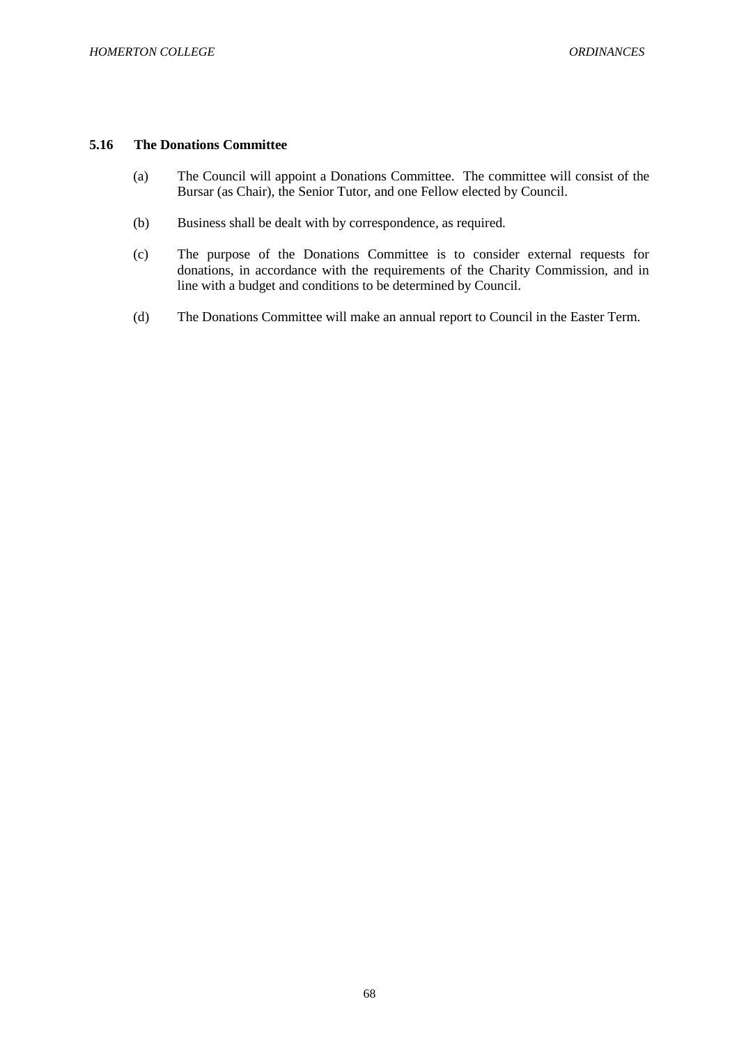### 5.16 The Donations Committee

(a) The Council will appoint a Donations Committee. The committee will consist of the Bursar (as Chair), the Senior Tutor, and one Fellow elected by Council.

(b) Business shall be dealt with by correspondence, as required.

(c) The purpose of the Donations Committee is to consider external requests for donations, in accordance with the requirements of the Charity Commission, and in line with a budget and conditions to be determined by Council.

(d) The Donations Committee will make an annual report to Council in the Easter Term.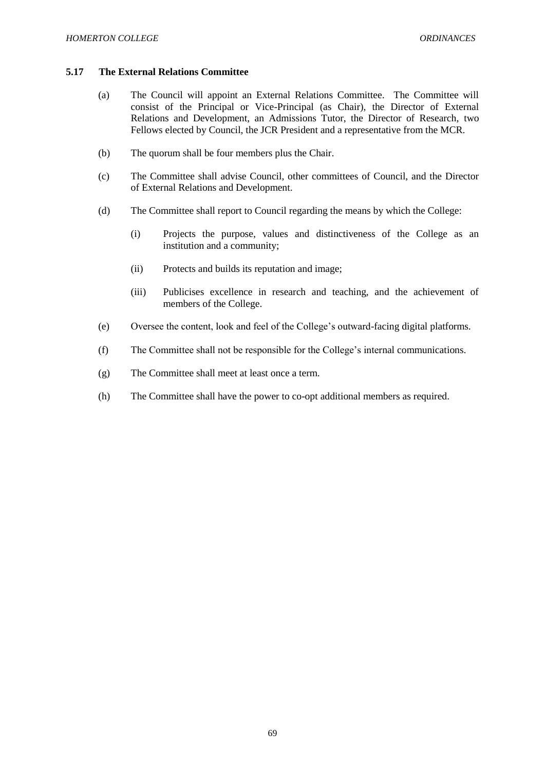### 5.17 The External Relations Committee

(a) The Council will appoint an External Relations Committee. The Committee will consist of the Principal or Vice-Principal (as Chair), the Director of External Relations and Development, an Admissions Tutor, the Director of Research, two Fellows elected by Council, the JCR President and a representative from the MCR.

(b) The quorum shall be four members plus the Chair.

(c) The Committee shall advise Council, other committees of Council, and the Director of External Relations and Development.

(d) The Committee shall report to Council regarding the means by which the College:

   (i) Projects the purpose, values and distinctiveness of the College as an institution and a community;

   (ii) Protects and builds its reputation and image;

   (iii) Publicises excellence in research and teaching, and the achievement of members of the College.

(e) Oversee the content, look and feel of the College's outward-facing digital platforms.

(f) The Committee shall not be responsible for the College's internal communications.

(g) The Committee shall meet at least once a term.

(h) The Committee shall have the power to co-opt additional members as required.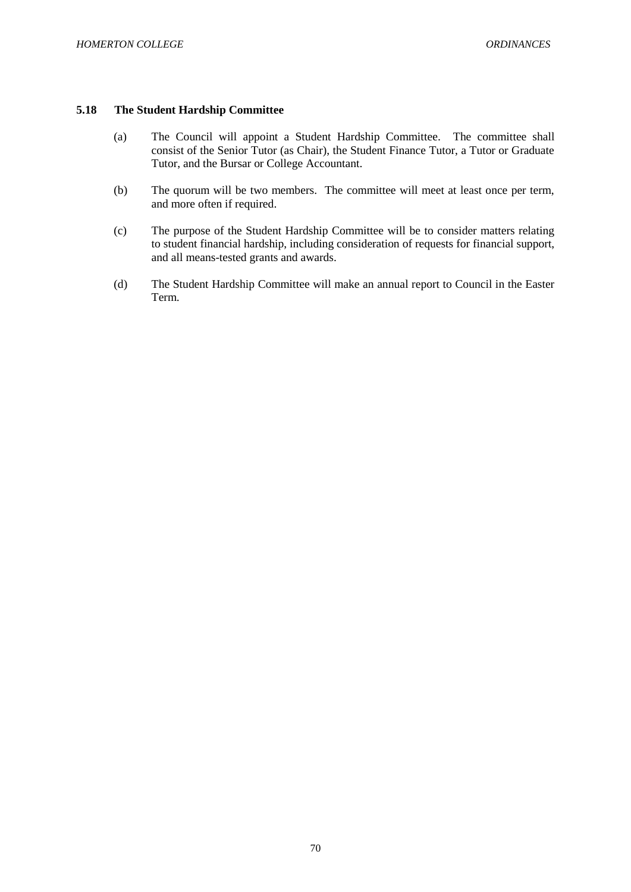### 5.18 The Student Hardship Committee

(a) The Council will appoint a Student Hardship Committee. The committee shall consist of the Senior Tutor (as Chair), the Student Finance Tutor, a Tutor or Graduate Tutor, and the Bursar or College Accountant.

(b) The quorum will be two members. The committee will meet at least once per term, and more often if required.

(c) The purpose of the Student Hardship Committee will be to consider matters relating to student financial hardship, including consideration of requests for financial support, and all means-tested grants and awards.

(d) The Student Hardship Committee will make an annual report to Council in the Easter Term.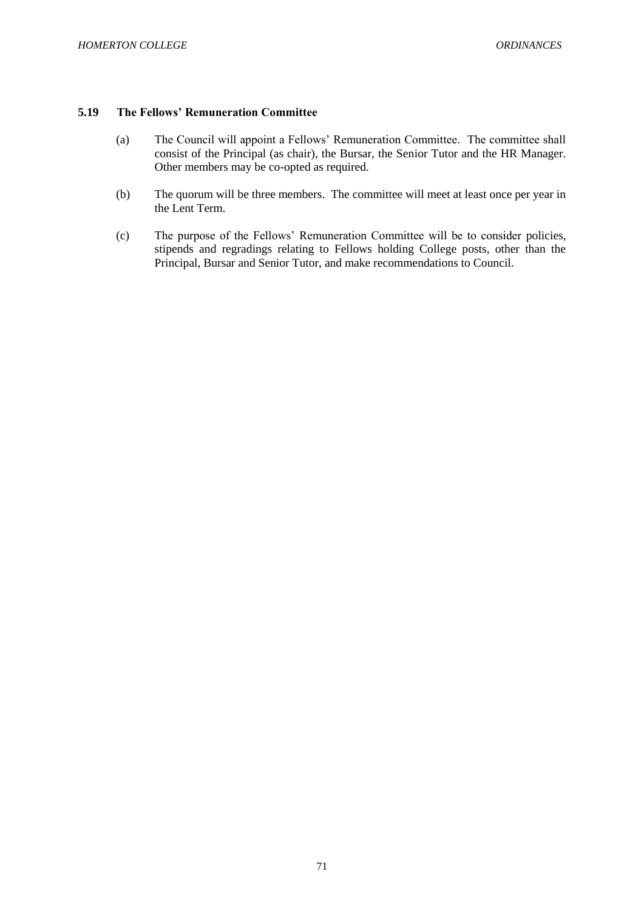### 5.19 The Fellows' Remuneration Committee

(a) The Council will appoint a Fellows' Remuneration Committee. The committee shall consist of the Principal (as chair), the Bursar, the Senior Tutor and the HR Manager. Other members may be co-opted as required.

(b) The quorum will be three members. The committee will meet at least once per year in the Lent Term.

(c) The purpose of the Fellows' Remuneration Committee will be to consider policies, stipends and regradings relating to Fellows holding College posts, other than the Principal, Bursar and Senior Tutor, and make recommendations to Council.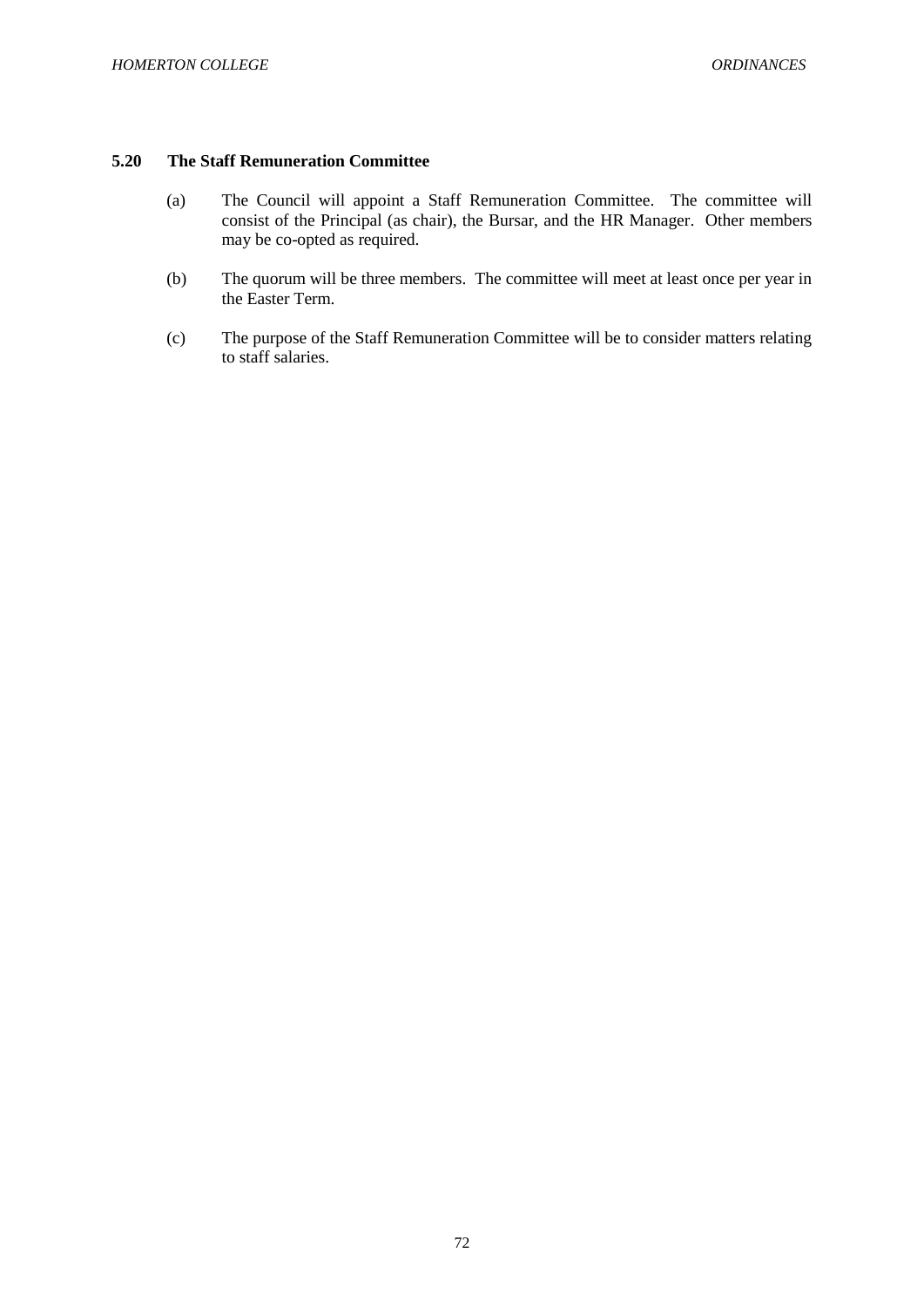### 5.20 The Staff Remuneration Committee

(a) The Council will appoint a Staff Remuneration Committee. The committee will consist of the Principal (as chair), the Bursar, and the HR Manager. Other members may be co-opted as required.

(b) The quorum will be three members. The committee will meet at least once per year in the Easter Term.

(c) The purpose of the Staff Remuneration Committee will be to consider matters relating to staff salaries.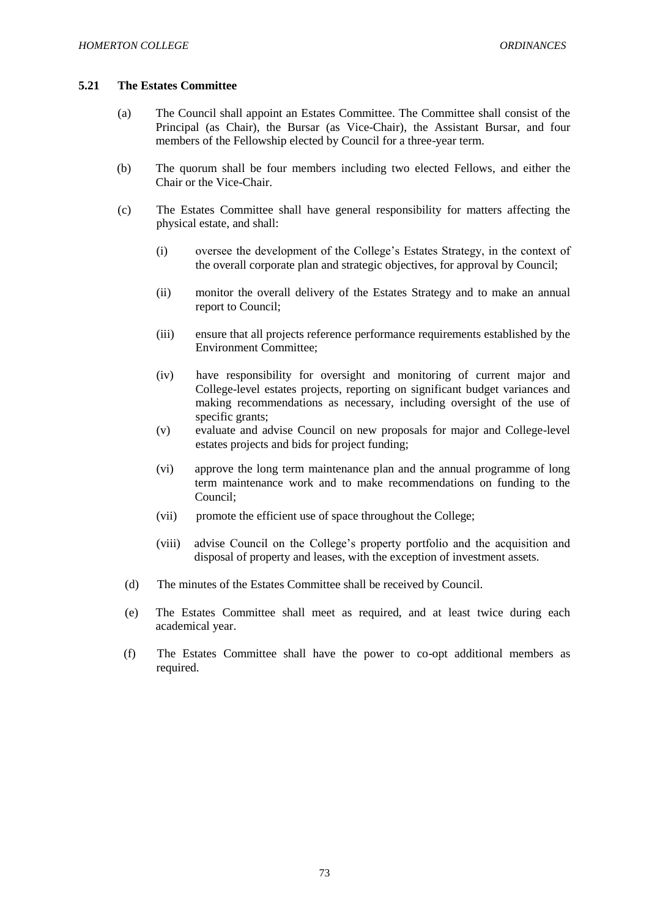### 5.21 The Estates Committee

(a) The Council shall appoint an Estates Committee. The Committee shall consist of the Principal (as Chair), the Bursar (as Vice-Chair), the Assistant Bursar, and four members of the Fellowship elected by Council for a three-year term.

(b) The quorum shall be four members including two elected Fellows, and either the Chair or the Vice-Chair.

(c) The Estates Committee shall have general responsibility for matters affecting the physical estate, and shall:

(i) oversee the development of the College's Estates Strategy, in the context of the overall corporate plan and strategic objectives, for approval by Council;

(ii) monitor the overall delivery of the Estates Strategy and to make an annual report to Council;

(iii) ensure that all projects reference performance requirements established by the Environment Committee;

(iv) have responsibility for oversight and monitoring of current major and College-level estates projects, reporting on significant budget variances and making recommendations as necessary, including oversight of the use of specific grants;

(v) evaluate and advise Council on new proposals for major and College-level estates projects and bids for project funding;

(vi) approve the long term maintenance plan and the annual programme of long term maintenance work and to make recommendations on funding to the Council;

(vii) promote the efficient use of space throughout the College;

(viii) advise Council on the College's property portfolio and the acquisition and disposal of property and leases, with the exception of investment assets.

(d) The minutes of the Estates Committee shall be received by Council.

(e) The Estates Committee shall meet as required, and at least twice during each academical year.

(f) The Estates Committee shall have the power to co-opt additional members as required.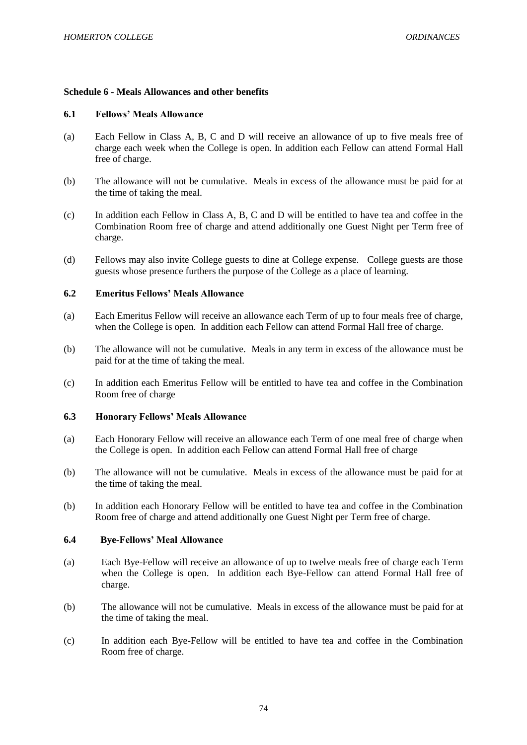## Schedule 6 - Meals Allowances and other benefits

### 6.1 Fellows' Meals Allowance

(a) Each Fellow in Class A, B, C and D will receive an allowance of up to five meals free of charge each week when the College is open. In addition each Fellow can attend Formal Hall free of charge.

(b) The allowance will not be cumulative. Meals in excess of the allowance must be paid for at the time of taking the meal.

(c) In addition each Fellow in Class A, B, C and D will be entitled to have tea and coffee in the Combination Room free of charge and attend additionally one Guest Night per Term free of charge.

(d) Fellows may also invite College guests to dine at College expense. College guests are those guests whose presence furthers the purpose of the College as a place of learning.

### 6.2 Emeritus Fellows' Meals Allowance

(a) Each Emeritus Fellow will receive an allowance each Term of up to four meals free of charge, when the College is open. In addition each Fellow can attend Formal Hall free of charge.

(b) The allowance will not be cumulative. Meals in any term in excess of the allowance must be paid for at the time of taking the meal.

(c) In addition each Emeritus Fellow will be entitled to have tea and coffee in the Combination Room free of charge

### 6.3 Honorary Fellows' Meals Allowance

(a) Each Honorary Fellow will receive an allowance each Term of one meal free of charge when the College is open. In addition each Fellow can attend Formal Hall free of charge

(b) The allowance will not be cumulative. Meals in excess of the allowance must be paid for at the time of taking the meal.

(b) In addition each Honorary Fellow will be entitled to have tea and coffee in the Combination Room free of charge and attend additionally one Guest Night per Term free of charge.

### 6.4 Bye-Fellows' Meal Allowance

(a) Each Bye-Fellow will receive an allowance of up to twelve meals free of charge each Term when the College is open. In addition each Bye-Fellow can attend Formal Hall free of charge.

(b) The allowance will not be cumulative. Meals in excess of the allowance must be paid for at the time of taking the meal.

(c) In addition each Bye-Fellow will be entitled to have tea and coffee in the Combination Room free of charge.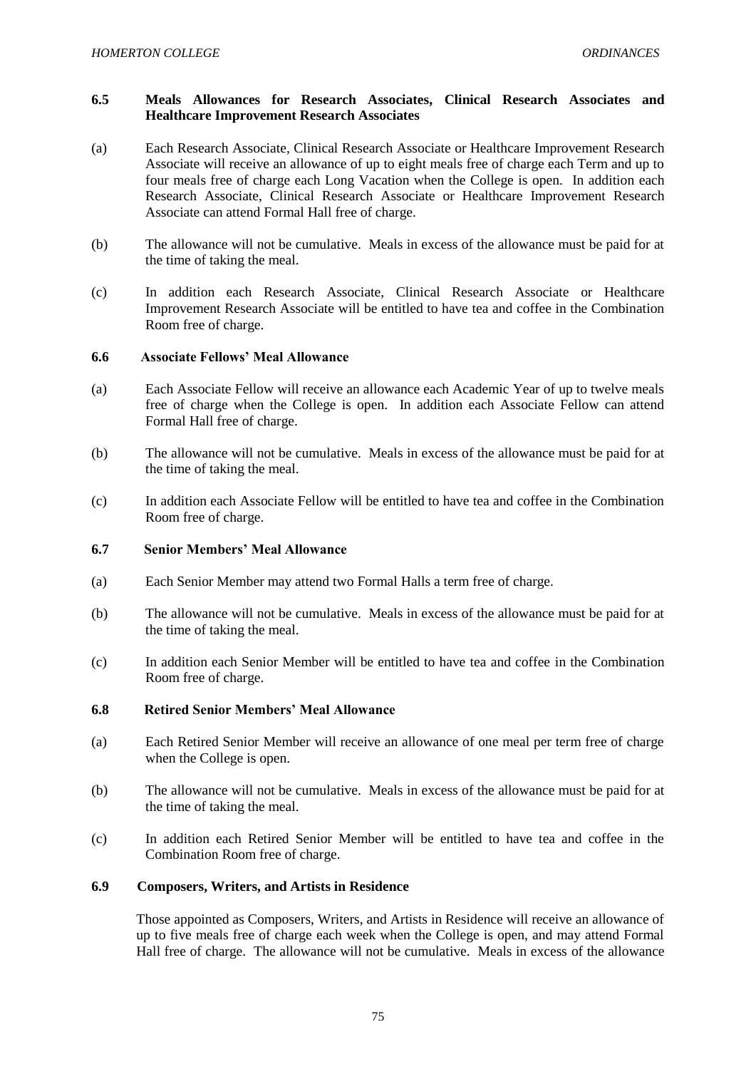### 6.5 Meals Allowances for Research Associates, Clinical Research Associates and Healthcare Improvement Research Associates

(a) Each Research Associate, Clinical Research Associate or Healthcare Improvement Research Associate will receive an allowance of up to eight meals free of charge each Term and up to four meals free of charge each Long Vacation when the College is open. In addition each Research Associate, Clinical Research Associate or Healthcare Improvement Research Associate can attend Formal Hall free of charge.

(b) The allowance will not be cumulative. Meals in excess of the allowance must be paid for at the time of taking the meal.

(c) In addition each Research Associate, Clinical Research Associate or Healthcare Improvement Research Associate will be entitled to have tea and coffee in the Combination Room free of charge.

### 6.6 Associate Fellows' Meal Allowance

(a) Each Associate Fellow will receive an allowance each Academic Year of up to twelve meals free of charge when the College is open. In addition each Associate Fellow can attend Formal Hall free of charge.

(b) The allowance will not be cumulative. Meals in excess of the allowance must be paid for at the time of taking the meal.

(c) In addition each Associate Fellow will be entitled to have tea and coffee in the Combination Room free of charge.

### 6.7 Senior Members' Meal Allowance

(a) Each Senior Member may attend two Formal Halls a term free of charge.

(b) The allowance will not be cumulative. Meals in excess of the allowance must be paid for at the time of taking the meal.

(c) In addition each Senior Member will be entitled to have tea and coffee in the Combination Room free of charge.

### 6.8 Retired Senior Members' Meal Allowance

(a) Each Retired Senior Member will receive an allowance of one meal per term free of charge when the College is open.

(b) The allowance will not be cumulative. Meals in excess of the allowance must be paid for at the time of taking the meal.

(c) In addition each Retired Senior Member will be entitled to have tea and coffee in the Combination Room free of charge.

### 6.9 Composers, Writers, and Artists in Residence

Those appointed as Composers, Writers, and Artists in Residence will receive an allowance of up to five meals free of charge each week when the College is open, and may attend Formal Hall free of charge. The allowance will not be cumulative. Meals in excess of the allowance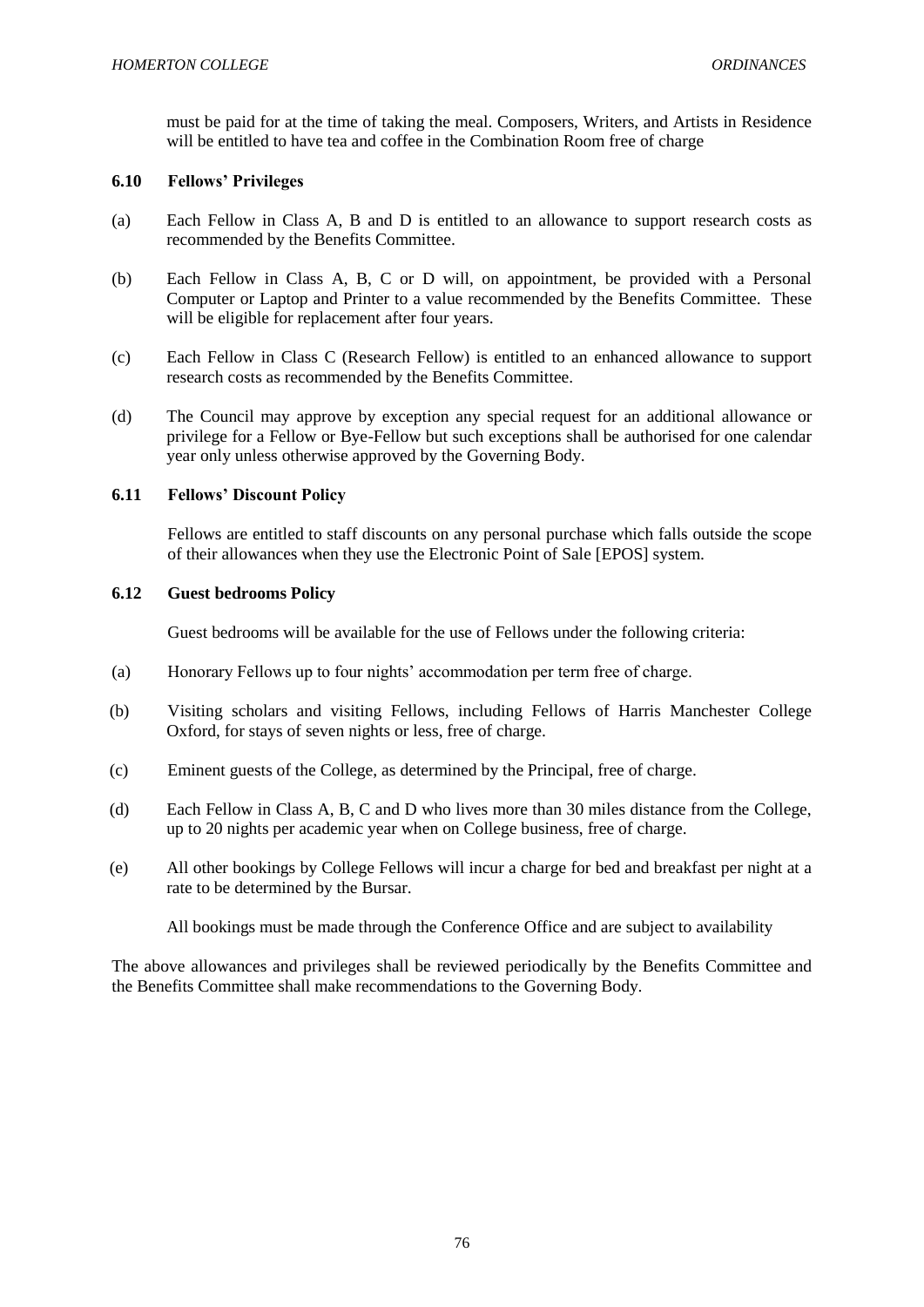must be paid for at the time of taking the meal. Composers, Writers, and Artists in Residence will be entitled to have tea and coffee in the Combination Room free of charge

### 6.10 Fellows' Privileges

(a) Each Fellow in Class A, B and D is entitled to an allowance to support research costs as recommended by the Benefits Committee.

(b) Each Fellow in Class A, B, C or D will, on appointment, be provided with a Personal Computer or Laptop and Printer to a value recommended by the Benefits Committee. These will be eligible for replacement after four years.

(c) Each Fellow in Class C (Research Fellow) is entitled to an enhanced allowance to support research costs as recommended by the Benefits Committee.

(d) The Council may approve by exception any special request for an additional allowance or privilege for a Fellow or Bye-Fellow but such exceptions shall be authorised for one calendar year only unless otherwise approved by the Governing Body.

### 6.11 Fellows' Discount Policy

Fellows are entitled to staff discounts on any personal purchase which falls outside the scope of their allowances when they use the Electronic Point of Sale [EPOS] system.

### 6.12 Guest bedrooms Policy

Guest bedrooms will be available for the use of Fellows under the following criteria:

(a) Honorary Fellows up to four nights' accommodation per term free of charge.

(b) Visiting scholars and visiting Fellows, including Fellows of Harris Manchester College Oxford, for stays of seven nights or less, free of charge.

(c) Eminent guests of the College, as determined by the Principal, free of charge.

(d) Each Fellow in Class A, B, C and D who lives more than 30 miles distance from the College, up to 20 nights per academic year when on College business, free of charge.

(e) All other bookings by College Fellows will incur a charge for bed and breakfast per night at a rate to be determined by the Bursar.

All bookings must be made through the Conference Office and are subject to availability

The above allowances and privileges shall be reviewed periodically by the Benefits Committee and the Benefits Committee shall make recommendations to the Governing Body.